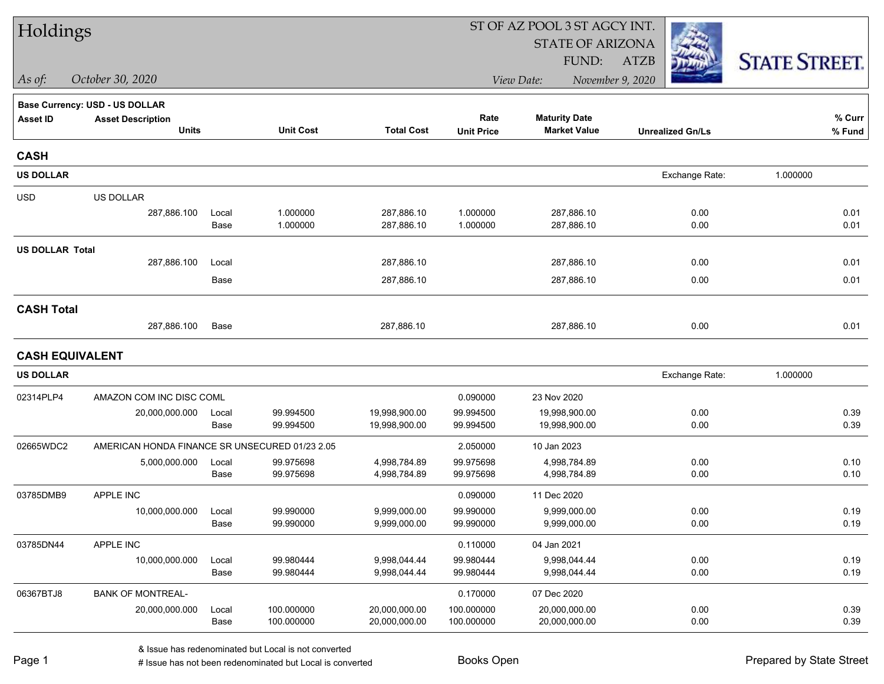# Holdings

*As of:* *October 30, 2020*

ST OF AZ POOL 3 ST AGCY INT.
STATE OF ARIZONA
FUND: ATZB

*View Date:* *November 9, 2020*

STATE STREET.

**Base Currency: USD - US DOLLAR**

| Asset ID | Asset Description / Units | | Unit Cost | Total Cost | Rate / Unit Price | Maturity Date / Market Value | Unrealized Gn/Ls | % Curr / % Fund |
|---|---|---|---|---|---|---|---|---|
| **CASH** | | | | | | | | |
| **US DOLLAR** | | | | | | | Exchange Rate: | 1.000000 |
| USD | US DOLLAR | | | | | | | |
| | 287,886.100 | Local | 1.000000 | 287,886.10 | 1.000000 | 287,886.10 | 0.00 | 0.01 |
| | | Base | 1.000000 | 287,886.10 | 1.000000 | 287,886.10 | 0.00 | 0.01 |
| **US DOLLAR Total** | | | | | | | | |
| | 287,886.100 | Local | | 287,886.10 | | 287,886.10 | 0.00 | 0.01 |
| | | Base | | 287,886.10 | | 287,886.10 | 0.00 | 0.01 |
| **CASH Total** | | | | | | | | |
| | 287,886.100 | Base | | 287,886.10 | | 287,886.10 | 0.00 | 0.01 |
| **CASH EQUIVALENT** | | | | | | | | |
| **US DOLLAR** | | | | | | | Exchange Rate: | 1.000000 |
| 02314PLP4 | AMAZON COM INC DISC COML | | | | 0.090000 | 23 Nov 2020 | | |
| | 20,000,000.000 | Local | 99.994500 | 19,998,900.00 | 99.994500 | 19,998,900.00 | 0.00 | 0.39 |
| | | Base | 99.994500 | 19,998,900.00 | 99.994500 | 19,998,900.00 | 0.00 | 0.39 |
| 02665WDC2 | AMERICAN HONDA FINANCE SR UNSECURED 01/23 2.05 | | | | 2.050000 | 10 Jan 2023 | | |
| | 5,000,000.000 | Local | 99.975698 | 4,998,784.89 | 99.975698 | 4,998,784.89 | 0.00 | 0.10 |
| | | Base | 99.975698 | 4,998,784.89 | 99.975698 | 4,998,784.89 | 0.00 | 0.10 |
| 03785DMB9 | APPLE INC | | | | 0.090000 | 11 Dec 2020 | | |
| | 10,000,000.000 | Local | 99.990000 | 9,999,000.00 | 99.990000 | 9,999,000.00 | 0.00 | 0.19 |
| | | Base | 99.990000 | 9,999,000.00 | 99.990000 | 9,999,000.00 | 0.00 | 0.19 |
| 03785DN44 | APPLE INC | | | | 0.110000 | 04 Jan 2021 | | |
| | 10,000,000.000 | Local | 99.980444 | 9,998,044.44 | 99.980444 | 9,998,044.44 | 0.00 | 0.19 |
| | | Base | 99.980444 | 9,998,044.44 | 99.980444 | 9,998,044.44 | 0.00 | 0.19 |
| 06367BTJ8 | BANK OF MONTREAL- | | | | 0.170000 | 07 Dec 2020 | | |
| | 20,000,000.000 | Local | 100.000000 | 20,000,000.00 | 100.000000 | 20,000,000.00 | 0.00 | 0.39 |
| | | Base | 100.000000 | 20,000,000.00 | 100.000000 | 20,000,000.00 | 0.00 | 0.39 |

& Issue has redenominated but Local is not converted
# Issue has not been redenominated but Local is converted

Books Open

Prepared by State Street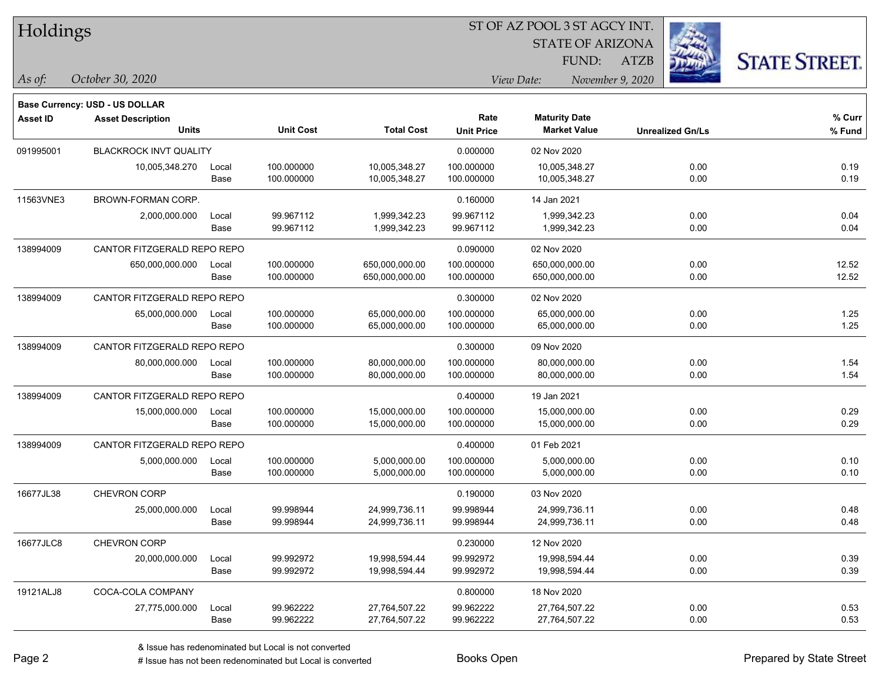# Holdings

ST OF AZ POOL 3 ST AGCY INT.
STATE OF ARIZONA
FUND: ATZB

*As of:* *October 30, 2020*

*View Date:* *November 9, 2020*

STATE STREET.

**Base Currency: USD - US DOLLAR**

| Asset ID | Asset Description / Units | | Unit Cost | Total Cost | Rate / Unit Price | Maturity Date / Market Value | Unrealized Gn/Ls | % Curr / % Fund |
|---|---|---|---|---|---|---|---|---|
| 091995001 | BLACKROCK INVT QUALITY | | | | 0.000000 | 02 Nov 2020 | | |
| | 10,005,348.270 | Local | 100.000000 | 10,005,348.27 | 100.000000 | 10,005,348.27 | 0.00 | 0.19 |
| | | Base | 100.000000 | 10,005,348.27 | 100.000000 | 10,005,348.27 | 0.00 | 0.19 |
| 11563VNE3 | BROWN-FORMAN CORP. | | | | 0.160000 | 14 Jan 2021 | | |
| | 2,000,000.000 | Local | 99.967112 | 1,999,342.23 | 99.967112 | 1,999,342.23 | 0.00 | 0.04 |
| | | Base | 99.967112 | 1,999,342.23 | 99.967112 | 1,999,342.23 | 0.00 | 0.04 |
| 138994009 | CANTOR FITZGERALD REPO REPO | | | | 0.090000 | 02 Nov 2020 | | |
| | 650,000,000.000 | Local | 100.000000 | 650,000,000.00 | 100.000000 | 650,000,000.00 | 0.00 | 12.52 |
| | | Base | 100.000000 | 650,000,000.00 | 100.000000 | 650,000,000.00 | 0.00 | 12.52 |
| 138994009 | CANTOR FITZGERALD REPO REPO | | | | 0.300000 | 02 Nov 2020 | | |
| | 65,000,000.000 | Local | 100.000000 | 65,000,000.00 | 100.000000 | 65,000,000.00 | 0.00 | 1.25 |
| | | Base | 100.000000 | 65,000,000.00 | 100.000000 | 65,000,000.00 | 0.00 | 1.25 |
| 138994009 | CANTOR FITZGERALD REPO REPO | | | | 0.300000 | 09 Nov 2020 | | |
| | 80,000,000.000 | Local | 100.000000 | 80,000,000.00 | 100.000000 | 80,000,000.00 | 0.00 | 1.54 |
| | | Base | 100.000000 | 80,000,000.00 | 100.000000 | 80,000,000.00 | 0.00 | 1.54 |
| 138994009 | CANTOR FITZGERALD REPO REPO | | | | 0.400000 | 19 Jan 2021 | | |
| | 15,000,000.000 | Local | 100.000000 | 15,000,000.00 | 100.000000 | 15,000,000.00 | 0.00 | 0.29 |
| | | Base | 100.000000 | 15,000,000.00 | 100.000000 | 15,000,000.00 | 0.00 | 0.29 |
| 138994009 | CANTOR FITZGERALD REPO REPO | | | | 0.400000 | 01 Feb 2021 | | |
| | 5,000,000.000 | Local | 100.000000 | 5,000,000.00 | 100.000000 | 5,000,000.00 | 0.00 | 0.10 |
| | | Base | 100.000000 | 5,000,000.00 | 100.000000 | 5,000,000.00 | 0.00 | 0.10 |
| 16677JL38 | CHEVRON CORP | | | | 0.190000 | 03 Nov 2020 | | |
| | 25,000,000.000 | Local | 99.998944 | 24,999,736.11 | 99.998944 | 24,999,736.11 | 0.00 | 0.48 |
| | | Base | 99.998944 | 24,999,736.11 | 99.998944 | 24,999,736.11 | 0.00 | 0.48 |
| 16677JLC8 | CHEVRON CORP | | | | 0.230000 | 12 Nov 2020 | | |
| | 20,000,000.000 | Local | 99.992972 | 19,998,594.44 | 99.992972 | 19,998,594.44 | 0.00 | 0.39 |
| | | Base | 99.992972 | 19,998,594.44 | 99.992972 | 19,998,594.44 | 0.00 | 0.39 |
| 19121ALJ8 | COCA-COLA COMPANY | | | | 0.800000 | 18 Nov 2020 | | |
| | 27,775,000.000 | Local | 99.962222 | 27,764,507.22 | 99.962222 | 27,764,507.22 | 0.00 | 0.53 |
| | | Base | 99.962222 | 27,764,507.22 | 99.962222 | 27,764,507.22 | 0.00 | 0.53 |

& Issue has redenominated but Local is not converted
# Issue has not been redenominated but Local is converted

Books Open

Prepared by State Street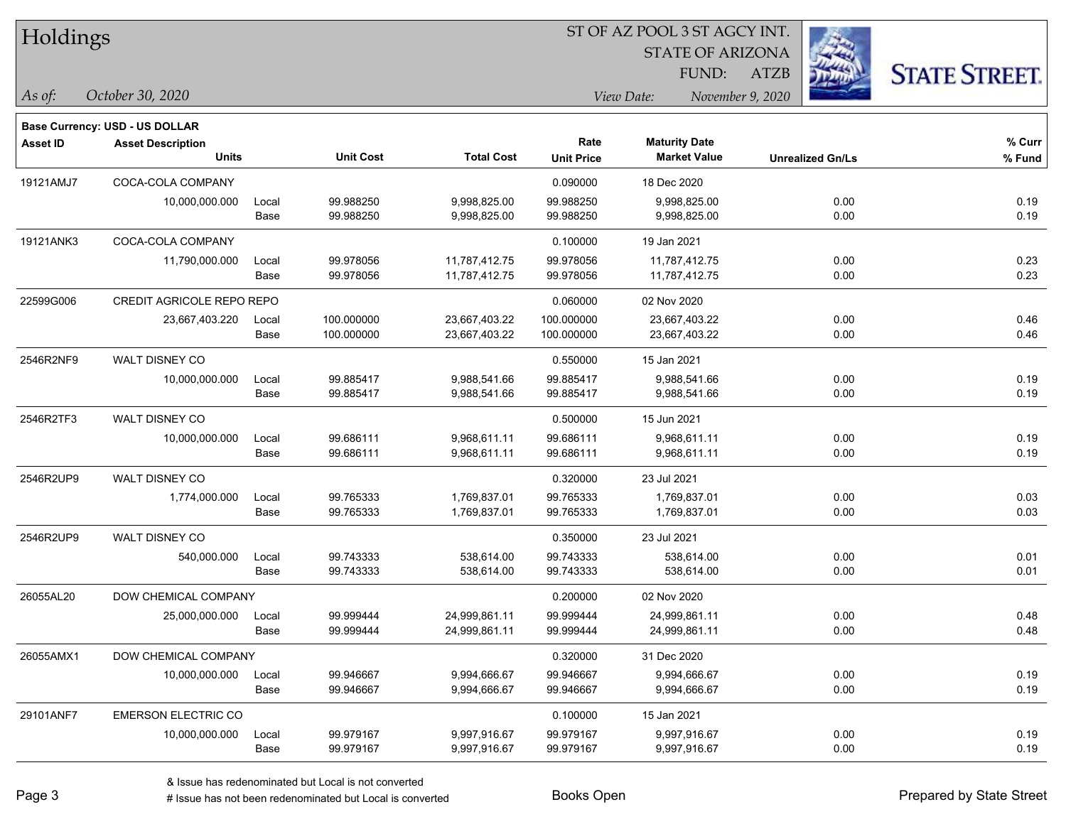# Holdings

ST OF AZ POOL 3 ST AGCY INT.
STATE OF ARIZONA
FUND: ATZB

*As of:* *October 30, 2020*

*View Date:* *November 9, 2020*

**Base Currency: USD - US DOLLAR**

| Asset ID | Asset Description / Units | | Unit Cost | Total Cost | Rate / Unit Price | Maturity Date / Market Value | Unrealized Gn/Ls | % Curr / % Fund |
|---|---|---|---|---|---|---|---|---|
| 19121AMJ7 | COCA-COLA COMPANY | | | | 0.090000 | 18 Dec 2020 | | |
| | 10,000,000.000 | Local | 99.988250 | 9,998,825.00 | 99.988250 | 9,998,825.00 | 0.00 | 0.19 |
| | | Base | 99.988250 | 9,998,825.00 | 99.988250 | 9,998,825.00 | 0.00 | 0.19 |
| 19121ANK3 | COCA-COLA COMPANY | | | | 0.100000 | 19 Jan 2021 | | |
| | 11,790,000.000 | Local | 99.978056 | 11,787,412.75 | 99.978056 | 11,787,412.75 | 0.00 | 0.23 |
| | | Base | 99.978056 | 11,787,412.75 | 99.978056 | 11,787,412.75 | 0.00 | 0.23 |
| 22599G006 | CREDIT AGRICOLE REPO REPO | | | | 0.060000 | 02 Nov 2020 | | |
| | 23,667,403.220 | Local | 100.000000 | 23,667,403.22 | 100.000000 | 23,667,403.22 | 0.00 | 0.46 |
| | | Base | 100.000000 | 23,667,403.22 | 100.000000 | 23,667,403.22 | 0.00 | 0.46 |
| 2546R2NF9 | WALT DISNEY CO | | | | 0.550000 | 15 Jan 2021 | | |
| | 10,000,000.000 | Local | 99.885417 | 9,988,541.66 | 99.885417 | 9,988,541.66 | 0.00 | 0.19 |
| | | Base | 99.885417 | 9,988,541.66 | 99.885417 | 9,988,541.66 | 0.00 | 0.19 |
| 2546R2TF3 | WALT DISNEY CO | | | | 0.500000 | 15 Jun 2021 | | |
| | 10,000,000.000 | Local | 99.686111 | 9,968,611.11 | 99.686111 | 9,968,611.11 | 0.00 | 0.19 |
| | | Base | 99.686111 | 9,968,611.11 | 99.686111 | 9,968,611.11 | 0.00 | 0.19 |
| 2546R2UP9 | WALT DISNEY CO | | | | 0.320000 | 23 Jul 2021 | | |
| | 1,774,000.000 | Local | 99.765333 | 1,769,837.01 | 99.765333 | 1,769,837.01 | 0.00 | 0.03 |
| | | Base | 99.765333 | 1,769,837.01 | 99.765333 | 1,769,837.01 | 0.00 | 0.03 |
| 2546R2UP9 | WALT DISNEY CO | | | | 0.350000 | 23 Jul 2021 | | |
| | 540,000.000 | Local | 99.743333 | 538,614.00 | 99.743333 | 538,614.00 | 0.00 | 0.01 |
| | | Base | 99.743333 | 538,614.00 | 99.743333 | 538,614.00 | 0.00 | 0.01 |
| 26055AL20 | DOW CHEMICAL COMPANY | | | | 0.200000 | 02 Nov 2020 | | |
| | 25,000,000.000 | Local | 99.999444 | 24,999,861.11 | 99.999444 | 24,999,861.11 | 0.00 | 0.48 |
| | | Base | 99.999444 | 24,999,861.11 | 99.999444 | 24,999,861.11 | 0.00 | 0.48 |
| 26055AMX1 | DOW CHEMICAL COMPANY | | | | 0.320000 | 31 Dec 2020 | | |
| | 10,000,000.000 | Local | 99.946667 | 9,994,666.67 | 99.946667 | 9,994,666.67 | 0.00 | 0.19 |
| | | Base | 99.946667 | 9,994,666.67 | 99.946667 | 9,994,666.67 | 0.00 | 0.19 |
| 29101ANF7 | EMERSON ELECTRIC CO | | | | 0.100000 | 15 Jan 2021 | | |
| | 10,000,000.000 | Local | 99.979167 | 9,997,916.67 | 99.979167 | 9,997,916.67 | 0.00 | 0.19 |
| | | Base | 99.979167 | 9,997,916.67 | 99.979167 | 9,997,916.67 | 0.00 | 0.19 |

& Issue has redenominated but Local is not converted
# Issue has not been redenominated but Local is converted

Books Open

Prepared by State Street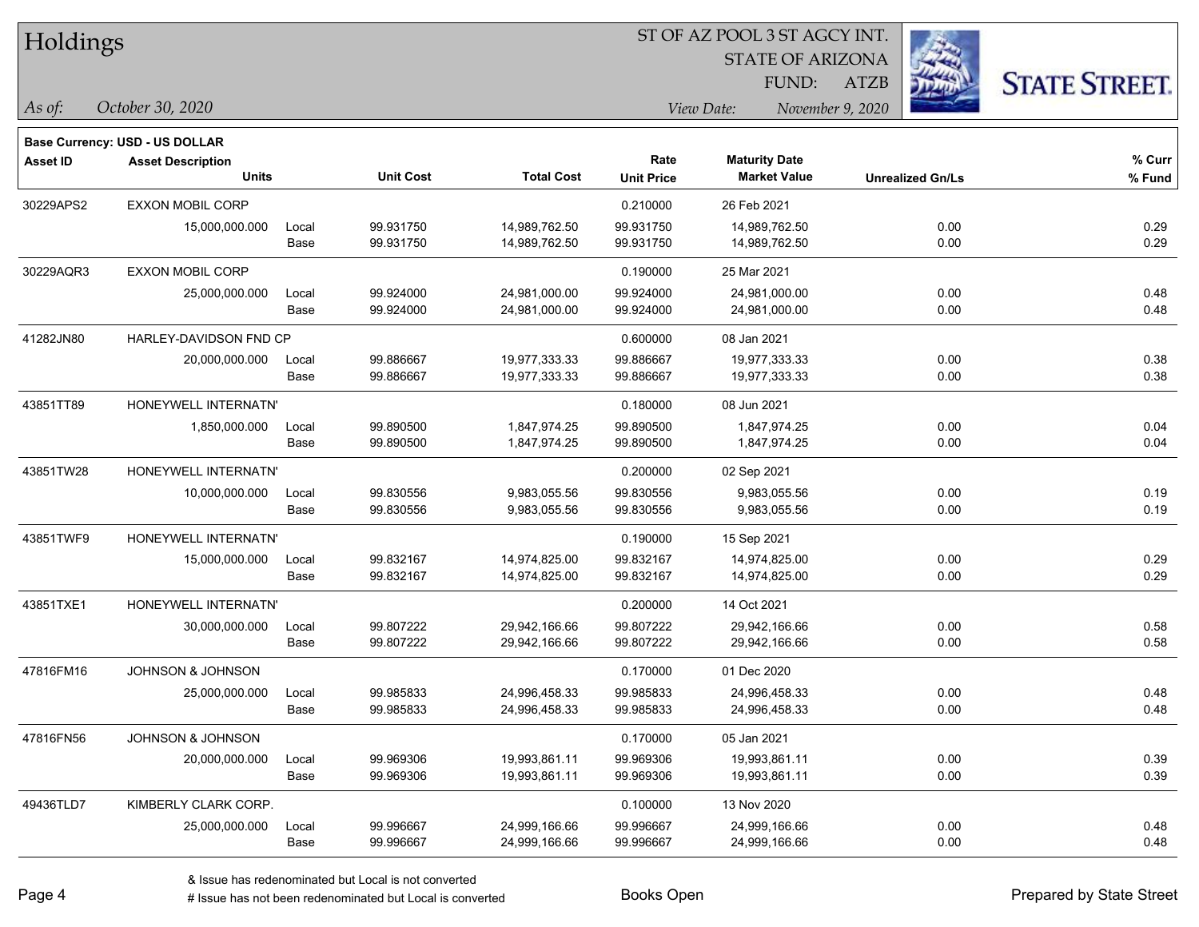# Holdings

ST OF AZ POOL 3 ST AGCY INT.
STATE OF ARIZONA
FUND: ATZB

*As of:* *October 30, 2020*    *View Date:* *November 9, 2020*

**Base Currency: USD - US DOLLAR**

| Asset ID | Asset Description / Units | | Unit Cost | Total Cost | Rate / Unit Price | Maturity Date / Market Value | Unrealized Gn/Ls | % Curr / % Fund |
|---|---|---|---|---|---|---|---|---|
| 30229APS2 | EXXON MOBIL CORP | | | | 0.210000 | 26 Feb 2021 | | |
| | 15,000,000.000 | Local | 99.931750 | 14,989,762.50 | 99.931750 | 14,989,762.50 | 0.00 | 0.29 |
| | | Base | 99.931750 | 14,989,762.50 | 99.931750 | 14,989,762.50 | 0.00 | 0.29 |
| 30229AQR3 | EXXON MOBIL CORP | | | | 0.190000 | 25 Mar 2021 | | |
| | 25,000,000.000 | Local | 99.924000 | 24,981,000.00 | 99.924000 | 24,981,000.00 | 0.00 | 0.48 |
| | | Base | 99.924000 | 24,981,000.00 | 99.924000 | 24,981,000.00 | 0.00 | 0.48 |
| 41282JN80 | HARLEY-DAVIDSON FND CP | | | | 0.600000 | 08 Jan 2021 | | |
| | 20,000,000.000 | Local | 99.886667 | 19,977,333.33 | 99.886667 | 19,977,333.33 | 0.00 | 0.38 |
| | | Base | 99.886667 | 19,977,333.33 | 99.886667 | 19,977,333.33 | 0.00 | 0.38 |
| 43851TT89 | HONEYWELL INTERNATN' | | | | 0.180000 | 08 Jun 2021 | | |
| | 1,850,000.000 | Local | 99.890500 | 1,847,974.25 | 99.890500 | 1,847,974.25 | 0.00 | 0.04 |
| | | Base | 99.890500 | 1,847,974.25 | 99.890500 | 1,847,974.25 | 0.00 | 0.04 |
| 43851TW28 | HONEYWELL INTERNATN' | | | | 0.200000 | 02 Sep 2021 | | |
| | 10,000,000.000 | Local | 99.830556 | 9,983,055.56 | 99.830556 | 9,983,055.56 | 0.00 | 0.19 |
| | | Base | 99.830556 | 9,983,055.56 | 99.830556 | 9,983,055.56 | 0.00 | 0.19 |
| 43851TWF9 | HONEYWELL INTERNATN' | | | | 0.190000 | 15 Sep 2021 | | |
| | 15,000,000.000 | Local | 99.832167 | 14,974,825.00 | 99.832167 | 14,974,825.00 | 0.00 | 0.29 |
| | | Base | 99.832167 | 14,974,825.00 | 99.832167 | 14,974,825.00 | 0.00 | 0.29 |
| 43851TXE1 | HONEYWELL INTERNATN' | | | | 0.200000 | 14 Oct 2021 | | |
| | 30,000,000.000 | Local | 99.807222 | 29,942,166.66 | 99.807222 | 29,942,166.66 | 0.00 | 0.58 |
| | | Base | 99.807222 | 29,942,166.66 | 99.807222 | 29,942,166.66 | 0.00 | 0.58 |
| 47816FM16 | JOHNSON & JOHNSON | | | | 0.170000 | 01 Dec 2020 | | |
| | 25,000,000.000 | Local | 99.985833 | 24,996,458.33 | 99.985833 | 24,996,458.33 | 0.00 | 0.48 |
| | | Base | 99.985833 | 24,996,458.33 | 99.985833 | 24,996,458.33 | 0.00 | 0.48 |
| 47816FN56 | JOHNSON & JOHNSON | | | | 0.170000 | 05 Jan 2021 | | |
| | 20,000,000.000 | Local | 99.969306 | 19,993,861.11 | 99.969306 | 19,993,861.11 | 0.00 | 0.39 |
| | | Base | 99.969306 | 19,993,861.11 | 99.969306 | 19,993,861.11 | 0.00 | 0.39 |
| 49436TLD7 | KIMBERLY CLARK CORP. | | | | 0.100000 | 13 Nov 2020 | | |
| | 25,000,000.000 | Local | 99.996667 | 24,999,166.66 | 99.996667 | 24,999,166.66 | 0.00 | 0.48 |
| | | Base | 99.996667 | 24,999,166.66 | 99.996667 | 24,999,166.66 | 0.00 | 0.48 |

& Issue has redenominated but Local is not converted
# Issue has not been redenominated but Local is converted

Books Open

Prepared by State Street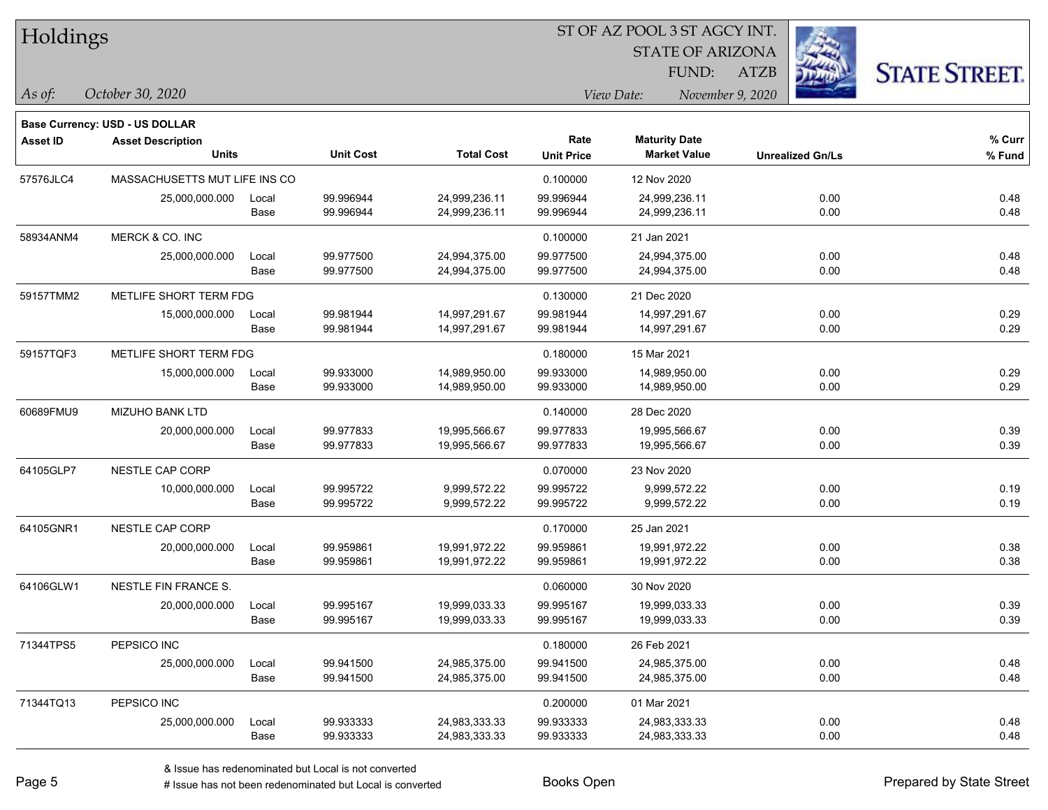# Holdings

ST OF AZ POOL 3 ST AGCY INT.
STATE OF ARIZONA
FUND: ATZB

*As of:* *October 30, 2020*
*View Date:* *November 9, 2020*

**Base Currency: USD - US DOLLAR**

| Asset ID | Asset Description / Units | | Unit Cost | Total Cost | Rate / Unit Price | Maturity Date / Market Value | Unrealized Gn/Ls | % Curr / % Fund |
|---|---|---|---|---|---|---|---|---|
| 57576JLC4 | MASSACHUSETTS MUT LIFE INS CO | | | | 0.100000 | 12 Nov 2020 | | |
| | 25,000,000.000 | Local | 99.996944 | 24,999,236.11 | 99.996944 | 24,999,236.11 | 0.00 | 0.48 |
| | | Base | 99.996944 | 24,999,236.11 | 99.996944 | 24,999,236.11 | 0.00 | 0.48 |
| 58934ANM4 | MERCK & CO. INC | | | | 0.100000 | 21 Jan 2021 | | |
| | 25,000,000.000 | Local | 99.977500 | 24,994,375.00 | 99.977500 | 24,994,375.00 | 0.00 | 0.48 |
| | | Base | 99.977500 | 24,994,375.00 | 99.977500 | 24,994,375.00 | 0.00 | 0.48 |
| 59157TMM2 | METLIFE SHORT TERM FDG | | | | 0.130000 | 21 Dec 2020 | | |
| | 15,000,000.000 | Local | 99.981944 | 14,997,291.67 | 99.981944 | 14,997,291.67 | 0.00 | 0.29 |
| | | Base | 99.981944 | 14,997,291.67 | 99.981944 | 14,997,291.67 | 0.00 | 0.29 |
| 59157TQF3 | METLIFE SHORT TERM FDG | | | | 0.180000 | 15 Mar 2021 | | |
| | 15,000,000.000 | Local | 99.933000 | 14,989,950.00 | 99.933000 | 14,989,950.00 | 0.00 | 0.29 |
| | | Base | 99.933000 | 14,989,950.00 | 99.933000 | 14,989,950.00 | 0.00 | 0.29 |
| 60689FMU9 | MIZUHO BANK LTD | | | | 0.140000 | 28 Dec 2020 | | |
| | 20,000,000.000 | Local | 99.977833 | 19,995,566.67 | 99.977833 | 19,995,566.67 | 0.00 | 0.39 |
| | | Base | 99.977833 | 19,995,566.67 | 99.977833 | 19,995,566.67 | 0.00 | 0.39 |
| 64105GLP7 | NESTLE CAP CORP | | | | 0.070000 | 23 Nov 2020 | | |
| | 10,000,000.000 | Local | 99.995722 | 9,999,572.22 | 99.995722 | 9,999,572.22 | 0.00 | 0.19 |
| | | Base | 99.995722 | 9,999,572.22 | 99.995722 | 9,999,572.22 | 0.00 | 0.19 |
| 64105GNR1 | NESTLE CAP CORP | | | | 0.170000 | 25 Jan 2021 | | |
| | 20,000,000.000 | Local | 99.959861 | 19,991,972.22 | 99.959861 | 19,991,972.22 | 0.00 | 0.38 |
| | | Base | 99.959861 | 19,991,972.22 | 99.959861 | 19,991,972.22 | 0.00 | 0.38 |
| 64106GLW1 | NESTLE FIN FRANCE S. | | | | 0.060000 | 30 Nov 2020 | | |
| | 20,000,000.000 | Local | 99.995167 | 19,999,033.33 | 99.995167 | 19,999,033.33 | 0.00 | 0.39 |
| | | Base | 99.995167 | 19,999,033.33 | 99.995167 | 19,999,033.33 | 0.00 | 0.39 |
| 71344TPS5 | PEPSICO INC | | | | 0.180000 | 26 Feb 2021 | | |
| | 25,000,000.000 | Local | 99.941500 | 24,985,375.00 | 99.941500 | 24,985,375.00 | 0.00 | 0.48 |
| | | Base | 99.941500 | 24,985,375.00 | 99.941500 | 24,985,375.00 | 0.00 | 0.48 |
| 71344TQ13 | PEPSICO INC | | | | 0.200000 | 01 Mar 2021 | | |
| | 25,000,000.000 | Local | 99.933333 | 24,983,333.33 | 99.933333 | 24,983,333.33 | 0.00 | 0.48 |
| | | Base | 99.933333 | 24,983,333.33 | 99.933333 | 24,983,333.33 | 0.00 | 0.48 |

& Issue has redenominated but Local is not converted
# Issue has not been redenominated but Local is converted

Books Open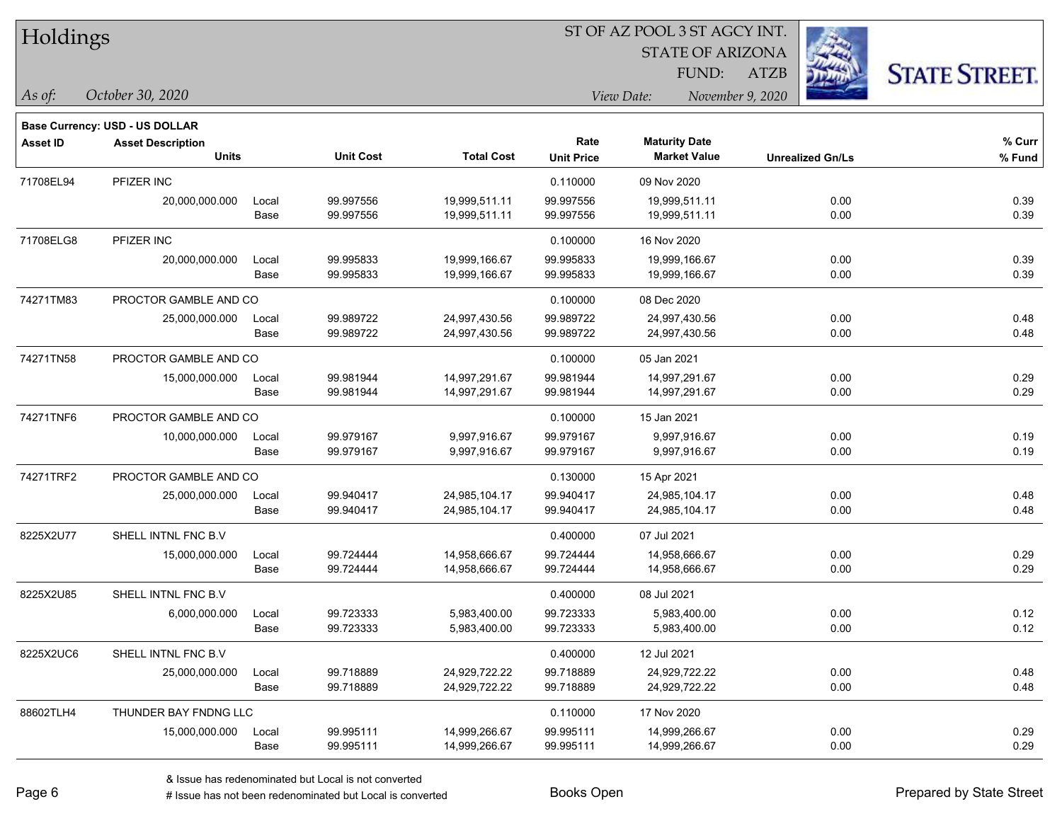# Holdings

ST OF AZ POOL 3 ST AGCY INT.
STATE OF ARIZONA
FUND: ATZB

*As of:* *October 30, 2020*

*View Date:* *November 9, 2020*

**Base Currency: USD - US DOLLAR**

| Asset ID | Asset Description / Units | | Unit Cost | Total Cost | Rate / Unit Price | Maturity Date / Market Value | Unrealized Gn/Ls | % Curr / % Fund |
|---|---|---|---|---|---|---|---|---|
| 71708EL94 | PFIZER INC | | | | 0.110000 | 09 Nov 2020 | | |
| | 20,000,000.000 | Local | 99.997556 | 19,999,511.11 | 99.997556 | 19,999,511.11 | 0.00 | 0.39 |
| | | Base | 99.997556 | 19,999,511.11 | 99.997556 | 19,999,511.11 | 0.00 | 0.39 |
| 71708ELG8 | PFIZER INC | | | | 0.100000 | 16 Nov 2020 | | |
| | 20,000,000.000 | Local | 99.995833 | 19,999,166.67 | 99.995833 | 19,999,166.67 | 0.00 | 0.39 |
| | | Base | 99.995833 | 19,999,166.67 | 99.995833 | 19,999,166.67 | 0.00 | 0.39 |
| 74271TM83 | PROCTOR GAMBLE AND CO | | | | 0.100000 | 08 Dec 2020 | | |
| | 25,000,000.000 | Local | 99.989722 | 24,997,430.56 | 99.989722 | 24,997,430.56 | 0.00 | 0.48 |
| | | Base | 99.989722 | 24,997,430.56 | 99.989722 | 24,997,430.56 | 0.00 | 0.48 |
| 74271TN58 | PROCTOR GAMBLE AND CO | | | | 0.100000 | 05 Jan 2021 | | |
| | 15,000,000.000 | Local | 99.981944 | 14,997,291.67 | 99.981944 | 14,997,291.67 | 0.00 | 0.29 |
| | | Base | 99.981944 | 14,997,291.67 | 99.981944 | 14,997,291.67 | 0.00 | 0.29 |
| 74271TNF6 | PROCTOR GAMBLE AND CO | | | | 0.100000 | 15 Jan 2021 | | |
| | 10,000,000.000 | Local | 99.979167 | 9,997,916.67 | 99.979167 | 9,997,916.67 | 0.00 | 0.19 |
| | | Base | 99.979167 | 9,997,916.67 | 99.979167 | 9,997,916.67 | 0.00 | 0.19 |
| 74271TRF2 | PROCTOR GAMBLE AND CO | | | | 0.130000 | 15 Apr 2021 | | |
| | 25,000,000.000 | Local | 99.940417 | 24,985,104.17 | 99.940417 | 24,985,104.17 | 0.00 | 0.48 |
| | | Base | 99.940417 | 24,985,104.17 | 99.940417 | 24,985,104.17 | 0.00 | 0.48 |
| 8225X2U77 | SHELL INTNL FNC B.V | | | | 0.400000 | 07 Jul 2021 | | |
| | 15,000,000.000 | Local | 99.724444 | 14,958,666.67 | 99.724444 | 14,958,666.67 | 0.00 | 0.29 |
| | | Base | 99.724444 | 14,958,666.67 | 99.724444 | 14,958,666.67 | 0.00 | 0.29 |
| 8225X2U85 | SHELL INTNL FNC B.V | | | | 0.400000 | 08 Jul 2021 | | |
| | 6,000,000.000 | Local | 99.723333 | 5,983,400.00 | 99.723333 | 5,983,400.00 | 0.00 | 0.12 |
| | | Base | 99.723333 | 5,983,400.00 | 99.723333 | 5,983,400.00 | 0.00 | 0.12 |
| 8225X2UC6 | SHELL INTNL FNC B.V | | | | 0.400000 | 12 Jul 2021 | | |
| | 25,000,000.000 | Local | 99.718889 | 24,929,722.22 | 99.718889 | 24,929,722.22 | 0.00 | 0.48 |
| | | Base | 99.718889 | 24,929,722.22 | 99.718889 | 24,929,722.22 | 0.00 | 0.48 |
| 88602TLH4 | THUNDER BAY FNDNG LLC | | | | 0.110000 | 17 Nov 2020 | | |
| | 15,000,000.000 | Local | 99.995111 | 14,999,266.67 | 99.995111 | 14,999,266.67 | 0.00 | 0.29 |
| | | Base | 99.995111 | 14,999,266.67 | 99.995111 | 14,999,266.67 | 0.00 | 0.29 |

& Issue has redenominated but Local is not converted
# Issue has not been redenominated but Local is converted

Books Open

Prepared by State Street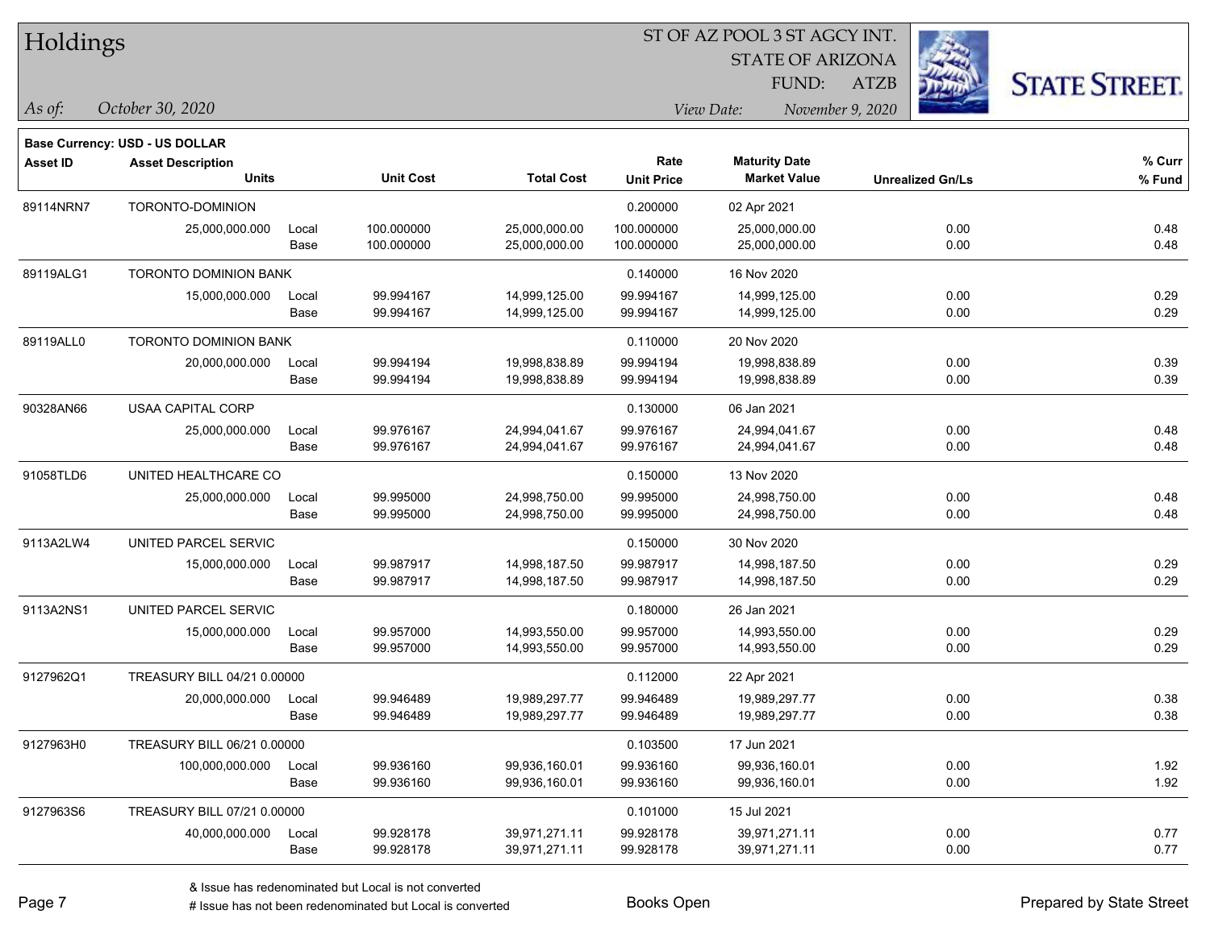# Holdings

ST OF AZ POOL 3 ST AGCY INT.
STATE OF ARIZONA
FUND: ATZB

*As of:* *October 30, 2020*
*View Date:* *November 9, 2020*

**Base Currency: USD - US DOLLAR**

| Asset ID | Asset Description / Units | | Unit Cost | Total Cost | Rate / Unit Price | Maturity Date / Market Value | Unrealized Gn/Ls | % Curr / % Fund |
|---|---|---|---|---|---|---|---|---|
| 89114NRN7 | TORONTO-DOMINION | | | | 0.200000 | 02 Apr 2021 | | |
| | 25,000,000.000 | Local | 100.000000 | 25,000,000.00 | 100.000000 | 25,000,000.00 | 0.00 | 0.48 |
| | | Base | 100.000000 | 25,000,000.00 | 100.000000 | 25,000,000.00 | 0.00 | 0.48 |
| 89119ALG1 | TORONTO DOMINION BANK | | | | 0.140000 | 16 Nov 2020 | | |
| | 15,000,000.000 | Local | 99.994167 | 14,999,125.00 | 99.994167 | 14,999,125.00 | 0.00 | 0.29 |
| | | Base | 99.994167 | 14,999,125.00 | 99.994167 | 14,999,125.00 | 0.00 | 0.29 |
| 89119ALL0 | TORONTO DOMINION BANK | | | | 0.110000 | 20 Nov 2020 | | |
| | 20,000,000.000 | Local | 99.994194 | 19,998,838.89 | 99.994194 | 19,998,838.89 | 0.00 | 0.39 |
| | | Base | 99.994194 | 19,998,838.89 | 99.994194 | 19,998,838.89 | 0.00 | 0.39 |
| 90328AN66 | USAA CAPITAL CORP | | | | 0.130000 | 06 Jan 2021 | | |
| | 25,000,000.000 | Local | 99.976167 | 24,994,041.67 | 99.976167 | 24,994,041.67 | 0.00 | 0.48 |
| | | Base | 99.976167 | 24,994,041.67 | 99.976167 | 24,994,041.67 | 0.00 | 0.48 |
| 91058TLD6 | UNITED HEALTHCARE CO | | | | 0.150000 | 13 Nov 2020 | | |
| | 25,000,000.000 | Local | 99.995000 | 24,998,750.00 | 99.995000 | 24,998,750.00 | 0.00 | 0.48 |
| | | Base | 99.995000 | 24,998,750.00 | 99.995000 | 24,998,750.00 | 0.00 | 0.48 |
| 9113A2LW4 | UNITED PARCEL SERVIC | | | | 0.150000 | 30 Nov 2020 | | |
| | 15,000,000.000 | Local | 99.987917 | 14,998,187.50 | 99.987917 | 14,998,187.50 | 0.00 | 0.29 |
| | | Base | 99.987917 | 14,998,187.50 | 99.987917 | 14,998,187.50 | 0.00 | 0.29 |
| 9113A2NS1 | UNITED PARCEL SERVIC | | | | 0.180000 | 26 Jan 2021 | | |
| | 15,000,000.000 | Local | 99.957000 | 14,993,550.00 | 99.957000 | 14,993,550.00 | 0.00 | 0.29 |
| | | Base | 99.957000 | 14,993,550.00 | 99.957000 | 14,993,550.00 | 0.00 | 0.29 |
| 9127962Q1 | TREASURY BILL 04/21 0.00000 | | | | 0.112000 | 22 Apr 2021 | | |
| | 20,000,000.000 | Local | 99.946489 | 19,989,297.77 | 99.946489 | 19,989,297.77 | 0.00 | 0.38 |
| | | Base | 99.946489 | 19,989,297.77 | 99.946489 | 19,989,297.77 | 0.00 | 0.38 |
| 9127963H0 | TREASURY BILL 06/21 0.00000 | | | | 0.103500 | 17 Jun 2021 | | |
| | 100,000,000.000 | Local | 99.936160 | 99,936,160.01 | 99.936160 | 99,936,160.01 | 0.00 | 1.92 |
| | | Base | 99.936160 | 99,936,160.01 | 99.936160 | 99,936,160.01 | 0.00 | 1.92 |
| 9127963S6 | TREASURY BILL 07/21 0.00000 | | | | 0.101000 | 15 Jul 2021 | | |
| | 40,000,000.000 | Local | 99.928178 | 39,971,271.11 | 99.928178 | 39,971,271.11 | 0.00 | 0.77 |
| | | Base | 99.928178 | 39,971,271.11 | 99.928178 | 39,971,271.11 | 0.00 | 0.77 |

& Issue has redenominated but Local is not converted
# Issue has not been redenominated but Local is converted

Books Open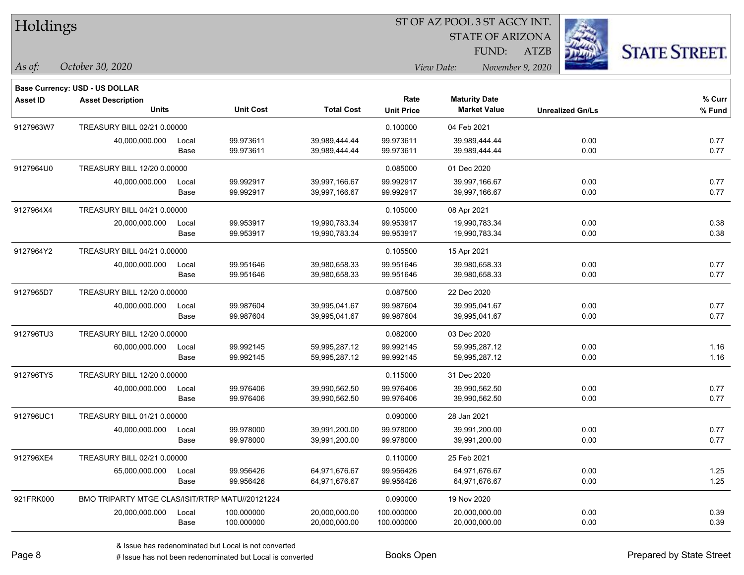# Holdings

ST OF AZ POOL 3 ST AGCY INT.
STATE OF ARIZONA
FUND: ATZB

*As of:* *October 30, 2020*

*View Date:* *November 9, 2020*

**Base Currency: USD - US DOLLAR**

| Asset ID | Asset Description / Units | | Unit Cost | Total Cost | Rate / Unit Price | Maturity Date / Market Value | Unrealized Gn/Ls | % Curr / % Fund |
|---|---|---|---|---|---|---|---|---|
| 9127963W7 | TREASURY BILL 02/21 0.00000 | | | | 0.100000 | 04 Feb 2021 | | |
| | 40,000,000.000 | Local | 99.973611 | 39,989,444.44 | 99.973611 | 39,989,444.44 | 0.00 | 0.77 |
| | | Base | 99.973611 | 39,989,444.44 | 99.973611 | 39,989,444.44 | 0.00 | 0.77 |
| 9127964U0 | TREASURY BILL 12/20 0.00000 | | | | 0.085000 | 01 Dec 2020 | | |
| | 40,000,000.000 | Local | 99.992917 | 39,997,166.67 | 99.992917 | 39,997,166.67 | 0.00 | 0.77 |
| | | Base | 99.992917 | 39,997,166.67 | 99.992917 | 39,997,166.67 | 0.00 | 0.77 |
| 9127964X4 | TREASURY BILL 04/21 0.00000 | | | | 0.105000 | 08 Apr 2021 | | |
| | 20,000,000.000 | Local | 99.953917 | 19,990,783.34 | 99.953917 | 19,990,783.34 | 0.00 | 0.38 |
| | | Base | 99.953917 | 19,990,783.34 | 99.953917 | 19,990,783.34 | 0.00 | 0.38 |
| 9127964Y2 | TREASURY BILL 04/21 0.00000 | | | | 0.105500 | 15 Apr 2021 | | |
| | 40,000,000.000 | Local | 99.951646 | 39,980,658.33 | 99.951646 | 39,980,658.33 | 0.00 | 0.77 |
| | | Base | 99.951646 | 39,980,658.33 | 99.951646 | 39,980,658.33 | 0.00 | 0.77 |
| 9127965D7 | TREASURY BILL 12/20 0.00000 | | | | 0.087500 | 22 Dec 2020 | | |
| | 40,000,000.000 | Local | 99.987604 | 39,995,041.67 | 99.987604 | 39,995,041.67 | 0.00 | 0.77 |
| | | Base | 99.987604 | 39,995,041.67 | 99.987604 | 39,995,041.67 | 0.00 | 0.77 |
| 912796TU3 | TREASURY BILL 12/20 0.00000 | | | | 0.082000 | 03 Dec 2020 | | |
| | 60,000,000.000 | Local | 99.992145 | 59,995,287.12 | 99.992145 | 59,995,287.12 | 0.00 | 1.16 |
| | | Base | 99.992145 | 59,995,287.12 | 99.992145 | 59,995,287.12 | 0.00 | 1.16 |
| 912796TY5 | TREASURY BILL 12/20 0.00000 | | | | 0.115000 | 31 Dec 2020 | | |
| | 40,000,000.000 | Local | 99.976406 | 39,990,562.50 | 99.976406 | 39,990,562.50 | 0.00 | 0.77 |
| | | Base | 99.976406 | 39,990,562.50 | 99.976406 | 39,990,562.50 | 0.00 | 0.77 |
| 912796UC1 | TREASURY BILL 01/21 0.00000 | | | | 0.090000 | 28 Jan 2021 | | |
| | 40,000,000.000 | Local | 99.978000 | 39,991,200.00 | 99.978000 | 39,991,200.00 | 0.00 | 0.77 |
| | | Base | 99.978000 | 39,991,200.00 | 99.978000 | 39,991,200.00 | 0.00 | 0.77 |
| 912796XE4 | TREASURY BILL 02/21 0.00000 | | | | 0.110000 | 25 Feb 2021 | | |
| | 65,000,000.000 | Local | 99.956426 | 64,971,676.67 | 99.956426 | 64,971,676.67 | 0.00 | 1.25 |
| | | Base | 99.956426 | 64,971,676.67 | 99.956426 | 64,971,676.67 | 0.00 | 1.25 |
| 921FRK000 | BMO TRIPARTY MTGE CLAS/ISIT/RTRP MATU//20121224 | | | | 0.090000 | 19 Nov 2020 | | |
| | 20,000,000.000 | Local | 100.000000 | 20,000,000.00 | 100.000000 | 20,000,000.00 | 0.00 | 0.39 |
| | | Base | 100.000000 | 20,000,000.00 | 100.000000 | 20,000,000.00 | 0.00 | 0.39 |

& Issue has redenominated but Local is not converted
# Issue has not been redenominated but Local is converted

Books Open

Prepared by State Street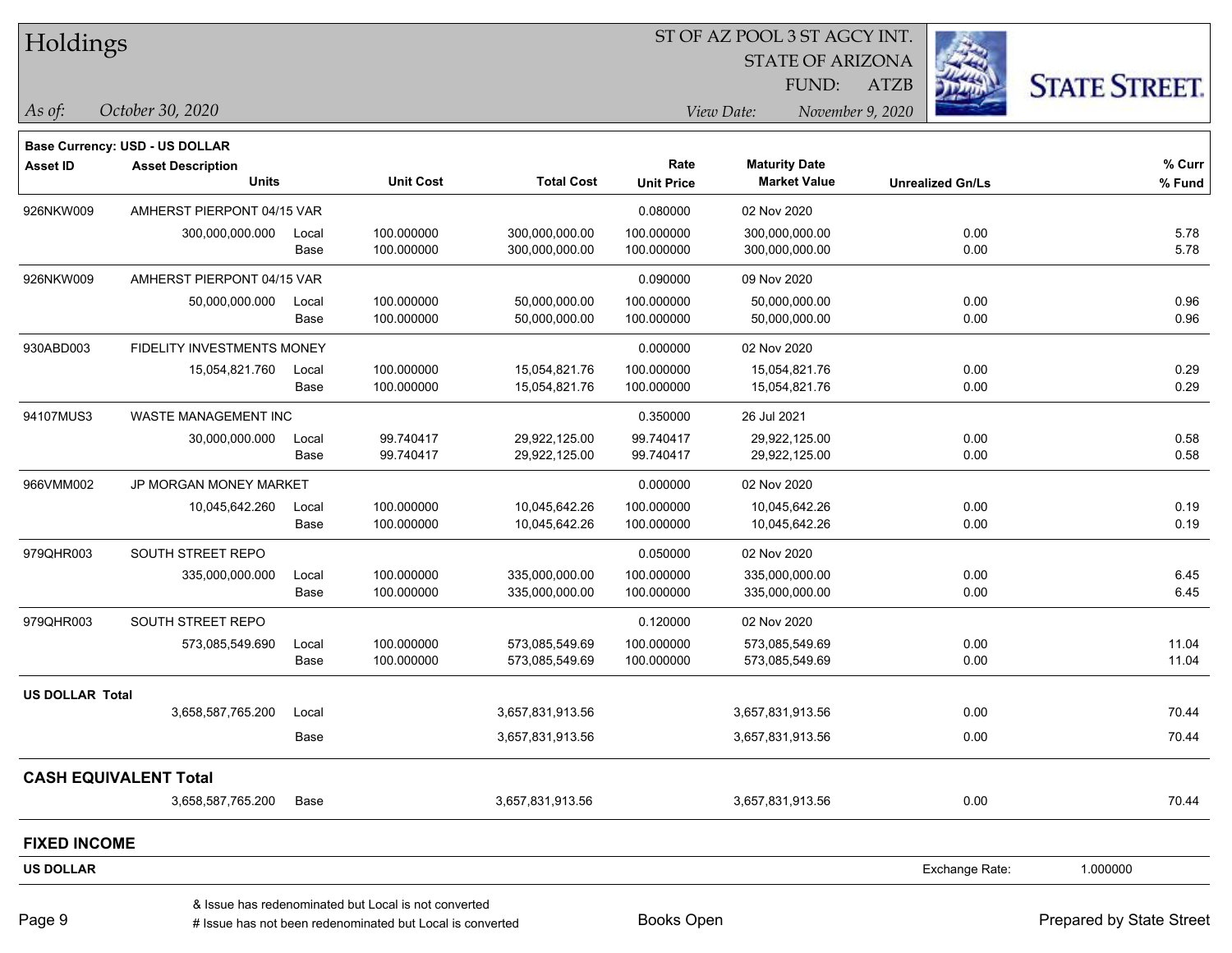## Holdings

ST OF AZ POOL 3 ST AGCY INT.
STATE OF ARIZONA
FUND: ATZB

*As of:* *October 30, 2020*
*View Date:* *November 9, 2020*

**Base Currency: USD - US DOLLAR**

| Asset ID | Asset Description / Units | | Unit Cost | Total Cost | Rate / Unit Price | Maturity Date / Market Value | Unrealized Gn/Ls | % Curr / % Fund |
|---|---|---|---|---|---|---|---|---|
| 926NKW009 | AMHERST PIERPONT 04/15 VAR | | | | 0.080000 | 02 Nov 2020 | | |
| | 300,000,000.000 | Local | 100.000000 | 300,000,000.00 | 100.000000 | 300,000,000.00 | 0.00 | 5.78 |
| | | Base | 100.000000 | 300,000,000.00 | 100.000000 | 300,000,000.00 | 0.00 | 5.78 |
| 926NKW009 | AMHERST PIERPONT 04/15 VAR | | | | 0.090000 | 09 Nov 2020 | | |
| | 50,000,000.000 | Local | 100.000000 | 50,000,000.00 | 100.000000 | 50,000,000.00 | 0.00 | 0.96 |
| | | Base | 100.000000 | 50,000,000.00 | 100.000000 | 50,000,000.00 | 0.00 | 0.96 |
| 930ABD003 | FIDELITY INVESTMENTS MONEY | | | | 0.000000 | 02 Nov 2020 | | |
| | 15,054,821.760 | Local | 100.000000 | 15,054,821.76 | 100.000000 | 15,054,821.76 | 0.00 | 0.29 |
| | | Base | 100.000000 | 15,054,821.76 | 100.000000 | 15,054,821.76 | 0.00 | 0.29 |
| 94107MUS3 | WASTE MANAGEMENT INC | | | | 0.350000 | 26 Jul 2021 | | |
| | 30,000,000.000 | Local | 99.740417 | 29,922,125.00 | 99.740417 | 29,922,125.00 | 0.00 | 0.58 |
| | | Base | 99.740417 | 29,922,125.00 | 99.740417 | 29,922,125.00 | 0.00 | 0.58 |
| 966VMM002 | JP MORGAN MONEY MARKET | | | | 0.000000 | 02 Nov 2020 | | |
| | 10,045,642.260 | Local | 100.000000 | 10,045,642.26 | 100.000000 | 10,045,642.26 | 0.00 | 0.19 |
| | | Base | 100.000000 | 10,045,642.26 | 100.000000 | 10,045,642.26 | 0.00 | 0.19 |
| 979QHR003 | SOUTH STREET REPO | | | | 0.050000 | 02 Nov 2020 | | |
| | 335,000,000.000 | Local | 100.000000 | 335,000,000.00 | 100.000000 | 335,000,000.00 | 0.00 | 6.45 |
| | | Base | 100.000000 | 335,000,000.00 | 100.000000 | 335,000,000.00 | 0.00 | 6.45 |
| 979QHR003 | SOUTH STREET REPO | | | | 0.120000 | 02 Nov 2020 | | |
| | 573,085,549.690 | Local | 100.000000 | 573,085,549.69 | 100.000000 | 573,085,549.69 | 0.00 | 11.04 |
| | | Base | 100.000000 | 573,085,549.69 | 100.000000 | 573,085,549.69 | 0.00 | 11.04 |
| **US DOLLAR Total** | | | | | | | | |
| | 3,658,587,765.200 | Local | | 3,657,831,913.56 | | 3,657,831,913.56 | 0.00 | 70.44 |
| | | Base | | 3,657,831,913.56 | | 3,657,831,913.56 | 0.00 | 70.44 |
| **CASH EQUIVALENT Total** | | | | | | | | |
| | 3,658,587,765.200 | Base | | 3,657,831,913.56 | | 3,657,831,913.56 | 0.00 | 70.44 |

**FIXED INCOME**

**US DOLLAR** Exchange Rate: 1.000000

& Issue has redenominated but Local is not converted
# Issue has not been redenominated but Local is converted

Books Open

Prepared by State Street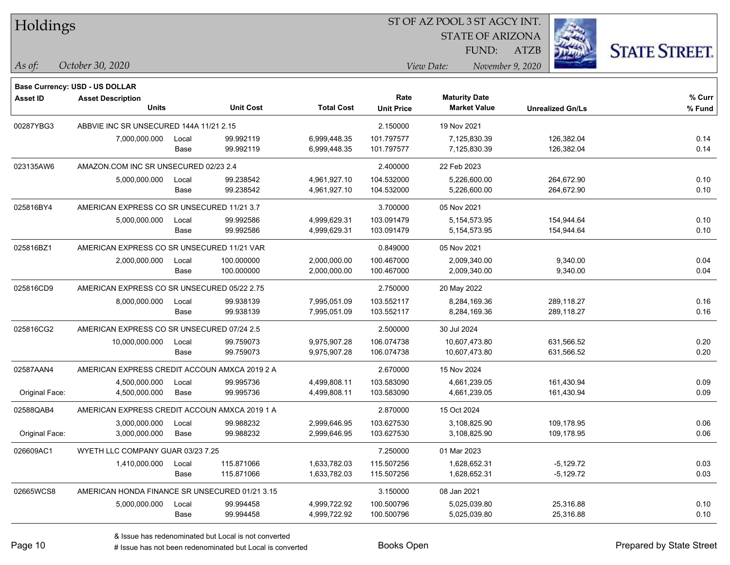# Holdings

ST OF AZ POOL 3 ST AGCY INT.
STATE OF ARIZONA
FUND: ATZB

*As of:* *October 30, 2020*

*View Date:* *November 9, 2020*

**Base Currency: USD - US DOLLAR**

| Asset ID | Asset Description / Units | | Unit Cost | Total Cost | Rate / Unit Price | Maturity Date / Market Value | Unrealized Gn/Ls | % Curr / % Fund |
|---|---|---|---|---|---|---|---|---|
| 00287YBG3 | ABBVIE INC SR UNSECURED 144A 11/21 2.15 | | | | 2.150000 | 19 Nov 2021 | | |
| | 7,000,000.000 | Local | 99.992119 | 6,999,448.35 | 101.797577 | 7,125,830.39 | 126,382.04 | 0.14 |
| | | Base | 99.992119 | 6,999,448.35 | 101.797577 | 7,125,830.39 | 126,382.04 | 0.14 |
| 023135AW6 | AMAZON.COM INC SR UNSECURED 02/23 2.4 | | | | 2.400000 | 22 Feb 2023 | | |
| | 5,000,000.000 | Local | 99.238542 | 4,961,927.10 | 104.532000 | 5,226,600.00 | 264,672.90 | 0.10 |
| | | Base | 99.238542 | 4,961,927.10 | 104.532000 | 5,226,600.00 | 264,672.90 | 0.10 |
| 025816BY4 | AMERICAN EXPRESS CO SR UNSECURED 11/21 3.7 | | | | 3.700000 | 05 Nov 2021 | | |
| | 5,000,000.000 | Local | 99.992586 | 4,999,629.31 | 103.091479 | 5,154,573.95 | 154,944.64 | 0.10 |
| | | Base | 99.992586 | 4,999,629.31 | 103.091479 | 5,154,573.95 | 154,944.64 | 0.10 |
| 025816BZ1 | AMERICAN EXPRESS CO SR UNSECURED 11/21 VAR | | | | 0.849000 | 05 Nov 2021 | | |
| | 2,000,000.000 | Local | 100.000000 | 2,000,000.00 | 100.467000 | 2,009,340.00 | 9,340.00 | 0.04 |
| | | Base | 100.000000 | 2,000,000.00 | 100.467000 | 2,009,340.00 | 9,340.00 | 0.04 |
| 025816CD9 | AMERICAN EXPRESS CO SR UNSECURED 05/22 2.75 | | | | 2.750000 | 20 May 2022 | | |
| | 8,000,000.000 | Local | 99.938139 | 7,995,051.09 | 103.552117 | 8,284,169.36 | 289,118.27 | 0.16 |
| | | Base | 99.938139 | 7,995,051.09 | 103.552117 | 8,284,169.36 | 289,118.27 | 0.16 |
| 025816CG2 | AMERICAN EXPRESS CO SR UNSECURED 07/24 2.5 | | | | 2.500000 | 30 Jul 2024 | | |
| | 10,000,000.000 | Local | 99.759073 | 9,975,907.28 | 106.074738 | 10,607,473.80 | 631,566.52 | 0.20 |
| | | Base | 99.759073 | 9,975,907.28 | 106.074738 | 10,607,473.80 | 631,566.52 | 0.20 |
| 02587AAN4 | AMERICAN EXPRESS CREDIT ACCOUN AMXCA 2019 2 A | | | | 2.670000 | 15 Nov 2024 | | |
| | 4,500,000.000 | Local | 99.995736 | 4,499,808.11 | 103.583090 | 4,661,239.05 | 161,430.94 | 0.09 |
| Original Face: | 4,500,000.000 | Base | 99.995736 | 4,499,808.11 | 103.583090 | 4,661,239.05 | 161,430.94 | 0.09 |
| 02588QAB4 | AMERICAN EXPRESS CREDIT ACCOUN AMXCA 2019 1 A | | | | 2.870000 | 15 Oct 2024 | | |
| | 3,000,000.000 | Local | 99.988232 | 2,999,646.95 | 103.627530 | 3,108,825.90 | 109,178.95 | 0.06 |
| Original Face: | 3,000,000.000 | Base | 99.988232 | 2,999,646.95 | 103.627530 | 3,108,825.90 | 109,178.95 | 0.06 |
| 026609AC1 | WYETH LLC COMPANY GUAR 03/23 7.25 | | | | 7.250000 | 01 Mar 2023 | | |
| | 1,410,000.000 | Local | 115.871066 | 1,633,782.03 | 115.507256 | 1,628,652.31 | -5,129.72 | 0.03 |
| | | Base | 115.871066 | 1,633,782.03 | 115.507256 | 1,628,652.31 | -5,129.72 | 0.03 |
| 02665WCS8 | AMERICAN HONDA FINANCE SR UNSECURED 01/21 3.15 | | | | 3.150000 | 08 Jan 2021 | | |
| | 5,000,000.000 | Local | 99.994458 | 4,999,722.92 | 100.500796 | 5,025,039.80 | 25,316.88 | 0.10 |
| | | Base | 99.994458 | 4,999,722.92 | 100.500796 | 5,025,039.80 | 25,316.88 | 0.10 |

& Issue has redenominated but Local is not converted
# Issue has not been redenominated but Local is converted

Books Open

Prepared by State Street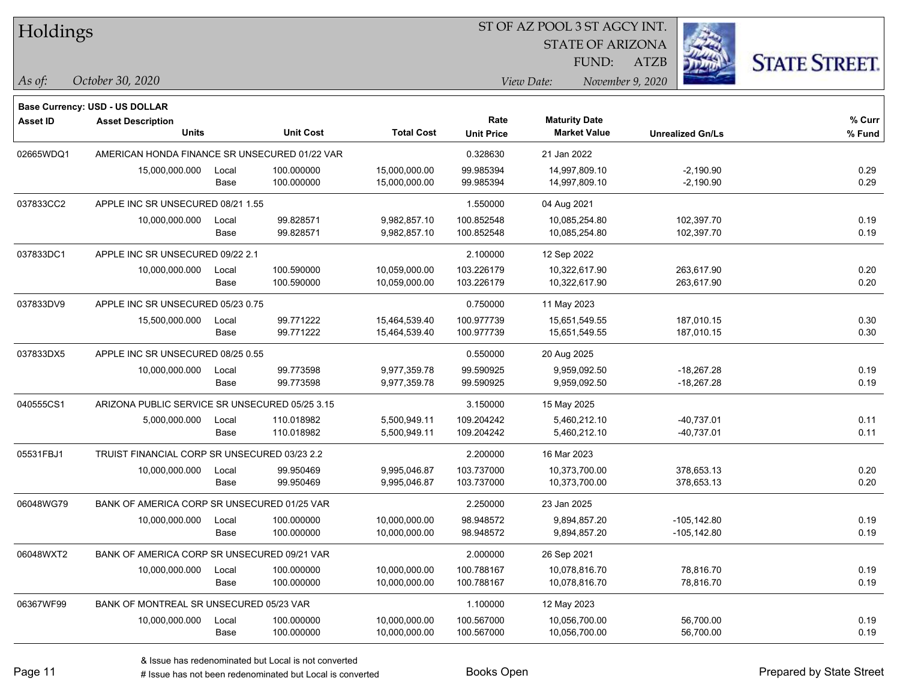# Holdings

ST OF AZ POOL 3 ST AGCY INT.
STATE OF ARIZONA
FUND: ATZB

*As of:* *October 30, 2020*

*View Date:* *November 9, 2020*

**Base Currency: USD - US DOLLAR**

| Asset ID | Asset Description / Units | | Unit Cost | Total Cost | Rate / Unit Price | Maturity Date / Market Value | Unrealized Gn/Ls | % Curr / % Fund |
|---|---|---|---|---|---|---|---|---|
| 02665WDQ1 | AMERICAN HONDA FINANCE SR UNSECURED 01/22 VAR | | | | 0.328630 | 21 Jan 2022 | | |
| | 15,000,000.000 | Local | 100.000000 | 15,000,000.00 | 99.985394 | 14,997,809.10 | -2,190.90 | 0.29 |
| | | Base | 100.000000 | 15,000,000.00 | 99.985394 | 14,997,809.10 | -2,190.90 | 0.29 |
| 037833CC2 | APPLE INC SR UNSECURED 08/21 1.55 | | | | 1.550000 | 04 Aug 2021 | | |
| | 10,000,000.000 | Local | 99.828571 | 9,982,857.10 | 100.852548 | 10,085,254.80 | 102,397.70 | 0.19 |
| | | Base | 99.828571 | 9,982,857.10 | 100.852548 | 10,085,254.80 | 102,397.70 | 0.19 |
| 037833DC1 | APPLE INC SR UNSECURED 09/22 2.1 | | | | 2.100000 | 12 Sep 2022 | | |
| | 10,000,000.000 | Local | 100.590000 | 10,059,000.00 | 103.226179 | 10,322,617.90 | 263,617.90 | 0.20 |
| | | Base | 100.590000 | 10,059,000.00 | 103.226179 | 10,322,617.90 | 263,617.90 | 0.20 |
| 037833DV9 | APPLE INC SR UNSECURED 05/23 0.75 | | | | 0.750000 | 11 May 2023 | | |
| | 15,500,000.000 | Local | 99.771222 | 15,464,539.40 | 100.977739 | 15,651,549.55 | 187,010.15 | 0.30 |
| | | Base | 99.771222 | 15,464,539.40 | 100.977739 | 15,651,549.55 | 187,010.15 | 0.30 |
| 037833DX5 | APPLE INC SR UNSECURED 08/25 0.55 | | | | 0.550000 | 20 Aug 2025 | | |
| | 10,000,000.000 | Local | 99.773598 | 9,977,359.78 | 99.590925 | 9,959,092.50 | -18,267.28 | 0.19 |
| | | Base | 99.773598 | 9,977,359.78 | 99.590925 | 9,959,092.50 | -18,267.28 | 0.19 |
| 040555CS1 | ARIZONA PUBLIC SERVICE SR UNSECURED 05/25 3.15 | | | | 3.150000 | 15 May 2025 | | |
| | 5,000,000.000 | Local | 110.018982 | 5,500,949.11 | 109.204242 | 5,460,212.10 | -40,737.01 | 0.11 |
| | | Base | 110.018982 | 5,500,949.11 | 109.204242 | 5,460,212.10 | -40,737.01 | 0.11 |
| 05531FBJ1 | TRUIST FINANCIAL CORP SR UNSECURED 03/23 2.2 | | | | 2.200000 | 16 Mar 2023 | | |
| | 10,000,000.000 | Local | 99.950469 | 9,995,046.87 | 103.737000 | 10,373,700.00 | 378,653.13 | 0.20 |
| | | Base | 99.950469 | 9,995,046.87 | 103.737000 | 10,373,700.00 | 378,653.13 | 0.20 |
| 06048WG79 | BANK OF AMERICA CORP SR UNSECURED 01/25 VAR | | | | 2.250000 | 23 Jan 2025 | | |
| | 10,000,000.000 | Local | 100.000000 | 10,000,000.00 | 98.948572 | 9,894,857.20 | -105,142.80 | 0.19 |
| | | Base | 100.000000 | 10,000,000.00 | 98.948572 | 9,894,857.20 | -105,142.80 | 0.19 |
| 06048WXT2 | BANK OF AMERICA CORP SR UNSECURED 09/21 VAR | | | | 2.000000 | 26 Sep 2021 | | |
| | 10,000,000.000 | Local | 100.000000 | 10,000,000.00 | 100.788167 | 10,078,816.70 | 78,816.70 | 0.19 |
| | | Base | 100.000000 | 10,000,000.00 | 100.788167 | 10,078,816.70 | 78,816.70 | 0.19 |
| 06367WF99 | BANK OF MONTREAL SR UNSECURED 05/23 VAR | | | | 1.100000 | 12 May 2023 | | |
| | 10,000,000.000 | Local | 100.000000 | 10,000,000.00 | 100.567000 | 10,056,700.00 | 56,700.00 | 0.19 |
| | | Base | 100.000000 | 10,000,000.00 | 100.567000 | 10,056,700.00 | 56,700.00 | 0.19 |

& Issue has redenominated but Local is not converted

# Issue has not been redenominated but Local is converted

Books Open

Prepared by State Street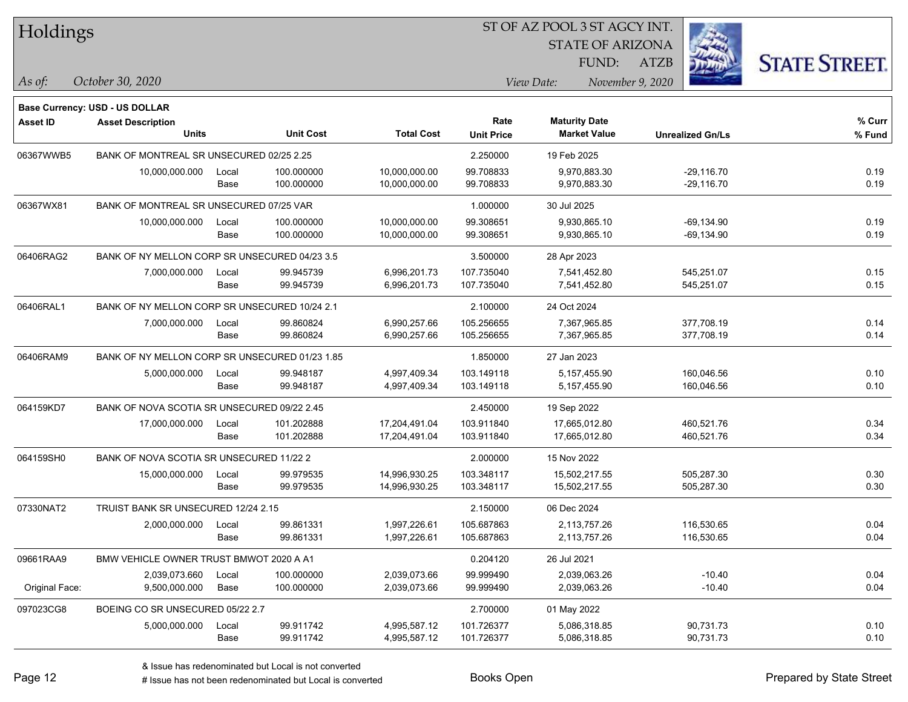# Holdings

ST OF AZ POOL 3 ST AGCY INT.
STATE OF ARIZONA
FUND: ATZB

*As of:* *October 30, 2020*
*View Date:* *November 9, 2020*

**Base Currency: USD - US DOLLAR**

| Asset ID | Asset Description / Units | | Unit Cost | Total Cost | Rate / Unit Price | Maturity Date / Market Value | Unrealized Gn/Ls | % Curr / % Fund |
|---|---|---|---|---|---|---|---|---|
| 06367WWB5 | BANK OF MONTREAL SR UNSECURED 02/25 2.25 | | | | 2.250000 | 19 Feb 2025 | | |
| | 10,000,000.000 | Local | 100.000000 | 10,000,000.00 | 99.708833 | 9,970,883.30 | -29,116.70 | 0.19 |
| | | Base | 100.000000 | 10,000,000.00 | 99.708833 | 9,970,883.30 | -29,116.70 | 0.19 |
| 06367WX81 | BANK OF MONTREAL SR UNSECURED 07/25 VAR | | | | 1.000000 | 30 Jul 2025 | | |
| | 10,000,000.000 | Local | 100.000000 | 10,000,000.00 | 99.308651 | 9,930,865.10 | -69,134.90 | 0.19 |
| | | Base | 100.000000 | 10,000,000.00 | 99.308651 | 9,930,865.10 | -69,134.90 | 0.19 |
| 06406RAG2 | BANK OF NY MELLON CORP SR UNSECURED 04/23 3.5 | | | | 3.500000 | 28 Apr 2023 | | |
| | 7,000,000.000 | Local | 99.945739 | 6,996,201.73 | 107.735040 | 7,541,452.80 | 545,251.07 | 0.15 |
| | | Base | 99.945739 | 6,996,201.73 | 107.735040 | 7,541,452.80 | 545,251.07 | 0.15 |
| 06406RAL1 | BANK OF NY MELLON CORP SR UNSECURED 10/24 2.1 | | | | 2.100000 | 24 Oct 2024 | | |
| | 7,000,000.000 | Local | 99.860824 | 6,990,257.66 | 105.256655 | 7,367,965.85 | 377,708.19 | 0.14 |
| | | Base | 99.860824 | 6,990,257.66 | 105.256655 | 7,367,965.85 | 377,708.19 | 0.14 |
| 06406RAM9 | BANK OF NY MELLON CORP SR UNSECURED 01/23 1.85 | | | | 1.850000 | 27 Jan 2023 | | |
| | 5,000,000.000 | Local | 99.948187 | 4,997,409.34 | 103.149118 | 5,157,455.90 | 160,046.56 | 0.10 |
| | | Base | 99.948187 | 4,997,409.34 | 103.149118 | 5,157,455.90 | 160,046.56 | 0.10 |
| 064159KD7 | BANK OF NOVA SCOTIA SR UNSECURED 09/22 2.45 | | | | 2.450000 | 19 Sep 2022 | | |
| | 17,000,000.000 | Local | 101.202888 | 17,204,491.04 | 103.911840 | 17,665,012.80 | 460,521.76 | 0.34 |
| | | Base | 101.202888 | 17,204,491.04 | 103.911840 | 17,665,012.80 | 460,521.76 | 0.34 |
| 064159SH0 | BANK OF NOVA SCOTIA SR UNSECURED 11/22 2 | | | | 2.000000 | 15 Nov 2022 | | |
| | 15,000,000.000 | Local | 99.979535 | 14,996,930.25 | 103.348117 | 15,502,217.55 | 505,287.30 | 0.30 |
| | | Base | 99.979535 | 14,996,930.25 | 103.348117 | 15,502,217.55 | 505,287.30 | 0.30 |
| 07330NAT2 | TRUIST BANK SR UNSECURED 12/24 2.15 | | | | 2.150000 | 06 Dec 2024 | | |
| | 2,000,000.000 | Local | 99.861331 | 1,997,226.61 | 105.687863 | 2,113,757.26 | 116,530.65 | 0.04 |
| | | Base | 99.861331 | 1,997,226.61 | 105.687863 | 2,113,757.26 | 116,530.65 | 0.04 |
| 09661RAA9 | BMW VEHICLE OWNER TRUST BMWOT 2020 A A1 | | | | 0.204120 | 26 Jul 2021 | | |
| | 2,039,073.660 | Local | 100.000000 | 2,039,073.66 | 99.999490 | 2,039,063.26 | -10.40 | 0.04 |
| Original Face: | 9,500,000.000 | Base | 100.000000 | 2,039,073.66 | 99.999490 | 2,039,063.26 | -10.40 | 0.04 |
| 097023CG8 | BOEING CO SR UNSECURED 05/22 2.7 | | | | 2.700000 | 01 May 2022 | | |
| | 5,000,000.000 | Local | 99.911742 | 4,995,587.12 | 101.726377 | 5,086,318.85 | 90,731.73 | 0.10 |
| | | Base | 99.911742 | 4,995,587.12 | 101.726377 | 5,086,318.85 | 90,731.73 | 0.10 |

& Issue has redenominated but Local is not converted
# Issue has not been redenominated but Local is converted

Books Open

Prepared by State Street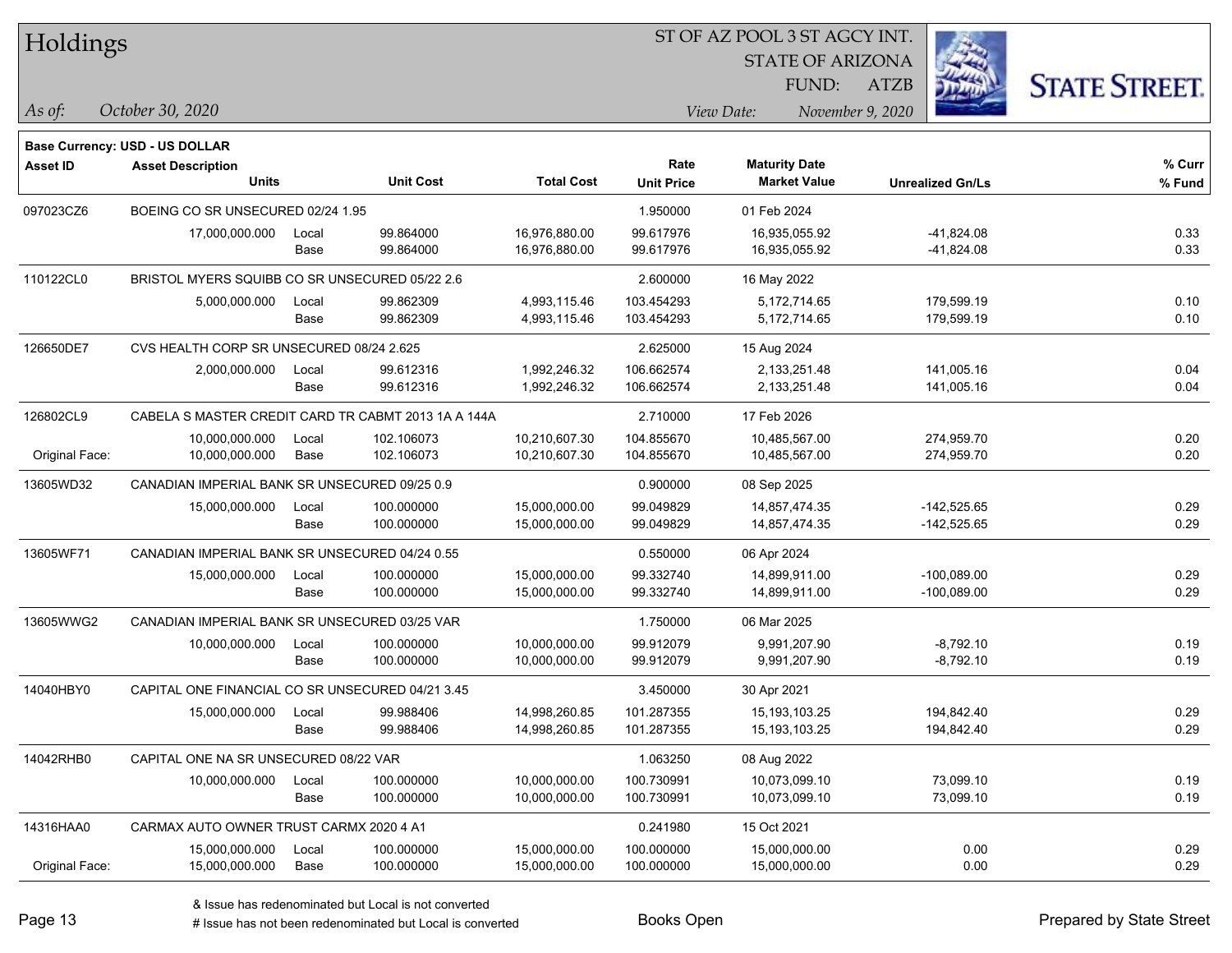# Holdings

ST OF AZ POOL 3 ST AGCY INT.
STATE OF ARIZONA
FUND: ATZB

*As of:* *October 30, 2020* *View Date:* *November 9, 2020*

**Base Currency: USD - US DOLLAR**

| Asset ID | Asset Description / Units | | Unit Cost | Total Cost | Rate / Unit Price | Maturity Date / Market Value | Unrealized Gn/Ls | % Curr / % Fund |
|---|---|---|---|---|---|---|---|---|
| 097023CZ6 | BOEING CO SR UNSECURED 02/24 1.95 | | | | 1.950000 | 01 Feb 2024 | | |
| | 17,000,000.000 | Local | 99.864000 | 16,976,880.00 | 99.617976 | 16,935,055.92 | -41,824.08 | 0.33 |
| | | Base | 99.864000 | 16,976,880.00 | 99.617976 | 16,935,055.92 | -41,824.08 | 0.33 |
| 110122CL0 | BRISTOL MYERS SQUIBB CO SR UNSECURED 05/22 2.6 | | | | 2.600000 | 16 May 2022 | | |
| | 5,000,000.000 | Local | 99.862309 | 4,993,115.46 | 103.454293 | 5,172,714.65 | 179,599.19 | 0.10 |
| | | Base | 99.862309 | 4,993,115.46 | 103.454293 | 5,172,714.65 | 179,599.19 | 0.10 |
| 126650DE7 | CVS HEALTH CORP SR UNSECURED 08/24 2.625 | | | | 2.625000 | 15 Aug 2024 | | |
| | 2,000,000.000 | Local | 99.612316 | 1,992,246.32 | 106.662574 | 2,133,251.48 | 141,005.16 | 0.04 |
| | | Base | 99.612316 | 1,992,246.32 | 106.662574 | 2,133,251.48 | 141,005.16 | 0.04 |
| 126802CL9 | CABELA S MASTER CREDIT CARD TR CABMT 2013 1A A 144A | | | | 2.710000 | 17 Feb 2026 | | |
| | 10,000,000.000 | Local | 102.106073 | 10,210,607.30 | 104.855670 | 10,485,567.00 | 274,959.70 | 0.20 |
| Original Face: | 10,000,000.000 | Base | 102.106073 | 10,210,607.30 | 104.855670 | 10,485,567.00 | 274,959.70 | 0.20 |
| 13605WD32 | CANADIAN IMPERIAL BANK SR UNSECURED 09/25 0.9 | | | | 0.900000 | 08 Sep 2025 | | |
| | 15,000,000.000 | Local | 100.000000 | 15,000,000.00 | 99.049829 | 14,857,474.35 | -142,525.65 | 0.29 |
| | | Base | 100.000000 | 15,000,000.00 | 99.049829 | 14,857,474.35 | -142,525.65 | 0.29 |
| 13605WF71 | CANADIAN IMPERIAL BANK SR UNSECURED 04/24 0.55 | | | | 0.550000 | 06 Apr 2024 | | |
| | 15,000,000.000 | Local | 100.000000 | 15,000,000.00 | 99.332740 | 14,899,911.00 | -100,089.00 | 0.29 |
| | | Base | 100.000000 | 15,000,000.00 | 99.332740 | 14,899,911.00 | -100,089.00 | 0.29 |
| 13605WWG2 | CANADIAN IMPERIAL BANK SR UNSECURED 03/25 VAR | | | | 1.750000 | 06 Mar 2025 | | |
| | 10,000,000.000 | Local | 100.000000 | 10,000,000.00 | 99.912079 | 9,991,207.90 | -8,792.10 | 0.19 |
| | | Base | 100.000000 | 10,000,000.00 | 99.912079 | 9,991,207.90 | -8,792.10 | 0.19 |
| 14040HBY0 | CAPITAL ONE FINANCIAL CO SR UNSECURED 04/21 3.45 | | | | 3.450000 | 30 Apr 2021 | | |
| | 15,000,000.000 | Local | 99.988406 | 14,998,260.85 | 101.287355 | 15,193,103.25 | 194,842.40 | 0.29 |
| | | Base | 99.988406 | 14,998,260.85 | 101.287355 | 15,193,103.25 | 194,842.40 | 0.29 |
| 14042RHB0 | CAPITAL ONE NA SR UNSECURED 08/22 VAR | | | | 1.063250 | 08 Aug 2022 | | |
| | 10,000,000.000 | Local | 100.000000 | 10,000,000.00 | 100.730991 | 10,073,099.10 | 73,099.10 | 0.19 |
| | | Base | 100.000000 | 10,000,000.00 | 100.730991 | 10,073,099.10 | 73,099.10 | 0.19 |
| 14316HAA0 | CARMAX AUTO OWNER TRUST CARMX 2020 4 A1 | | | | 0.241980 | 15 Oct 2021 | | |
| | 15,000,000.000 | Local | 100.000000 | 15,000,000.00 | 100.000000 | 15,000,000.00 | 0.00 | 0.29 |
| Original Face: | 15,000,000.000 | Base | 100.000000 | 15,000,000.00 | 100.000000 | 15,000,000.00 | 0.00 | 0.29 |

& Issue has redenominated but Local is not converted
# Issue has not been redenominated but Local is converted

Books Open

Prepared by State Street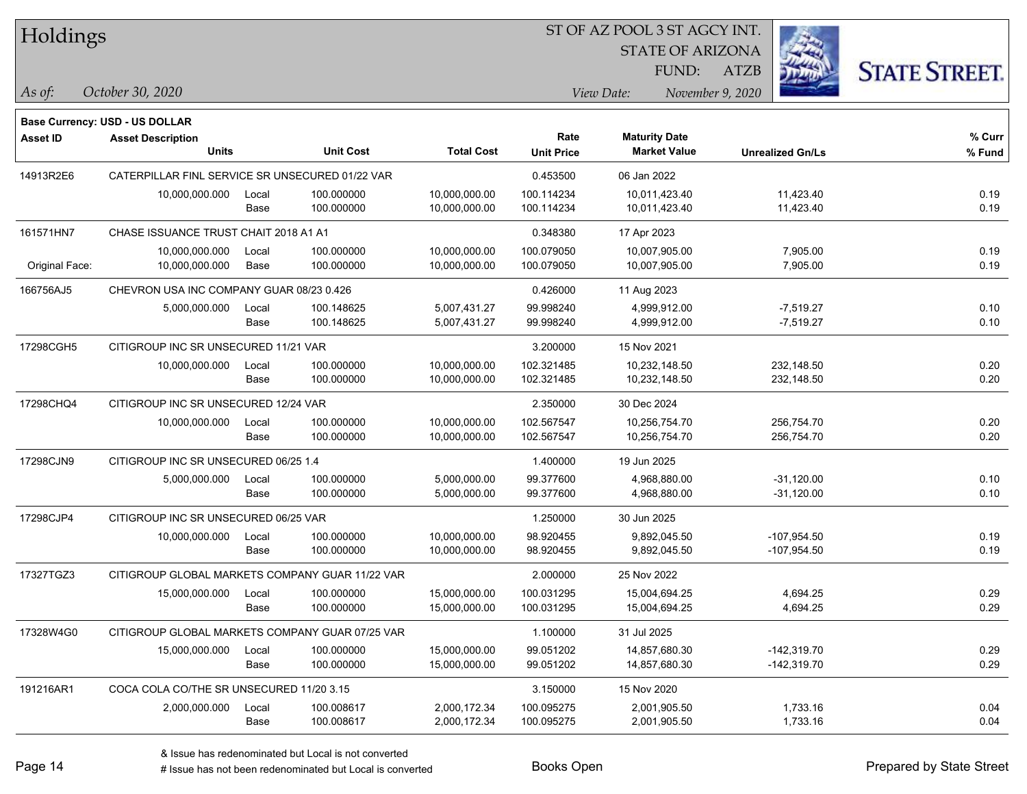# Holdings

ST OF AZ POOL 3 ST AGCY INT.
STATE OF ARIZONA
FUND: ATZB

*As of:* *October 30, 2020*
*View Date:* *November 9, 2020*

**Base Currency: USD - US DOLLAR**

| Asset ID | Asset Description / Units | | Unit Cost | Total Cost | Rate / Unit Price | Maturity Date / Market Value | Unrealized Gn/Ls | % Curr / % Fund |
|---|---|---|---|---|---|---|---|---|
| 14913R2E6 | CATERPILLAR FINL SERVICE SR UNSECURED 01/22 VAR | | | | 0.453500 | 06 Jan 2022 | | |
| | 10,000,000.000 | Local | 100.000000 | 10,000,000.00 | 100.114234 | 10,011,423.40 | 11,423.40 | 0.19 |
| | | Base | 100.000000 | 10,000,000.00 | 100.114234 | 10,011,423.40 | 11,423.40 | 0.19 |
| 161571HN7 | CHASE ISSUANCE TRUST CHAIT 2018 A1 A1 | | | | 0.348380 | 17 Apr 2023 | | |
| | 10,000,000.000 | Local | 100.000000 | 10,000,000.00 | 100.079050 | 10,007,905.00 | 7,905.00 | 0.19 |
| Original Face: | 10,000,000.000 | Base | 100.000000 | 10,000,000.00 | 100.079050 | 10,007,905.00 | 7,905.00 | 0.19 |
| 166756AJ5 | CHEVRON USA INC COMPANY GUAR 08/23 0.426 | | | | 0.426000 | 11 Aug 2023 | | |
| | 5,000,000.000 | Local | 100.148625 | 5,007,431.27 | 99.998240 | 4,999,912.00 | -7,519.27 | 0.10 |
| | | Base | 100.148625 | 5,007,431.27 | 99.998240 | 4,999,912.00 | -7,519.27 | 0.10 |
| 17298CGH5 | CITIGROUP INC SR UNSECURED 11/21 VAR | | | | 3.200000 | 15 Nov 2021 | | |
| | 10,000,000.000 | Local | 100.000000 | 10,000,000.00 | 102.321485 | 10,232,148.50 | 232,148.50 | 0.20 |
| | | Base | 100.000000 | 10,000,000.00 | 102.321485 | 10,232,148.50 | 232,148.50 | 0.20 |
| 17298CHQ4 | CITIGROUP INC SR UNSECURED 12/24 VAR | | | | 2.350000 | 30 Dec 2024 | | |
| | 10,000,000.000 | Local | 100.000000 | 10,000,000.00 | 102.567547 | 10,256,754.70 | 256,754.70 | 0.20 |
| | | Base | 100.000000 | 10,000,000.00 | 102.567547 | 10,256,754.70 | 256,754.70 | 0.20 |
| 17298CJN9 | CITIGROUP INC SR UNSECURED 06/25 1.4 | | | | 1.400000 | 19 Jun 2025 | | |
| | 5,000,000.000 | Local | 100.000000 | 5,000,000.00 | 99.377600 | 4,968,880.00 | -31,120.00 | 0.10 |
| | | Base | 100.000000 | 5,000,000.00 | 99.377600 | 4,968,880.00 | -31,120.00 | 0.10 |
| 17298CJP4 | CITIGROUP INC SR UNSECURED 06/25 VAR | | | | 1.250000 | 30 Jun 2025 | | |
| | 10,000,000.000 | Local | 100.000000 | 10,000,000.00 | 98.920455 | 9,892,045.50 | -107,954.50 | 0.19 |
| | | Base | 100.000000 | 10,000,000.00 | 98.920455 | 9,892,045.50 | -107,954.50 | 0.19 |
| 17327TGZ3 | CITIGROUP GLOBAL MARKETS COMPANY GUAR 11/22 VAR | | | | 2.000000 | 25 Nov 2022 | | |
| | 15,000,000.000 | Local | 100.000000 | 15,000,000.00 | 100.031295 | 15,004,694.25 | 4,694.25 | 0.29 |
| | | Base | 100.000000 | 15,000,000.00 | 100.031295 | 15,004,694.25 | 4,694.25 | 0.29 |
| 17328W4G0 | CITIGROUP GLOBAL MARKETS COMPANY GUAR 07/25 VAR | | | | 1.100000 | 31 Jul 2025 | | |
| | 15,000,000.000 | Local | 100.000000 | 15,000,000.00 | 99.051202 | 14,857,680.30 | -142,319.70 | 0.29 |
| | | Base | 100.000000 | 15,000,000.00 | 99.051202 | 14,857,680.30 | -142,319.70 | 0.29 |
| 191216AR1 | COCA COLA CO/THE SR UNSECURED 11/20 3.15 | | | | 3.150000 | 15 Nov 2020 | | |
| | 2,000,000.000 | Local | 100.008617 | 2,000,172.34 | 100.095275 | 2,001,905.50 | 1,733.16 | 0.04 |
| | | Base | 100.008617 | 2,000,172.34 | 100.095275 | 2,001,905.50 | 1,733.16 | 0.04 |

& Issue has redenominated but Local is not converted
# Issue has not been redenominated but Local is converted

Books Open

Prepared by State Street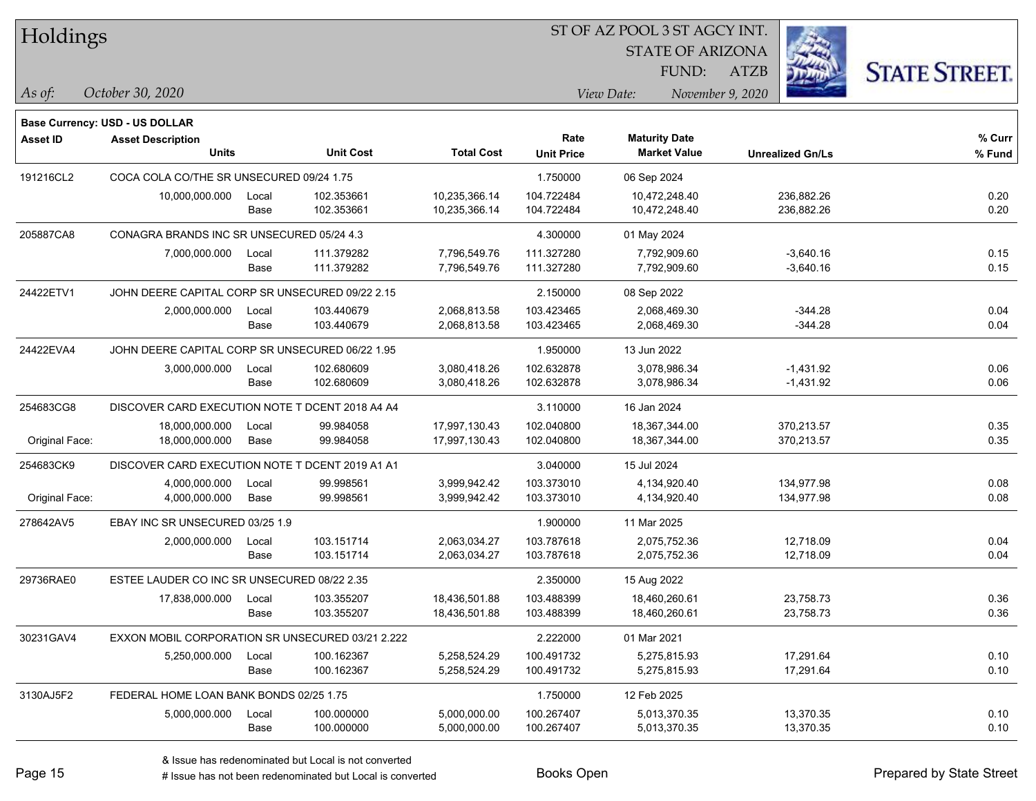# Holdings

ST OF AZ POOL 3 ST AGCY INT.
STATE OF ARIZONA
FUND: ATZB

*As of:* *October 30, 2020*
*View Date:* *November 9, 2020*

**Base Currency: USD - US DOLLAR**

| Asset ID | Asset Description / Units | | Unit Cost | Total Cost | Rate / Unit Price | Maturity Date / Market Value | Unrealized Gn/Ls | % Curr / % Fund |
|---|---|---|---|---|---|---|---|---|
| 191216CL2 | COCA COLA CO/THE SR UNSECURED 09/24 1.75 | | | | 1.750000 | 06 Sep 2024 | | |
| | 10,000,000.000 | Local | 102.353661 | 10,235,366.14 | 104.722484 | 10,472,248.40 | 236,882.26 | 0.20 |
| | | Base | 102.353661 | 10,235,366.14 | 104.722484 | 10,472,248.40 | 236,882.26 | 0.20 |
| 205887CA8 | CONAGRA BRANDS INC SR UNSECURED 05/24 4.3 | | | | 4.300000 | 01 May 2024 | | |
| | 7,000,000.000 | Local | 111.379282 | 7,796,549.76 | 111.327280 | 7,792,909.60 | -3,640.16 | 0.15 |
| | | Base | 111.379282 | 7,796,549.76 | 111.327280 | 7,792,909.60 | -3,640.16 | 0.15 |
| 24422ETV1 | JOHN DEERE CAPITAL CORP SR UNSECURED 09/22 2.15 | | | | 2.150000 | 08 Sep 2022 | | |
| | 2,000,000.000 | Local | 103.440679 | 2,068,813.58 | 103.423465 | 2,068,469.30 | -344.28 | 0.04 |
| | | Base | 103.440679 | 2,068,813.58 | 103.423465 | 2,068,469.30 | -344.28 | 0.04 |
| 24422EVA4 | JOHN DEERE CAPITAL CORP SR UNSECURED 06/22 1.95 | | | | 1.950000 | 13 Jun 2022 | | |
| | 3,000,000.000 | Local | 102.680609 | 3,080,418.26 | 102.632878 | 3,078,986.34 | -1,431.92 | 0.06 |
| | | Base | 102.680609 | 3,080,418.26 | 102.632878 | 3,078,986.34 | -1,431.92 | 0.06 |
| 254683CG8 | DISCOVER CARD EXECUTION NOTE T DCENT 2018 A4 A4 | | | | 3.110000 | 16 Jan 2024 | | |
| | 18,000,000.000 | Local | 99.984058 | 17,997,130.43 | 102.040800 | 18,367,344.00 | 370,213.57 | 0.35 |
| Original Face: | 18,000,000.000 | Base | 99.984058 | 17,997,130.43 | 102.040800 | 18,367,344.00 | 370,213.57 | 0.35 |
| 254683CK9 | DISCOVER CARD EXECUTION NOTE T DCENT 2019 A1 A1 | | | | 3.040000 | 15 Jul 2024 | | |
| | 4,000,000.000 | Local | 99.998561 | 3,999,942.42 | 103.373010 | 4,134,920.40 | 134,977.98 | 0.08 |
| Original Face: | 4,000,000.000 | Base | 99.998561 | 3,999,942.42 | 103.373010 | 4,134,920.40 | 134,977.98 | 0.08 |
| 278642AV5 | EBAY INC SR UNSECURED 03/25 1.9 | | | | 1.900000 | 11 Mar 2025 | | |
| | 2,000,000.000 | Local | 103.151714 | 2,063,034.27 | 103.787618 | 2,075,752.36 | 12,718.09 | 0.04 |
| | | Base | 103.151714 | 2,063,034.27 | 103.787618 | 2,075,752.36 | 12,718.09 | 0.04 |
| 29736RAE0 | ESTEE LAUDER CO INC SR UNSECURED 08/22 2.35 | | | | 2.350000 | 15 Aug 2022 | | |
| | 17,838,000.000 | Local | 103.355207 | 18,436,501.88 | 103.488399 | 18,460,260.61 | 23,758.73 | 0.36 |
| | | Base | 103.355207 | 18,436,501.88 | 103.488399 | 18,460,260.61 | 23,758.73 | 0.36 |
| 30231GAV4 | EXXON MOBIL CORPORATION SR UNSECURED 03/21 2.222 | | | | 2.222000 | 01 Mar 2021 | | |
| | 5,250,000.000 | Local | 100.162367 | 5,258,524.29 | 100.491732 | 5,275,815.93 | 17,291.64 | 0.10 |
| | | Base | 100.162367 | 5,258,524.29 | 100.491732 | 5,275,815.93 | 17,291.64 | 0.10 |
| 3130AJ5F2 | FEDERAL HOME LOAN BANK BONDS 02/25 1.75 | | | | 1.750000 | 12 Feb 2025 | | |
| | 5,000,000.000 | Local | 100.000000 | 5,000,000.00 | 100.267407 | 5,013,370.35 | 13,370.35 | 0.10 |
| | | Base | 100.000000 | 5,000,000.00 | 100.267407 | 5,013,370.35 | 13,370.35 | 0.10 |

& Issue has redenominated but Local is not converted

# Issue has not been redenominated but Local is converted

Books Open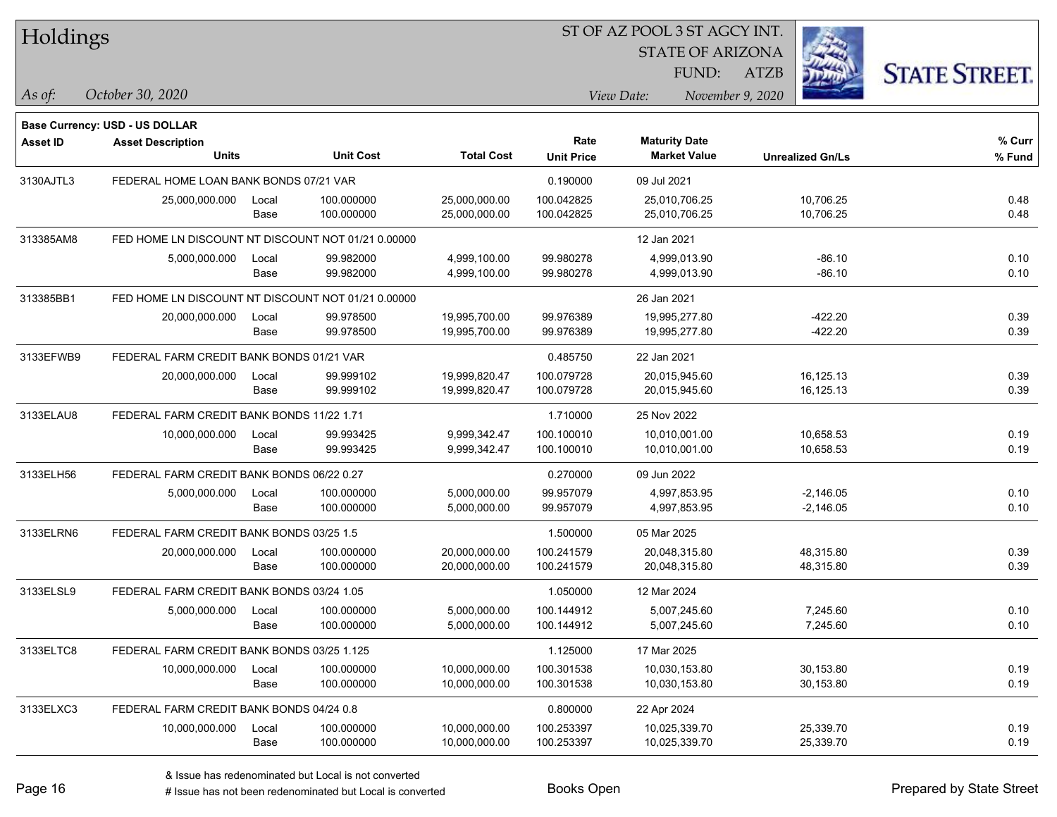# Holdings

ST OF AZ POOL 3 ST AGCY INT.
STATE OF ARIZONA
FUND: ATZB

*As of:* October 30, 2020

*View Date:* November 9, 2020

**Base Currency: USD - US DOLLAR**

| Asset ID | Asset Description / Units | | Unit Cost | Total Cost | Rate / Unit Price | Maturity Date / Market Value | Unrealized Gn/Ls | % Curr / % Fund |
|---|---|---|---|---|---|---|---|---|
| 3130AJTL3 | FEDERAL HOME LOAN BANK BONDS 07/21 VAR | | | | 0.190000 | 09 Jul 2021 | | |
| | 25,000,000.000 | Local | 100.000000 | 25,000,000.00 | 100.042825 | 25,010,706.25 | 10,706.25 | 0.48 |
| | | Base | 100.000000 | 25,000,000.00 | 100.042825 | 25,010,706.25 | 10,706.25 | 0.48 |
| 313385AM8 | FED HOME LN DISCOUNT NT DISCOUNT NOT 01/21 0.00000 | | | | | 12 Jan 2021 | | |
| | 5,000,000.000 | Local | 99.982000 | 4,999,100.00 | 99.980278 | 4,999,013.90 | -86.10 | 0.10 |
| | | Base | 99.982000 | 4,999,100.00 | 99.980278 | 4,999,013.90 | -86.10 | 0.10 |
| 313385BB1 | FED HOME LN DISCOUNT NT DISCOUNT NOT 01/21 0.00000 | | | | | 26 Jan 2021 | | |
| | 20,000,000.000 | Local | 99.978500 | 19,995,700.00 | 99.976389 | 19,995,277.80 | -422.20 | 0.39 |
| | | Base | 99.978500 | 19,995,700.00 | 99.976389 | 19,995,277.80 | -422.20 | 0.39 |
| 3133EFWB9 | FEDERAL FARM CREDIT BANK BONDS 01/21 VAR | | | | 0.485750 | 22 Jan 2021 | | |
| | 20,000,000.000 | Local | 99.999102 | 19,999,820.47 | 100.079728 | 20,015,945.60 | 16,125.13 | 0.39 |
| | | Base | 99.999102 | 19,999,820.47 | 100.079728 | 20,015,945.60 | 16,125.13 | 0.39 |
| 3133ELAU8 | FEDERAL FARM CREDIT BANK BONDS 11/22 1.71 | | | | 1.710000 | 25 Nov 2022 | | |
| | 10,000,000.000 | Local | 99.993425 | 9,999,342.47 | 100.100010 | 10,010,001.00 | 10,658.53 | 0.19 |
| | | Base | 99.993425 | 9,999,342.47 | 100.100010 | 10,010,001.00 | 10,658.53 | 0.19 |
| 3133ELH56 | FEDERAL FARM CREDIT BANK BONDS 06/22 0.27 | | | | 0.270000 | 09 Jun 2022 | | |
| | 5,000,000.000 | Local | 100.000000 | 5,000,000.00 | 99.957079 | 4,997,853.95 | -2,146.05 | 0.10 |
| | | Base | 100.000000 | 5,000,000.00 | 99.957079 | 4,997,853.95 | -2,146.05 | 0.10 |
| 3133ELRN6 | FEDERAL FARM CREDIT BANK BONDS 03/25 1.5 | | | | 1.500000 | 05 Mar 2025 | | |
| | 20,000,000.000 | Local | 100.000000 | 20,000,000.00 | 100.241579 | 20,048,315.80 | 48,315.80 | 0.39 |
| | | Base | 100.000000 | 20,000,000.00 | 100.241579 | 20,048,315.80 | 48,315.80 | 0.39 |
| 3133ELSL9 | FEDERAL FARM CREDIT BANK BONDS 03/24 1.05 | | | | 1.050000 | 12 Mar 2024 | | |
| | 5,000,000.000 | Local | 100.000000 | 5,000,000.00 | 100.144912 | 5,007,245.60 | 7,245.60 | 0.10 |
| | | Base | 100.000000 | 5,000,000.00 | 100.144912 | 5,007,245.60 | 7,245.60 | 0.10 |
| 3133ELTC8 | FEDERAL FARM CREDIT BANK BONDS 03/25 1.125 | | | | 1.125000 | 17 Mar 2025 | | |
| | 10,000,000.000 | Local | 100.000000 | 10,000,000.00 | 100.301538 | 10,030,153.80 | 30,153.80 | 0.19 |
| | | Base | 100.000000 | 10,000,000.00 | 100.301538 | 10,030,153.80 | 30,153.80 | 0.19 |
| 3133ELXC3 | FEDERAL FARM CREDIT BANK BONDS 04/24 0.8 | | | | 0.800000 | 22 Apr 2024 | | |
| | 10,000,000.000 | Local | 100.000000 | 10,000,000.00 | 100.253397 | 10,025,339.70 | 25,339.70 | 0.19 |
| | | Base | 100.000000 | 10,000,000.00 | 100.253397 | 10,025,339.70 | 25,339.70 | 0.19 |

& Issue has redenominated but Local is not converted
# Issue has not been redenominated but Local is converted

Books Open

Prepared by State Street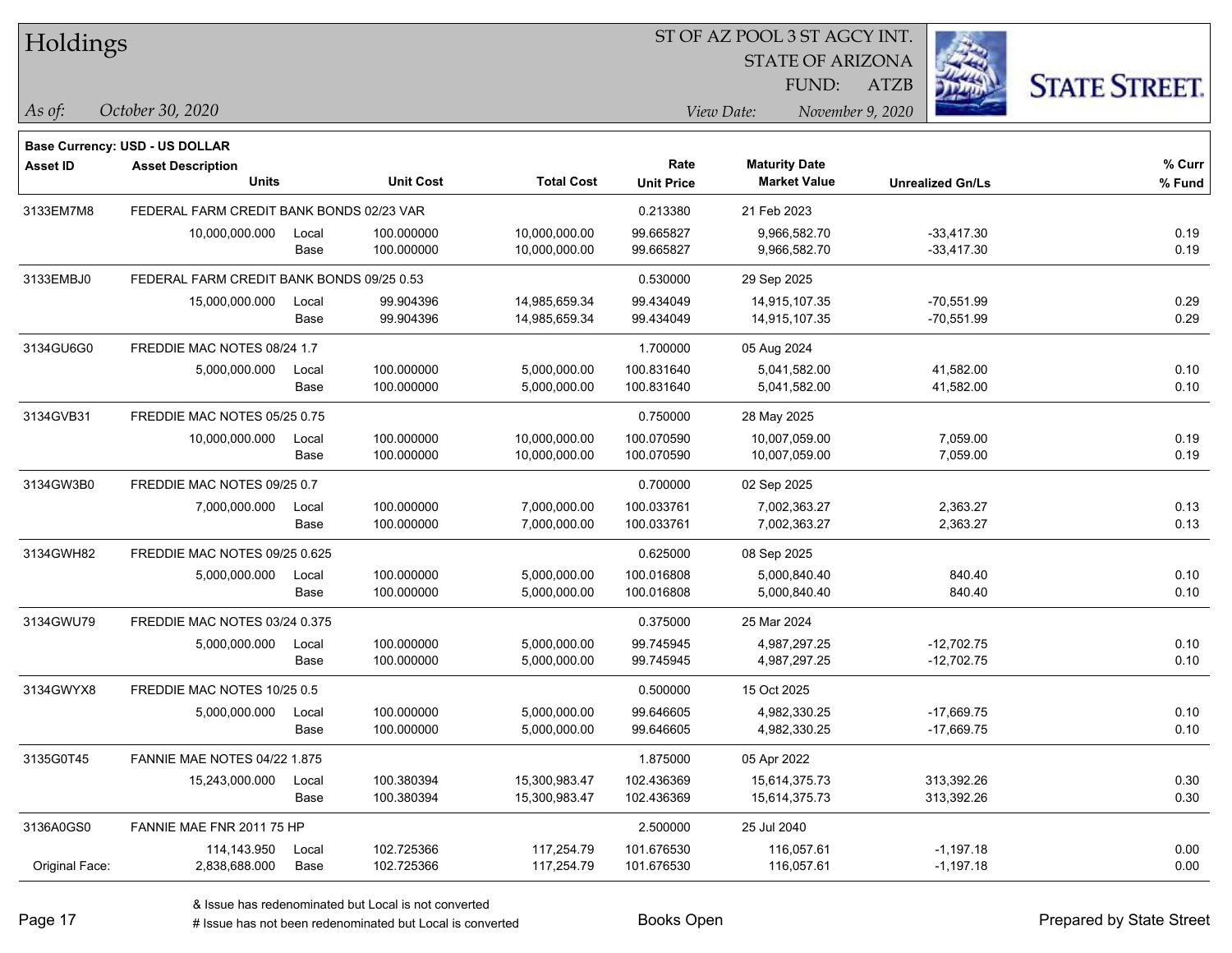# Holdings

ST OF AZ POOL 3 ST AGCY INT.
STATE OF ARIZONA
FUND: ATZB

*As of:* *October 30, 2020*

*View Date:* *November 9, 2020*

**Base Currency: USD - US DOLLAR**

| Asset ID | Asset Description / Units | | Unit Cost | Total Cost | Rate / Unit Price | Maturity Date / Market Value | Unrealized Gn/Ls | % Curr / % Fund |
|---|---|---|---|---|---|---|---|---|
| 3133EM7M8 | FEDERAL FARM CREDIT BANK BONDS 02/23 VAR | | | | 0.213380 | 21 Feb 2023 | | |
| | 10,000,000.000 | Local | 100.000000 | 10,000,000.00 | 99.665827 | 9,966,582.70 | -33,417.30 | 0.19 |
| | | Base | 100.000000 | 10,000,000.00 | 99.665827 | 9,966,582.70 | -33,417.30 | 0.19 |
| 3133EMBJ0 | FEDERAL FARM CREDIT BANK BONDS 09/25 0.53 | | | | 0.530000 | 29 Sep 2025 | | |
| | 15,000,000.000 | Local | 99.904396 | 14,985,659.34 | 99.434049 | 14,915,107.35 | -70,551.99 | 0.29 |
| | | Base | 99.904396 | 14,985,659.34 | 99.434049 | 14,915,107.35 | -70,551.99 | 0.29 |
| 3134GU6G0 | FREDDIE MAC NOTES 08/24 1.7 | | | | 1.700000 | 05 Aug 2024 | | |
| | 5,000,000.000 | Local | 100.000000 | 5,000,000.00 | 100.831640 | 5,041,582.00 | 41,582.00 | 0.10 |
| | | Base | 100.000000 | 5,000,000.00 | 100.831640 | 5,041,582.00 | 41,582.00 | 0.10 |
| 3134GVB31 | FREDDIE MAC NOTES 05/25 0.75 | | | | 0.750000 | 28 May 2025 | | |
| | 10,000,000.000 | Local | 100.000000 | 10,000,000.00 | 100.070590 | 10,007,059.00 | 7,059.00 | 0.19 |
| | | Base | 100.000000 | 10,000,000.00 | 100.070590 | 10,007,059.00 | 7,059.00 | 0.19 |
| 3134GW3B0 | FREDDIE MAC NOTES 09/25 0.7 | | | | 0.700000 | 02 Sep 2025 | | |
| | 7,000,000.000 | Local | 100.000000 | 7,000,000.00 | 100.033761 | 7,002,363.27 | 2,363.27 | 0.13 |
| | | Base | 100.000000 | 7,000,000.00 | 100.033761 | 7,002,363.27 | 2,363.27 | 0.13 |
| 3134GWH82 | FREDDIE MAC NOTES 09/25 0.625 | | | | 0.625000 | 08 Sep 2025 | | |
| | 5,000,000.000 | Local | 100.000000 | 5,000,000.00 | 100.016808 | 5,000,840.40 | 840.40 | 0.10 |
| | | Base | 100.000000 | 5,000,000.00 | 100.016808 | 5,000,840.40 | 840.40 | 0.10 |
| 3134GWU79 | FREDDIE MAC NOTES 03/24 0.375 | | | | 0.375000 | 25 Mar 2024 | | |
| | 5,000,000.000 | Local | 100.000000 | 5,000,000.00 | 99.745945 | 4,987,297.25 | -12,702.75 | 0.10 |
| | | Base | 100.000000 | 5,000,000.00 | 99.745945 | 4,987,297.25 | -12,702.75 | 0.10 |
| 3134GWYX8 | FREDDIE MAC NOTES 10/25 0.5 | | | | 0.500000 | 15 Oct 2025 | | |
| | 5,000,000.000 | Local | 100.000000 | 5,000,000.00 | 99.646605 | 4,982,330.25 | -17,669.75 | 0.10 |
| | | Base | 100.000000 | 5,000,000.00 | 99.646605 | 4,982,330.25 | -17,669.75 | 0.10 |
| 3135G0T45 | FANNIE MAE NOTES 04/22 1.875 | | | | 1.875000 | 05 Apr 2022 | | |
| | 15,243,000.000 | Local | 100.380394 | 15,300,983.47 | 102.436369 | 15,614,375.73 | 313,392.26 | 0.30 |
| | | Base | 100.380394 | 15,300,983.47 | 102.436369 | 15,614,375.73 | 313,392.26 | 0.30 |
| 3136A0GS0 | FANNIE MAE FNR 2011 75 HP | | | | 2.500000 | 25 Jul 2040 | | |
| | 114,143.950 | Local | 102.725366 | 117,254.79 | 101.676530 | 116,057.61 | -1,197.18 | 0.00 |
| Original Face: | 2,838,688.000 | Base | 102.725366 | 117,254.79 | 101.676530 | 116,057.61 | -1,197.18 | 0.00 |

& Issue has redenominated but Local is not converted

# Issue has not been redenominated but Local is converted

Books Open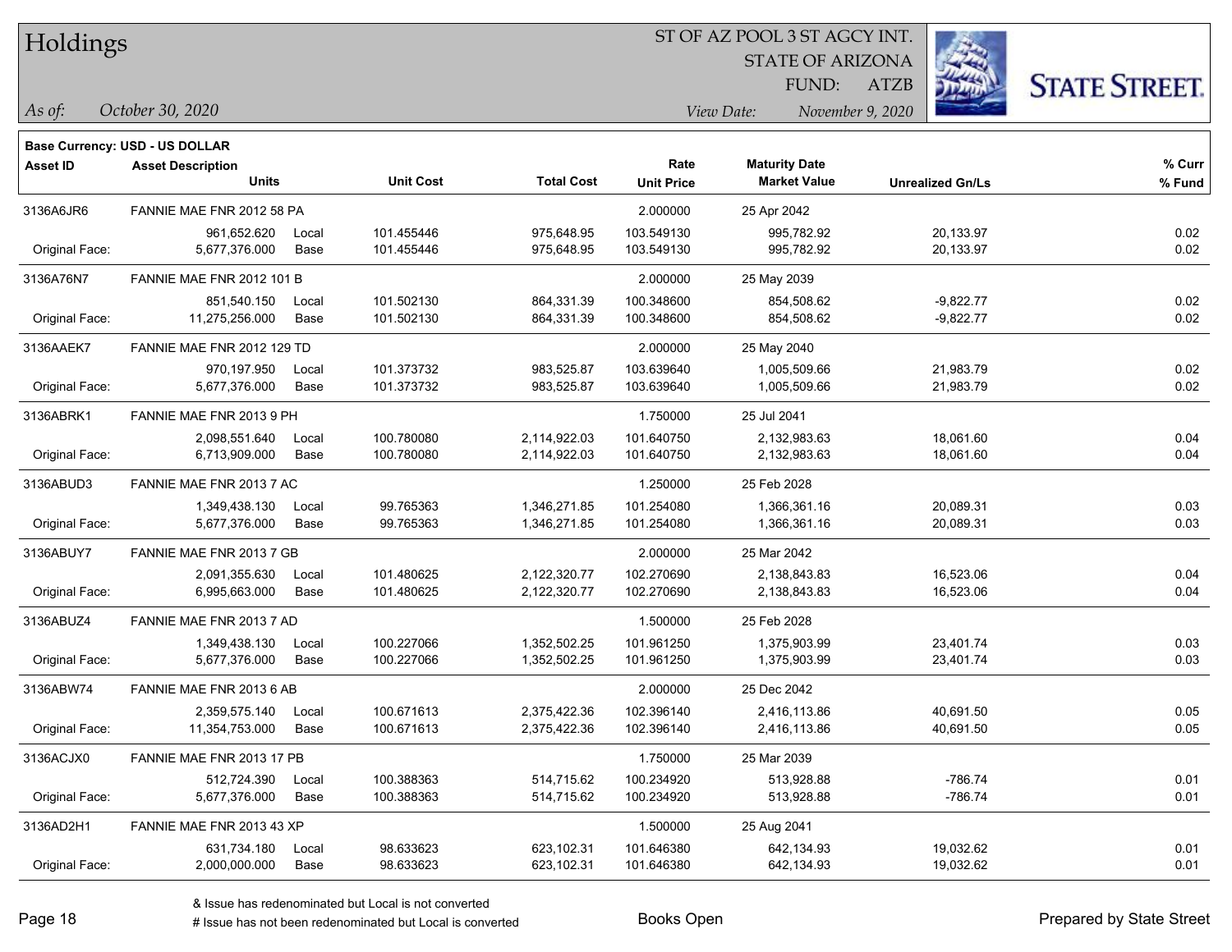**Base Currency: USD - US DOLLAR**

| Asset ID | Asset Description / Units | | Unit Cost | Total Cost | Rate / Unit Price | Maturity Date / Market Value | Unrealized Gn/Ls | % Curr / % Fund |
|---|---|---|---|---|---|---|---|---|
| 3136A6JR6 | FANNIE MAE FNR 2012 58 PA | | | | 2.000000 | 25 Apr 2042 | | |
| | 961,652.620 | Local | 101.455446 | 975,648.95 | 103.549130 | 995,782.92 | 20,133.97 | 0.02 |
| Original Face: | 5,677,376.000 | Base | 101.455446 | 975,648.95 | 103.549130 | 995,782.92 | 20,133.97 | 0.02 |
| 3136A76N7 | FANNIE MAE FNR 2012 101 B | | | | 2.000000 | 25 May 2039 | | |
| | 851,540.150 | Local | 101.502130 | 864,331.39 | 100.348600 | 854,508.62 | -9,822.77 | 0.02 |
| Original Face: | 11,275,256.000 | Base | 101.502130 | 864,331.39 | 100.348600 | 854,508.62 | -9,822.77 | 0.02 |
| 3136AAEK7 | FANNIE MAE FNR 2012 129 TD | | | | 2.000000 | 25 May 2040 | | |
| | 970,197.950 | Local | 101.373732 | 983,525.87 | 103.639640 | 1,005,509.66 | 21,983.79 | 0.02 |
| Original Face: | 5,677,376.000 | Base | 101.373732 | 983,525.87 | 103.639640 | 1,005,509.66 | 21,983.79 | 0.02 |
| 3136ABRK1 | FANNIE MAE FNR 2013 9 PH | | | | 1.750000 | 25 Jul 2041 | | |
| | 2,098,551.640 | Local | 100.780080 | 2,114,922.03 | 101.640750 | 2,132,983.63 | 18,061.60 | 0.04 |
| Original Face: | 6,713,909.000 | Base | 100.780080 | 2,114,922.03 | 101.640750 | 2,132,983.63 | 18,061.60 | 0.04 |
| 3136ABUD3 | FANNIE MAE FNR 2013 7 AC | | | | 1.250000 | 25 Feb 2028 | | |
| | 1,349,438.130 | Local | 99.765363 | 1,346,271.85 | 101.254080 | 1,366,361.16 | 20,089.31 | 0.03 |
| Original Face: | 5,677,376.000 | Base | 99.765363 | 1,346,271.85 | 101.254080 | 1,366,361.16 | 20,089.31 | 0.03 |
| 3136ABUY7 | FANNIE MAE FNR 2013 7 GB | | | | 2.000000 | 25 Mar 2042 | | |
| | 2,091,355.630 | Local | 101.480625 | 2,122,320.77 | 102.270690 | 2,138,843.83 | 16,523.06 | 0.04 |
| Original Face: | 6,995,663.000 | Base | 101.480625 | 2,122,320.77 | 102.270690 | 2,138,843.83 | 16,523.06 | 0.04 |
| 3136ABUZ4 | FANNIE MAE FNR 2013 7 AD | | | | 1.500000 | 25 Feb 2028 | | |
| | 1,349,438.130 | Local | 100.227066 | 1,352,502.25 | 101.961250 | 1,375,903.99 | 23,401.74 | 0.03 |
| Original Face: | 5,677,376.000 | Base | 100.227066 | 1,352,502.25 | 101.961250 | 1,375,903.99 | 23,401.74 | 0.03 |
| 3136ABW74 | FANNIE MAE FNR 2013 6 AB | | | | 2.000000 | 25 Dec 2042 | | |
| | 2,359,575.140 | Local | 100.671613 | 2,375,422.36 | 102.396140 | 2,416,113.86 | 40,691.50 | 0.05 |
| Original Face: | 11,354,753.000 | Base | 100.671613 | 2,375,422.36 | 102.396140 | 2,416,113.86 | 40,691.50 | 0.05 |
| 3136ACJX0 | FANNIE MAE FNR 2013 17 PB | | | | 1.750000 | 25 Mar 2039 | | |
| | 512,724.390 | Local | 100.388363 | 514,715.62 | 100.234920 | 513,928.88 | -786.74 | 0.01 |
| Original Face: | 5,677,376.000 | Base | 100.388363 | 514,715.62 | 100.234920 | 513,928.88 | -786.74 | 0.01 |
| 3136AD2H1 | FANNIE MAE FNR 2013 43 XP | | | | 1.500000 | 25 Aug 2041 | | |
| | 631,734.180 | Local | 98.633623 | 623,102.31 | 101.646380 | 642,134.93 | 19,032.62 | 0.01 |
| Original Face: | 2,000,000.000 | Base | 98.633623 | 623,102.31 | 101.646380 | 642,134.93 | 19,032.62 | 0.01 |

& Issue has redenominated but Local is not converted

# Issue has not been redenominated but Local is converted

Books Open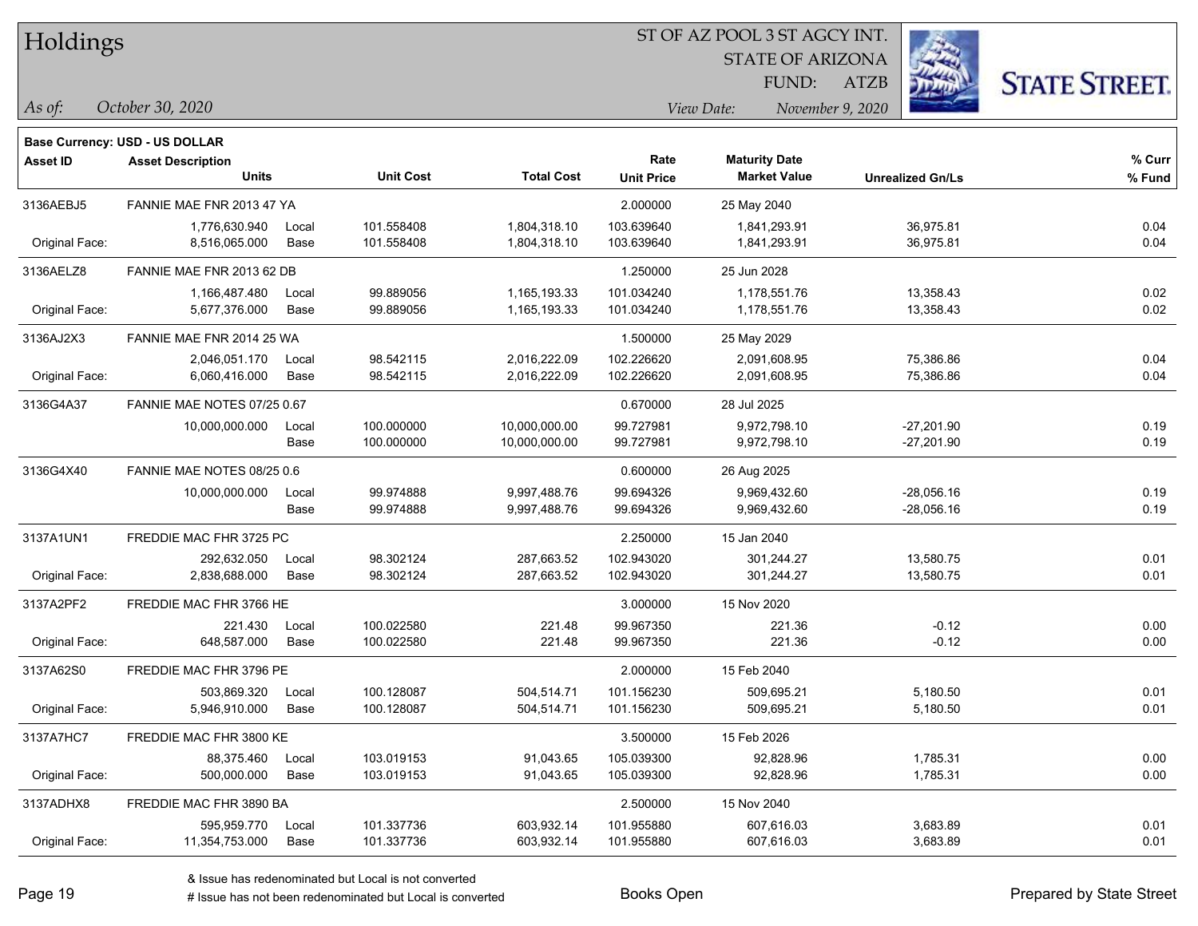# Holdings

ST OF AZ POOL 3 ST AGCY INT.
STATE OF ARIZONA
FUND: ATZB

*As of:* *October 30, 2020*
*View Date:* *November 9, 2020*

**Base Currency: USD - US DOLLAR**

| Asset ID | Asset Description / Units | | Unit Cost | Total Cost | Rate / Unit Price | Maturity Date / Market Value | Unrealized Gn/Ls | % Curr / % Fund |
|---|---|---|---|---|---|---|---|---|
| 3136AEBJ5 | FANNIE MAE FNR 2013 47 YA | | | | 2.000000 | 25 May 2040 | | |
| | 1,776,630.940 | Local | 101.558408 | 1,804,318.10 | 103.639640 | 1,841,293.91 | 36,975.81 | 0.04 |
| Original Face: | 8,516,065.000 | Base | 101.558408 | 1,804,318.10 | 103.639640 | 1,841,293.91 | 36,975.81 | 0.04 |
| 3136AELZ8 | FANNIE MAE FNR 2013 62 DB | | | | 1.250000 | 25 Jun 2028 | | |
| | 1,166,487.480 | Local | 99.889056 | 1,165,193.33 | 101.034240 | 1,178,551.76 | 13,358.43 | 0.02 |
| Original Face: | 5,677,376.000 | Base | 99.889056 | 1,165,193.33 | 101.034240 | 1,178,551.76 | 13,358.43 | 0.02 |
| 3136AJ2X3 | FANNIE MAE FNR 2014 25 WA | | | | 1.500000 | 25 May 2029 | | |
| | 2,046,051.170 | Local | 98.542115 | 2,016,222.09 | 102.226620 | 2,091,608.95 | 75,386.86 | 0.04 |
| Original Face: | 6,060,416.000 | Base | 98.542115 | 2,016,222.09 | 102.226620 | 2,091,608.95 | 75,386.86 | 0.04 |
| 3136G4A37 | FANNIE MAE NOTES 07/25 0.67 | | | | 0.670000 | 28 Jul 2025 | | |
| | 10,000,000.000 | Local | 100.000000 | 10,000,000.00 | 99.727981 | 9,972,798.10 | -27,201.90 | 0.19 |
| | | Base | 100.000000 | 10,000,000.00 | 99.727981 | 9,972,798.10 | -27,201.90 | 0.19 |
| 3136G4X40 | FANNIE MAE NOTES 08/25 0.6 | | | | 0.600000 | 26 Aug 2025 | | |
| | 10,000,000.000 | Local | 99.974888 | 9,997,488.76 | 99.694326 | 9,969,432.60 | -28,056.16 | 0.19 |
| | | Base | 99.974888 | 9,997,488.76 | 99.694326 | 9,969,432.60 | -28,056.16 | 0.19 |
| 3137A1UN1 | FREDDIE MAC FHR 3725 PC | | | | 2.250000 | 15 Jan 2040 | | |
| | 292,632.050 | Local | 98.302124 | 287,663.52 | 102.943020 | 301,244.27 | 13,580.75 | 0.01 |
| Original Face: | 2,838,688.000 | Base | 98.302124 | 287,663.52 | 102.943020 | 301,244.27 | 13,580.75 | 0.01 |
| 3137A2PF2 | FREDDIE MAC FHR 3766 HE | | | | 3.000000 | 15 Nov 2020 | | |
| | 221.430 | Local | 100.022580 | 221.48 | 99.967350 | 221.36 | -0.12 | 0.00 |
| Original Face: | 648,587.000 | Base | 100.022580 | 221.48 | 99.967350 | 221.36 | -0.12 | 0.00 |
| 3137A62S0 | FREDDIE MAC FHR 3796 PE | | | | 2.000000 | 15 Feb 2040 | | |
| | 503,869.320 | Local | 100.128087 | 504,514.71 | 101.156230 | 509,695.21 | 5,180.50 | 0.01 |
| Original Face: | 5,946,910.000 | Base | 100.128087 | 504,514.71 | 101.156230 | 509,695.21 | 5,180.50 | 0.01 |
| 3137A7HC7 | FREDDIE MAC FHR 3800 KE | | | | 3.500000 | 15 Feb 2026 | | |
| | 88,375.460 | Local | 103.019153 | 91,043.65 | 105.039300 | 92,828.96 | 1,785.31 | 0.00 |
| Original Face: | 500,000.000 | Base | 103.019153 | 91,043.65 | 105.039300 | 92,828.96 | 1,785.31 | 0.00 |
| 3137ADHX8 | FREDDIE MAC FHR 3890 BA | | | | 2.500000 | 15 Nov 2040 | | |
| | 595,959.770 | Local | 101.337736 | 603,932.14 | 101.955880 | 607,616.03 | 3,683.89 | 0.01 |
| Original Face: | 11,354,753.000 | Base | 101.337736 | 603,932.14 | 101.955880 | 607,616.03 | 3,683.89 | 0.01 |

& Issue has redenominated but Local is not converted

# Issue has not been redenominated but Local is converted

Books Open

Prepared by State Street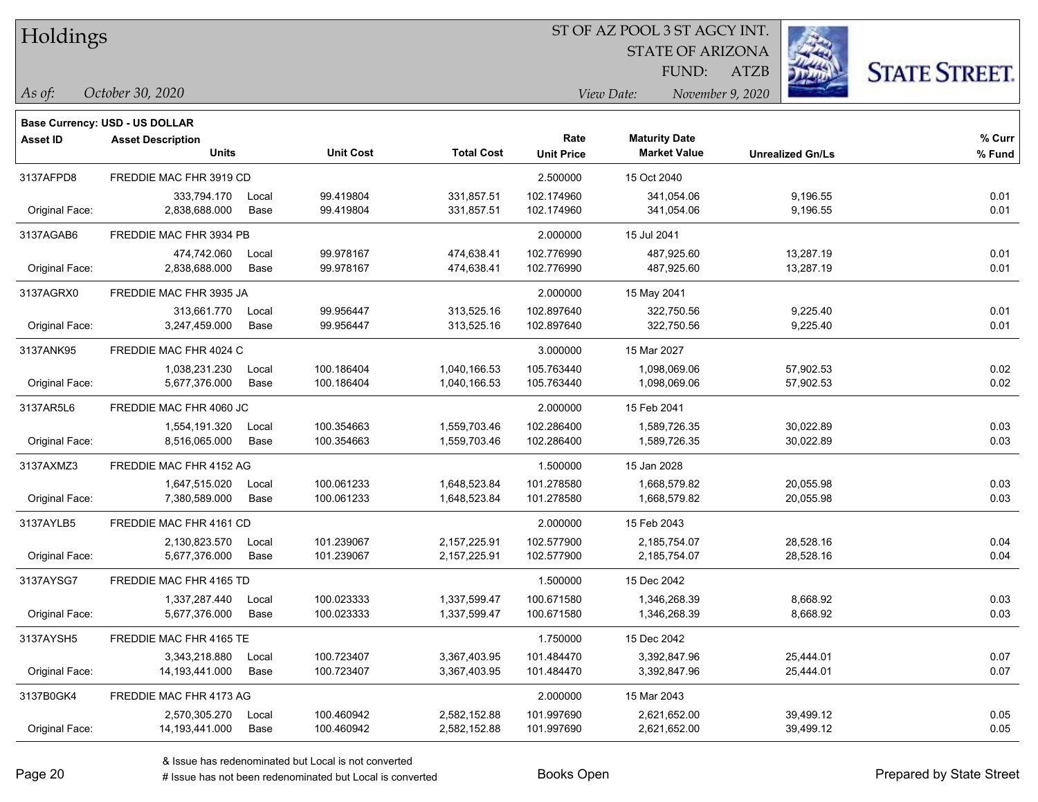# Holdings

ST OF AZ POOL 3 ST AGCY INT.
STATE OF ARIZONA
FUND: ATZB

*As of:* *October 30, 2020*
*View Date:* *November 9, 2020*

**Base Currency: USD - US DOLLAR**

| Asset ID | Asset Description / Units | | Unit Cost | Total Cost | Rate / Unit Price | Maturity Date / Market Value | Unrealized Gn/Ls | % Curr / % Fund |
|---|---|---|---|---|---|---|---|---|
| 3137AFPD8 | FREDDIE MAC FHR 3919 CD | | | | 2.500000 | 15 Oct 2040 | | |
| | 333,794.170 | Local | 99.419804 | 331,857.51 | 102.174960 | 341,054.06 | 9,196.55 | 0.01 |
| Original Face: | 2,838,688.000 | Base | 99.419804 | 331,857.51 | 102.174960 | 341,054.06 | 9,196.55 | 0.01 |
| 3137AGAB6 | FREDDIE MAC FHR 3934 PB | | | | 2.000000 | 15 Jul 2041 | | |
| | 474,742.060 | Local | 99.978167 | 474,638.41 | 102.776990 | 487,925.60 | 13,287.19 | 0.01 |
| Original Face: | 2,838,688.000 | Base | 99.978167 | 474,638.41 | 102.776990 | 487,925.60 | 13,287.19 | 0.01 |
| 3137AGRX0 | FREDDIE MAC FHR 3935 JA | | | | 2.000000 | 15 May 2041 | | |
| | 313,661.770 | Local | 99.956447 | 313,525.16 | 102.897640 | 322,750.56 | 9,225.40 | 0.01 |
| Original Face: | 3,247,459.000 | Base | 99.956447 | 313,525.16 | 102.897640 | 322,750.56 | 9,225.40 | 0.01 |
| 3137ANK95 | FREDDIE MAC FHR 4024 C | | | | 3.000000 | 15 Mar 2027 | | |
| | 1,038,231.230 | Local | 100.186404 | 1,040,166.53 | 105.763440 | 1,098,069.06 | 57,902.53 | 0.02 |
| Original Face: | 5,677,376.000 | Base | 100.186404 | 1,040,166.53 | 105.763440 | 1,098,069.06 | 57,902.53 | 0.02 |
| 3137AR5L6 | FREDDIE MAC FHR 4060 JC | | | | 2.000000 | 15 Feb 2041 | | |
| | 1,554,191.320 | Local | 100.354663 | 1,559,703.46 | 102.286400 | 1,589,726.35 | 30,022.89 | 0.03 |
| Original Face: | 8,516,065.000 | Base | 100.354663 | 1,559,703.46 | 102.286400 | 1,589,726.35 | 30,022.89 | 0.03 |
| 3137AXMZ3 | FREDDIE MAC FHR 4152 AG | | | | 1.500000 | 15 Jan 2028 | | |
| | 1,647,515.020 | Local | 100.061233 | 1,648,523.84 | 101.278580 | 1,668,579.82 | 20,055.98 | 0.03 |
| Original Face: | 7,380,589.000 | Base | 100.061233 | 1,648,523.84 | 101.278580 | 1,668,579.82 | 20,055.98 | 0.03 |
| 3137AYLB5 | FREDDIE MAC FHR 4161 CD | | | | 2.000000 | 15 Feb 2043 | | |
| | 2,130,823.570 | Local | 101.239067 | 2,157,225.91 | 102.577900 | 2,185,754.07 | 28,528.16 | 0.04 |
| Original Face: | 5,677,376.000 | Base | 101.239067 | 2,157,225.91 | 102.577900 | 2,185,754.07 | 28,528.16 | 0.04 |
| 3137AYSG7 | FREDDIE MAC FHR 4165 TD | | | | 1.500000 | 15 Dec 2042 | | |
| | 1,337,287.440 | Local | 100.023333 | 1,337,599.47 | 100.671580 | 1,346,268.39 | 8,668.92 | 0.03 |
| Original Face: | 5,677,376.000 | Base | 100.023333 | 1,337,599.47 | 100.671580 | 1,346,268.39 | 8,668.92 | 0.03 |
| 3137AYSH5 | FREDDIE MAC FHR 4165 TE | | | | 1.750000 | 15 Dec 2042 | | |
| | 3,343,218.880 | Local | 100.723407 | 3,367,403.95 | 101.484470 | 3,392,847.96 | 25,444.01 | 0.07 |
| Original Face: | 14,193,441.000 | Base | 100.723407 | 3,367,403.95 | 101.484470 | 3,392,847.96 | 25,444.01 | 0.07 |
| 3137B0GK4 | FREDDIE MAC FHR 4173 AG | | | | 2.000000 | 15 Mar 2043 | | |
| | 2,570,305.270 | Local | 100.460942 | 2,582,152.88 | 101.997690 | 2,621,652.00 | 39,499.12 | 0.05 |
| Original Face: | 14,193,441.000 | Base | 100.460942 | 2,582,152.88 | 101.997690 | 2,621,652.00 | 39,499.12 | 0.05 |

& Issue has redenominated but Local is not converted
# Issue has not been redenominated but Local is converted

Books Open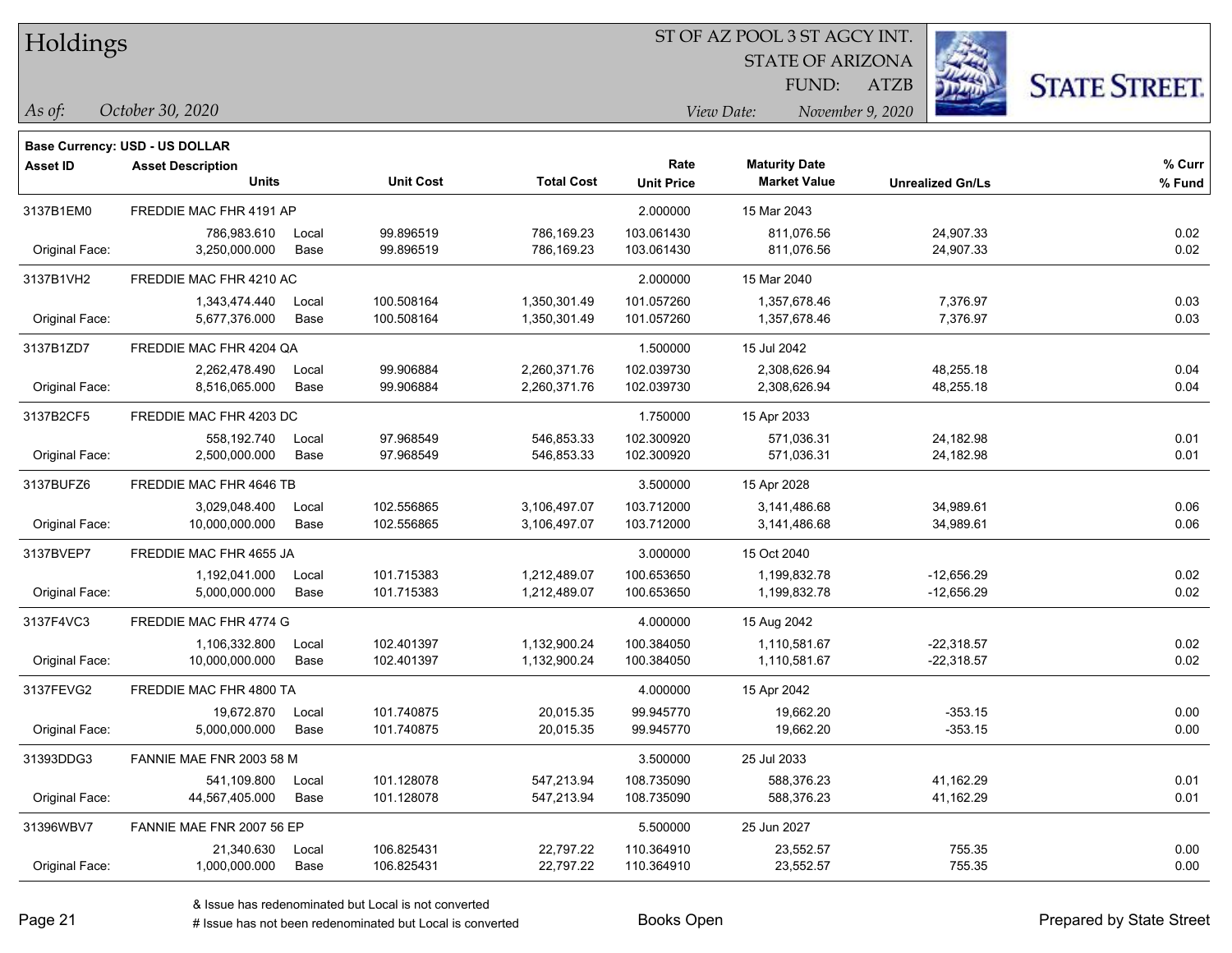# Holdings

ST OF AZ POOL 3 ST AGCY INT.
STATE OF ARIZONA
FUND: ATZB

*As of:* *October 30, 2020*

*View Date:* *November 9, 2020*

**Base Currency: USD - US DOLLAR**

| Asset ID | Asset Description / Units | | Unit Cost | Total Cost | Rate / Unit Price | Maturity Date / Market Value | Unrealized Gn/Ls | % Curr / % Fund |
|---|---|---|---|---|---|---|---|---|
| 3137B1EM0 | FREDDIE MAC FHR 4191 AP | | | | 2.000000 | 15 Mar 2043 | | |
| | 786,983.610 | Local | 99.896519 | 786,169.23 | 103.061430 | 811,076.56 | 24,907.33 | 0.02 |
| Original Face: | 3,250,000.000 | Base | 99.896519 | 786,169.23 | 103.061430 | 811,076.56 | 24,907.33 | 0.02 |
| 3137B1VH2 | FREDDIE MAC FHR 4210 AC | | | | 2.000000 | 15 Mar 2040 | | |
| | 1,343,474.440 | Local | 100.508164 | 1,350,301.49 | 101.057260 | 1,357,678.46 | 7,376.97 | 0.03 |
| Original Face: | 5,677,376.000 | Base | 100.508164 | 1,350,301.49 | 101.057260 | 1,357,678.46 | 7,376.97 | 0.03 |
| 3137B1ZD7 | FREDDIE MAC FHR 4204 QA | | | | 1.500000 | 15 Jul 2042 | | |
| | 2,262,478.490 | Local | 99.906884 | 2,260,371.76 | 102.039730 | 2,308,626.94 | 48,255.18 | 0.04 |
| Original Face: | 8,516,065.000 | Base | 99.906884 | 2,260,371.76 | 102.039730 | 2,308,626.94 | 48,255.18 | 0.04 |
| 3137B2CF5 | FREDDIE MAC FHR 4203 DC | | | | 1.750000 | 15 Apr 2033 | | |
| | 558,192.740 | Local | 97.968549 | 546,853.33 | 102.300920 | 571,036.31 | 24,182.98 | 0.01 |
| Original Face: | 2,500,000.000 | Base | 97.968549 | 546,853.33 | 102.300920 | 571,036.31 | 24,182.98 | 0.01 |
| 3137BUFZ6 | FREDDIE MAC FHR 4646 TB | | | | 3.500000 | 15 Apr 2028 | | |
| | 3,029,048.400 | Local | 102.556865 | 3,106,497.07 | 103.712000 | 3,141,486.68 | 34,989.61 | 0.06 |
| Original Face: | 10,000,000.000 | Base | 102.556865 | 3,106,497.07 | 103.712000 | 3,141,486.68 | 34,989.61 | 0.06 |
| 3137BVEP7 | FREDDIE MAC FHR 4655 JA | | | | 3.000000 | 15 Oct 2040 | | |
| | 1,192,041.000 | Local | 101.715383 | 1,212,489.07 | 100.653650 | 1,199,832.78 | -12,656.29 | 0.02 |
| Original Face: | 5,000,000.000 | Base | 101.715383 | 1,212,489.07 | 100.653650 | 1,199,832.78 | -12,656.29 | 0.02 |
| 3137F4VC3 | FREDDIE MAC FHR 4774 G | | | | 4.000000 | 15 Aug 2042 | | |
| | 1,106,332.800 | Local | 102.401397 | 1,132,900.24 | 100.384050 | 1,110,581.67 | -22,318.57 | 0.02 |
| Original Face: | 10,000,000.000 | Base | 102.401397 | 1,132,900.24 | 100.384050 | 1,110,581.67 | -22,318.57 | 0.02 |
| 3137FEVG2 | FREDDIE MAC FHR 4800 TA | | | | 4.000000 | 15 Apr 2042 | | |
| | 19,672.870 | Local | 101.740875 | 20,015.35 | 99.945770 | 19,662.20 | -353.15 | 0.00 |
| Original Face: | 5,000,000.000 | Base | 101.740875 | 20,015.35 | 99.945770 | 19,662.20 | -353.15 | 0.00 |
| 31393DDG3 | FANNIE MAE FNR 2003 58 M | | | | 3.500000 | 25 Jul 2033 | | |
| | 541,109.800 | Local | 101.128078 | 547,213.94 | 108.735090 | 588,376.23 | 41,162.29 | 0.01 |
| Original Face: | 44,567,405.000 | Base | 101.128078 | 547,213.94 | 108.735090 | 588,376.23 | 41,162.29 | 0.01 |
| 31396WBV7 | FANNIE MAE FNR 2007 56 EP | | | | 5.500000 | 25 Jun 2027 | | |
| | 21,340.630 | Local | 106.825431 | 22,797.22 | 110.364910 | 23,552.57 | 755.35 | 0.00 |
| Original Face: | 1,000,000.000 | Base | 106.825431 | 22,797.22 | 110.364910 | 23,552.57 | 755.35 | 0.00 |

& Issue has redenominated but Local is not converted
# Issue has not been redenominated but Local is converted

Books Open

Prepared by State Street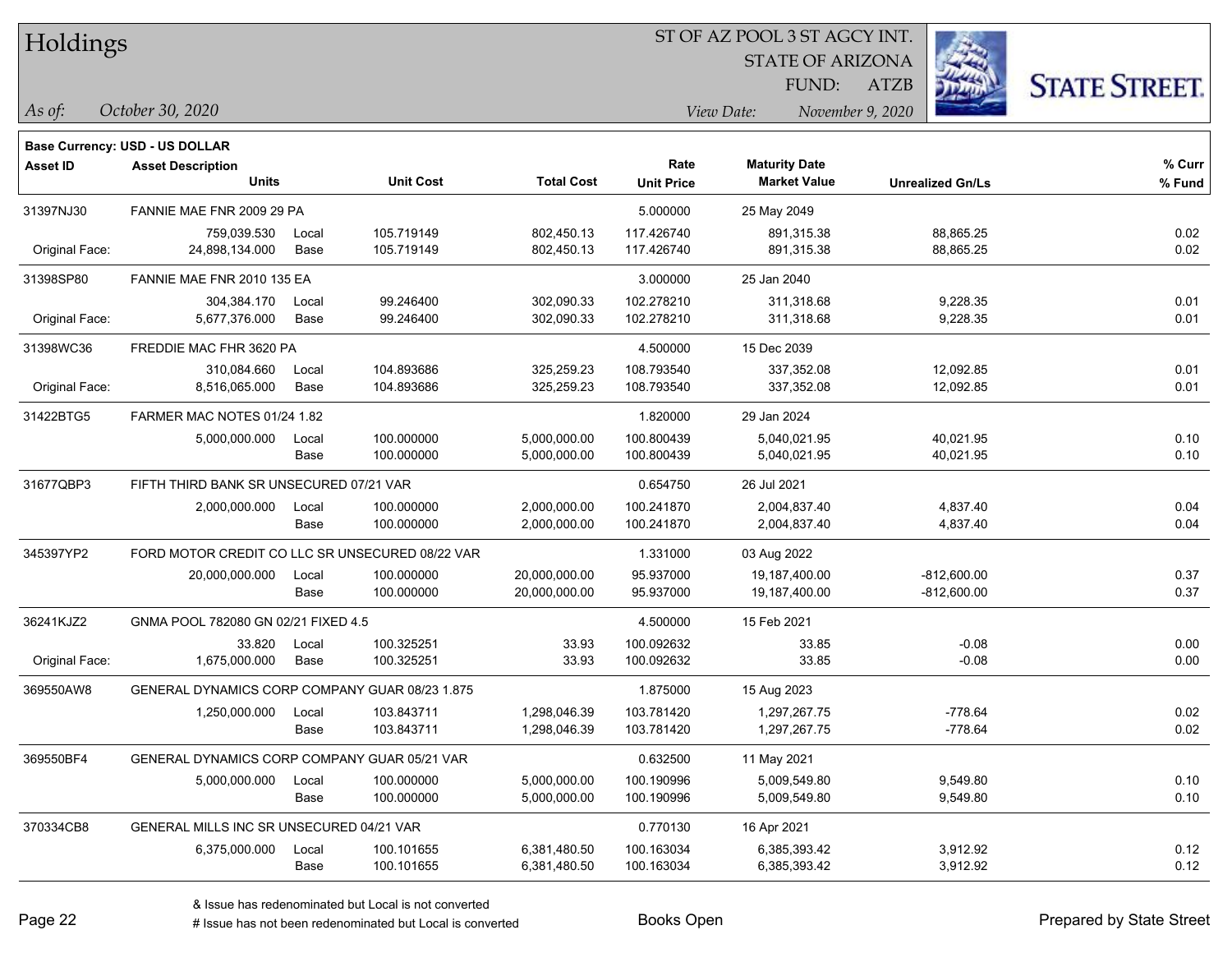# Holdings

ST OF AZ POOL 3 ST AGCY INT.
STATE OF ARIZONA
FUND: ATZB

*As of:* *October 30, 2020*

*View Date:* *November 9, 2020*

**Base Currency: USD - US DOLLAR**

| Asset ID | Asset Description / Units | | Unit Cost | Total Cost | Rate / Unit Price | Maturity Date / Market Value | Unrealized Gn/Ls | % Curr / % Fund |
|---|---|---|---|---|---|---|---|---|
| 31397NJ30 | FANNIE MAE FNR 2009 29 PA | | | | 5.000000 | 25 May 2049 | | |
| | 759,039.530 | Local | 105.719149 | 802,450.13 | 117.426740 | 891,315.38 | 88,865.25 | 0.02 |
| Original Face: | 24,898,134.000 | Base | 105.719149 | 802,450.13 | 117.426740 | 891,315.38 | 88,865.25 | 0.02 |
| 31398SP80 | FANNIE MAE FNR 2010 135 EA | | | | 3.000000 | 25 Jan 2040 | | |
| | 304,384.170 | Local | 99.246400 | 302,090.33 | 102.278210 | 311,318.68 | 9,228.35 | 0.01 |
| Original Face: | 5,677,376.000 | Base | 99.246400 | 302,090.33 | 102.278210 | 311,318.68 | 9,228.35 | 0.01 |
| 31398WC36 | FREDDIE MAC FHR 3620 PA | | | | 4.500000 | 15 Dec 2039 | | |
| | 310,084.660 | Local | 104.893686 | 325,259.23 | 108.793540 | 337,352.08 | 12,092.85 | 0.01 |
| Original Face: | 8,516,065.000 | Base | 104.893686 | 325,259.23 | 108.793540 | 337,352.08 | 12,092.85 | 0.01 |
| 31422BTG5 | FARMER MAC NOTES 01/24 1.82 | | | | 1.820000 | 29 Jan 2024 | | |
| | 5,000,000.000 | Local | 100.000000 | 5,000,000.00 | 100.800439 | 5,040,021.95 | 40,021.95 | 0.10 |
| | | Base | 100.000000 | 5,000,000.00 | 100.800439 | 5,040,021.95 | 40,021.95 | 0.10 |
| 31677QBP3 | FIFTH THIRD BANK SR UNSECURED 07/21 VAR | | | | 0.654750 | 26 Jul 2021 | | |
| | 2,000,000.000 | Local | 100.000000 | 2,000,000.00 | 100.241870 | 2,004,837.40 | 4,837.40 | 0.04 |
| | | Base | 100.000000 | 2,000,000.00 | 100.241870 | 2,004,837.40 | 4,837.40 | 0.04 |
| 345397YP2 | FORD MOTOR CREDIT CO LLC SR UNSECURED 08/22 VAR | | | | 1.331000 | 03 Aug 2022 | | |
| | 20,000,000.000 | Local | 100.000000 | 20,000,000.00 | 95.937000 | 19,187,400.00 | -812,600.00 | 0.37 |
| | | Base | 100.000000 | 20,000,000.00 | 95.937000 | 19,187,400.00 | -812,600.00 | 0.37 |
| 36241KJZ2 | GNMA POOL 782080 GN 02/21 FIXED 4.5 | | | | 4.500000 | 15 Feb 2021 | | |
| | 33.820 | Local | 100.325251 | 33.93 | 100.092632 | 33.85 | -0.08 | 0.00 |
| Original Face: | 1,675,000.000 | Base | 100.325251 | 33.93 | 100.092632 | 33.85 | -0.08 | 0.00 |
| 369550AW8 | GENERAL DYNAMICS CORP COMPANY GUAR 08/23 1.875 | | | | 1.875000 | 15 Aug 2023 | | |
| | 1,250,000.000 | Local | 103.843711 | 1,298,046.39 | 103.781420 | 1,297,267.75 | -778.64 | 0.02 |
| | | Base | 103.843711 | 1,298,046.39 | 103.781420 | 1,297,267.75 | -778.64 | 0.02 |
| 369550BF4 | GENERAL DYNAMICS CORP COMPANY GUAR 05/21 VAR | | | | 0.632500 | 11 May 2021 | | |
| | 5,000,000.000 | Local | 100.000000 | 5,000,000.00 | 100.190996 | 5,009,549.80 | 9,549.80 | 0.10 |
| | | Base | 100.000000 | 5,000,000.00 | 100.190996 | 5,009,549.80 | 9,549.80 | 0.10 |
| 370334CB8 | GENERAL MILLS INC SR UNSECURED 04/21 VAR | | | | 0.770130 | 16 Apr 2021 | | |
| | 6,375,000.000 | Local | 100.101655 | 6,381,480.50 | 100.163034 | 6,385,393.42 | 3,912.92 | 0.12 |
| | | Base | 100.101655 | 6,381,480.50 | 100.163034 | 6,385,393.42 | 3,912.92 | 0.12 |

& Issue has redenominated but Local is not converted
# Issue has not been redenominated but Local is converted

Books Open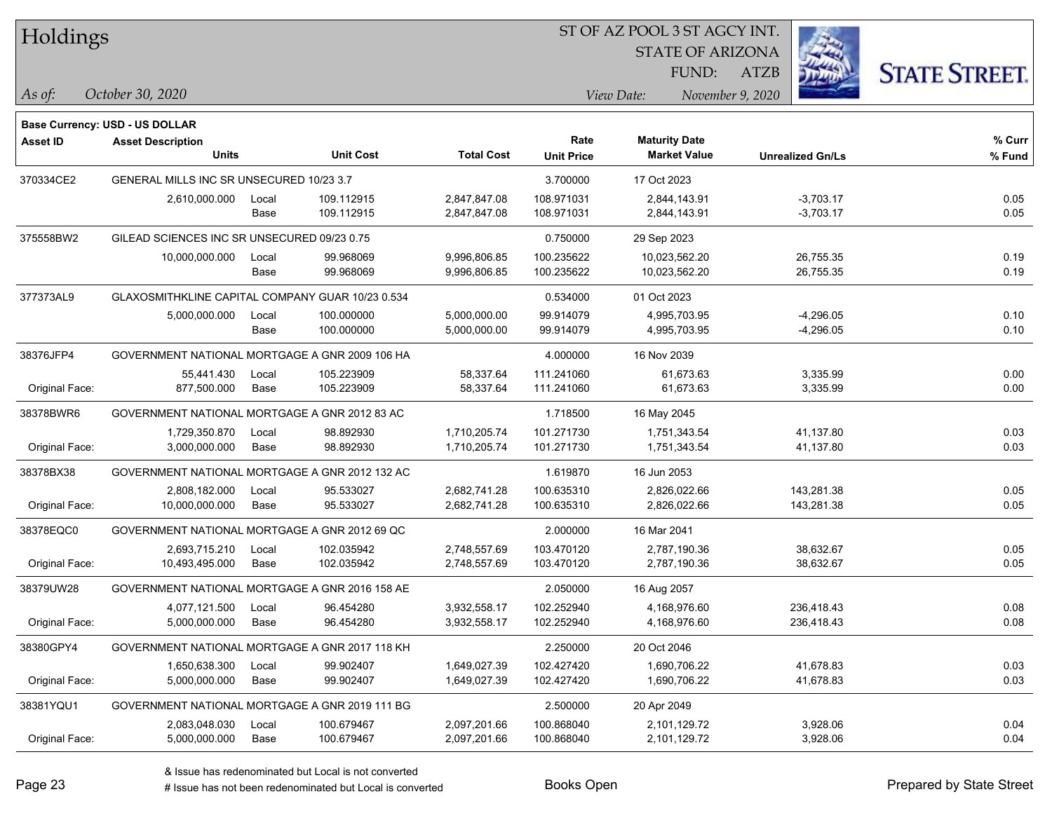# Holdings

ST OF AZ POOL 3 ST AGCY INT.
STATE OF ARIZONA
FUND: ATZB

*As of:* *October 30, 2020*

*View Date:* *November 9, 2020*

**Base Currency: USD - US DOLLAR**

| Asset ID | Asset Description / Units | | Unit Cost | Total Cost | Rate / Unit Price | Maturity Date / Market Value | Unrealized Gn/Ls | % Curr / % Fund |
|---|---|---|---|---|---|---|---|---|
| 370334CE2 | GENERAL MILLS INC SR UNSECURED 10/23 3.7 | | | | 3.700000 | 17 Oct 2023 | | |
| | 2,610,000.000 | Local | 109.112915 | 2,847,847.08 | 108.971031 | 2,844,143.91 | -3,703.17 | 0.05 |
| | | Base | 109.112915 | 2,847,847.08 | 108.971031 | 2,844,143.91 | -3,703.17 | 0.05 |
| 375558BW2 | GILEAD SCIENCES INC SR UNSECURED 09/23 0.75 | | | | 0.750000 | 29 Sep 2023 | | |
| | 10,000,000.000 | Local | 99.968069 | 9,996,806.85 | 100.235622 | 10,023,562.20 | 26,755.35 | 0.19 |
| | | Base | 99.968069 | 9,996,806.85 | 100.235622 | 10,023,562.20 | 26,755.35 | 0.19 |
| 377373AL9 | GLAXOSMITHKLINE CAPITAL COMPANY GUAR 10/23 0.534 | | | | 0.534000 | 01 Oct 2023 | | |
| | 5,000,000.000 | Local | 100.000000 | 5,000,000.00 | 99.914079 | 4,995,703.95 | -4,296.05 | 0.10 |
| | | Base | 100.000000 | 5,000,000.00 | 99.914079 | 4,995,703.95 | -4,296.05 | 0.10 |
| 38376JFP4 | GOVERNMENT NATIONAL MORTGAGE A GNR 2009 106 HA | | | | 4.000000 | 16 Nov 2039 | | |
| | 55,441.430 | Local | 105.223909 | 58,337.64 | 111.241060 | 61,673.63 | 3,335.99 | 0.00 |
| Original Face: | 877,500.000 | Base | 105.223909 | 58,337.64 | 111.241060 | 61,673.63 | 3,335.99 | 0.00 |
| 38378BWR6 | GOVERNMENT NATIONAL MORTGAGE A GNR 2012 83 AC | | | | 1.718500 | 16 May 2045 | | |
| | 1,729,350.870 | Local | 98.892930 | 1,710,205.74 | 101.271730 | 1,751,343.54 | 41,137.80 | 0.03 |
| Original Face: | 3,000,000.000 | Base | 98.892930 | 1,710,205.74 | 101.271730 | 1,751,343.54 | 41,137.80 | 0.03 |
| 38378BX38 | GOVERNMENT NATIONAL MORTGAGE A GNR 2012 132 AC | | | | 1.619870 | 16 Jun 2053 | | |
| | 2,808,182.000 | Local | 95.533027 | 2,682,741.28 | 100.635310 | 2,826,022.66 | 143,281.38 | 0.05 |
| Original Face: | 10,000,000.000 | Base | 95.533027 | 2,682,741.28 | 100.635310 | 2,826,022.66 | 143,281.38 | 0.05 |
| 38378EQC0 | GOVERNMENT NATIONAL MORTGAGE A GNR 2012 69 QC | | | | 2.000000 | 16 Mar 2041 | | |
| | 2,693,715.210 | Local | 102.035942 | 2,748,557.69 | 103.470120 | 2,787,190.36 | 38,632.67 | 0.05 |
| Original Face: | 10,493,495.000 | Base | 102.035942 | 2,748,557.69 | 103.470120 | 2,787,190.36 | 38,632.67 | 0.05 |
| 38379UW28 | GOVERNMENT NATIONAL MORTGAGE A GNR 2016 158 AE | | | | 2.050000 | 16 Aug 2057 | | |
| | 4,077,121.500 | Local | 96.454280 | 3,932,558.17 | 102.252940 | 4,168,976.60 | 236,418.43 | 0.08 |
| Original Face: | 5,000,000.000 | Base | 96.454280 | 3,932,558.17 | 102.252940 | 4,168,976.60 | 236,418.43 | 0.08 |
| 38380GPY4 | GOVERNMENT NATIONAL MORTGAGE A GNR 2017 118 KH | | | | 2.250000 | 20 Oct 2046 | | |
| | 1,650,638.300 | Local | 99.902407 | 1,649,027.39 | 102.427420 | 1,690,706.22 | 41,678.83 | 0.03 |
| Original Face: | 5,000,000.000 | Base | 99.902407 | 1,649,027.39 | 102.427420 | 1,690,706.22 | 41,678.83 | 0.03 |
| 38381YQU1 | GOVERNMENT NATIONAL MORTGAGE A GNR 2019 111 BG | | | | 2.500000 | 20 Apr 2049 | | |
| | 2,083,048.030 | Local | 100.679467 | 2,097,201.66 | 100.868040 | 2,101,129.72 | 3,928.06 | 0.04 |
| Original Face: | 5,000,000.000 | Base | 100.679467 | 2,097,201.66 | 100.868040 | 2,101,129.72 | 3,928.06 | 0.04 |

& Issue has redenominated but Local is not converted
# Issue has not been redenominated but Local is converted

Books Open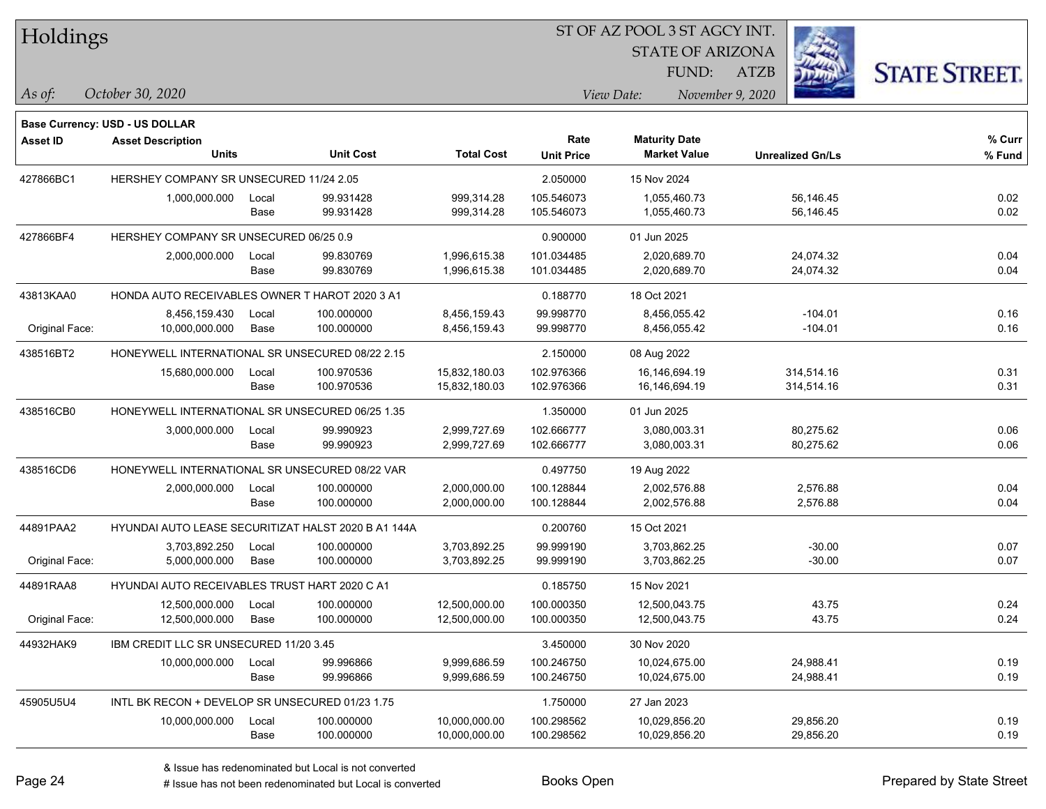# Holdings

ST OF AZ POOL 3 ST AGCY INT.
STATE OF ARIZONA
FUND: ATZB

*As of:* October 30, 2020
*View Date:* November 9, 2020

**Base Currency: USD - US DOLLAR**

| Asset ID | Asset Description / Units | | Unit Cost | Total Cost | Rate / Unit Price | Maturity Date / Market Value | Unrealized Gn/Ls | % Curr / % Fund |
|---|---|---|---|---|---|---|---|---|
| 427866BC1 | HERSHEY COMPANY SR UNSECURED 11/24 2.05 | | | | 2.050000 | 15 Nov 2024 | | |
| | 1,000,000.000 | Local | 99.931428 | 999,314.28 | 105.546073 | 1,055,460.73 | 56,146.45 | 0.02 |
| | | Base | 99.931428 | 999,314.28 | 105.546073 | 1,055,460.73 | 56,146.45 | 0.02 |
| 427866BF4 | HERSHEY COMPANY SR UNSECURED 06/25 0.9 | | | | 0.900000 | 01 Jun 2025 | | |
| | 2,000,000.000 | Local | 99.830769 | 1,996,615.38 | 101.034485 | 2,020,689.70 | 24,074.32 | 0.04 |
| | | Base | 99.830769 | 1,996,615.38 | 101.034485 | 2,020,689.70 | 24,074.32 | 0.04 |
| 43813KAA0 | HONDA AUTO RECEIVABLES OWNER T HAROT 2020 3 A1 | | | | 0.188770 | 18 Oct 2021 | | |
| | 8,456,159.430 | Local | 100.000000 | 8,456,159.43 | 99.998770 | 8,456,055.42 | -104.01 | 0.16 |
| Original Face: | 10,000,000.000 | Base | 100.000000 | 8,456,159.43 | 99.998770 | 8,456,055.42 | -104.01 | 0.16 |
| 438516BT2 | HONEYWELL INTERNATIONAL SR UNSECURED 08/22 2.15 | | | | 2.150000 | 08 Aug 2022 | | |
| | 15,680,000.000 | Local | 100.970536 | 15,832,180.03 | 102.976366 | 16,146,694.19 | 314,514.16 | 0.31 |
| | | Base | 100.970536 | 15,832,180.03 | 102.976366 | 16,146,694.19 | 314,514.16 | 0.31 |
| 438516CB0 | HONEYWELL INTERNATIONAL SR UNSECURED 06/25 1.35 | | | | 1.350000 | 01 Jun 2025 | | |
| | 3,000,000.000 | Local | 99.990923 | 2,999,727.69 | 102.666777 | 3,080,003.31 | 80,275.62 | 0.06 |
| | | Base | 99.990923 | 2,999,727.69 | 102.666777 | 3,080,003.31 | 80,275.62 | 0.06 |
| 438516CD6 | HONEYWELL INTERNATIONAL SR UNSECURED 08/22 VAR | | | | 0.497750 | 19 Aug 2022 | | |
| | 2,000,000.000 | Local | 100.000000 | 2,000,000.00 | 100.128844 | 2,002,576.88 | 2,576.88 | 0.04 |
| | | Base | 100.000000 | 2,000,000.00 | 100.128844 | 2,002,576.88 | 2,576.88 | 0.04 |
| 44891PAA2 | HYUNDAI AUTO LEASE SECURITIZAT HALST 2020 B A1 144A | | | | 0.200760 | 15 Oct 2021 | | |
| | 3,703,892.250 | Local | 100.000000 | 3,703,892.25 | 99.999190 | 3,703,862.25 | -30.00 | 0.07 |
| Original Face: | 5,000,000.000 | Base | 100.000000 | 3,703,892.25 | 99.999190 | 3,703,862.25 | -30.00 | 0.07 |
| 44891RAA8 | HYUNDAI AUTO RECEIVABLES TRUST HART 2020 C A1 | | | | 0.185750 | 15 Nov 2021 | | |
| | 12,500,000.000 | Local | 100.000000 | 12,500,000.00 | 100.000350 | 12,500,043.75 | 43.75 | 0.24 |
| Original Face: | 12,500,000.000 | Base | 100.000000 | 12,500,000.00 | 100.000350 | 12,500,043.75 | 43.75 | 0.24 |
| 44932HAK9 | IBM CREDIT LLC SR UNSECURED 11/20 3.45 | | | | 3.450000 | 30 Nov 2020 | | |
| | 10,000,000.000 | Local | 99.996866 | 9,999,686.59 | 100.246750 | 10,024,675.00 | 24,988.41 | 0.19 |
| | | Base | 99.996866 | 9,999,686.59 | 100.246750 | 10,024,675.00 | 24,988.41 | 0.19 |
| 45905U5U4 | INTL BK RECON + DEVELOP SR UNSECURED 01/23 1.75 | | | | 1.750000 | 27 Jan 2023 | | |
| | 10,000,000.000 | Local | 100.000000 | 10,000,000.00 | 100.298562 | 10,029,856.20 | 29,856.20 | 0.19 |
| | | Base | 100.000000 | 10,000,000.00 | 100.298562 | 10,029,856.20 | 29,856.20 | 0.19 |

& Issue has redenominated but Local is not converted
# Issue has not been redenominated but Local is converted

Books Open

Prepared by State Street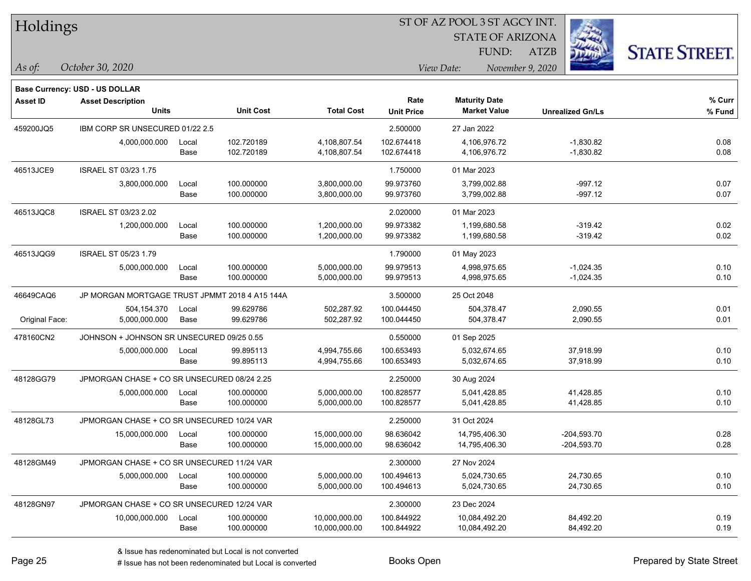# Holdings

ST OF AZ POOL 3 ST AGCY INT.
STATE OF ARIZONA
FUND: ATZB

*As of:* *October 30, 2020*
*View Date:* *November 9, 2020*

**Base Currency: USD - US DOLLAR**

| Asset ID | Asset Description / Units | | Unit Cost | Total Cost | Rate / Unit Price | Maturity Date / Market Value | Unrealized Gn/Ls | % Curr / % Fund |
|---|---|---|---|---|---|---|---|---|
| 459200JQ5 | IBM CORP SR UNSECURED 01/22 2.5 | | | | 2.500000 | 27 Jan 2022 | | |
| | 4,000,000.000 | Local | 102.720189 | 4,108,807.54 | 102.674418 | 4,106,976.72 | -1,830.82 | 0.08 |
| | | Base | 102.720189 | 4,108,807.54 | 102.674418 | 4,106,976.72 | -1,830.82 | 0.08 |
| 46513JCE9 | ISRAEL ST 03/23 1.75 | | | | 1.750000 | 01 Mar 2023 | | |
| | 3,800,000.000 | Local | 100.000000 | 3,800,000.00 | 99.973760 | 3,799,002.88 | -997.12 | 0.07 |
| | | Base | 100.000000 | 3,800,000.00 | 99.973760 | 3,799,002.88 | -997.12 | 0.07 |
| 46513JQC8 | ISRAEL ST 03/23 2.02 | | | | 2.020000 | 01 Mar 2023 | | |
| | 1,200,000.000 | Local | 100.000000 | 1,200,000.00 | 99.973382 | 1,199,680.58 | -319.42 | 0.02 |
| | | Base | 100.000000 | 1,200,000.00 | 99.973382 | 1,199,680.58 | -319.42 | 0.02 |
| 46513JQG9 | ISRAEL ST 05/23 1.79 | | | | 1.790000 | 01 May 2023 | | |
| | 5,000,000.000 | Local | 100.000000 | 5,000,000.00 | 99.979513 | 4,998,975.65 | -1,024.35 | 0.10 |
| | | Base | 100.000000 | 5,000,000.00 | 99.979513 | 4,998,975.65 | -1,024.35 | 0.10 |
| 46649CAQ6 | JP MORGAN MORTGAGE TRUST JPMMT 2018 4 A15 144A | | | | 3.500000 | 25 Oct 2048 | | |
| | 504,154.370 | Local | 99.629786 | 502,287.92 | 100.044450 | 504,378.47 | 2,090.55 | 0.01 |
| Original Face: | 5,000,000.000 | Base | 99.629786 | 502,287.92 | 100.044450 | 504,378.47 | 2,090.55 | 0.01 |
| 478160CN2 | JOHNSON + JOHNSON SR UNSECURED 09/25 0.55 | | | | 0.550000 | 01 Sep 2025 | | |
| | 5,000,000.000 | Local | 99.895113 | 4,994,755.66 | 100.653493 | 5,032,674.65 | 37,918.99 | 0.10 |
| | | Base | 99.895113 | 4,994,755.66 | 100.653493 | 5,032,674.65 | 37,918.99 | 0.10 |
| 48128GG79 | JPMORGAN CHASE + CO SR UNSECURED 08/24 2.25 | | | | 2.250000 | 30 Aug 2024 | | |
| | 5,000,000.000 | Local | 100.000000 | 5,000,000.00 | 100.828577 | 5,041,428.85 | 41,428.85 | 0.10 |
| | | Base | 100.000000 | 5,000,000.00 | 100.828577 | 5,041,428.85 | 41,428.85 | 0.10 |
| 48128GL73 | JPMORGAN CHASE + CO SR UNSECURED 10/24 VAR | | | | 2.250000 | 31 Oct 2024 | | |
| | 15,000,000.000 | Local | 100.000000 | 15,000,000.00 | 98.636042 | 14,795,406.30 | -204,593.70 | 0.28 |
| | | Base | 100.000000 | 15,000,000.00 | 98.636042 | 14,795,406.30 | -204,593.70 | 0.28 |
| 48128GM49 | JPMORGAN CHASE + CO SR UNSECURED 11/24 VAR | | | | 2.300000 | 27 Nov 2024 | | |
| | 5,000,000.000 | Local | 100.000000 | 5,000,000.00 | 100.494613 | 5,024,730.65 | 24,730.65 | 0.10 |
| | | Base | 100.000000 | 5,000,000.00 | 100.494613 | 5,024,730.65 | 24,730.65 | 0.10 |
| 48128GN97 | JPMORGAN CHASE + CO SR UNSECURED 12/24 VAR | | | | 2.300000 | 23 Dec 2024 | | |
| | 10,000,000.000 | Local | 100.000000 | 10,000,000.00 | 100.844922 | 10,084,492.20 | 84,492.20 | 0.19 |
| | | Base | 100.000000 | 10,000,000.00 | 100.844922 | 10,084,492.20 | 84,492.20 | 0.19 |

& Issue has redenominated but Local is not converted
# Issue has not been redenominated but Local is converted

Books Open

Prepared by State Street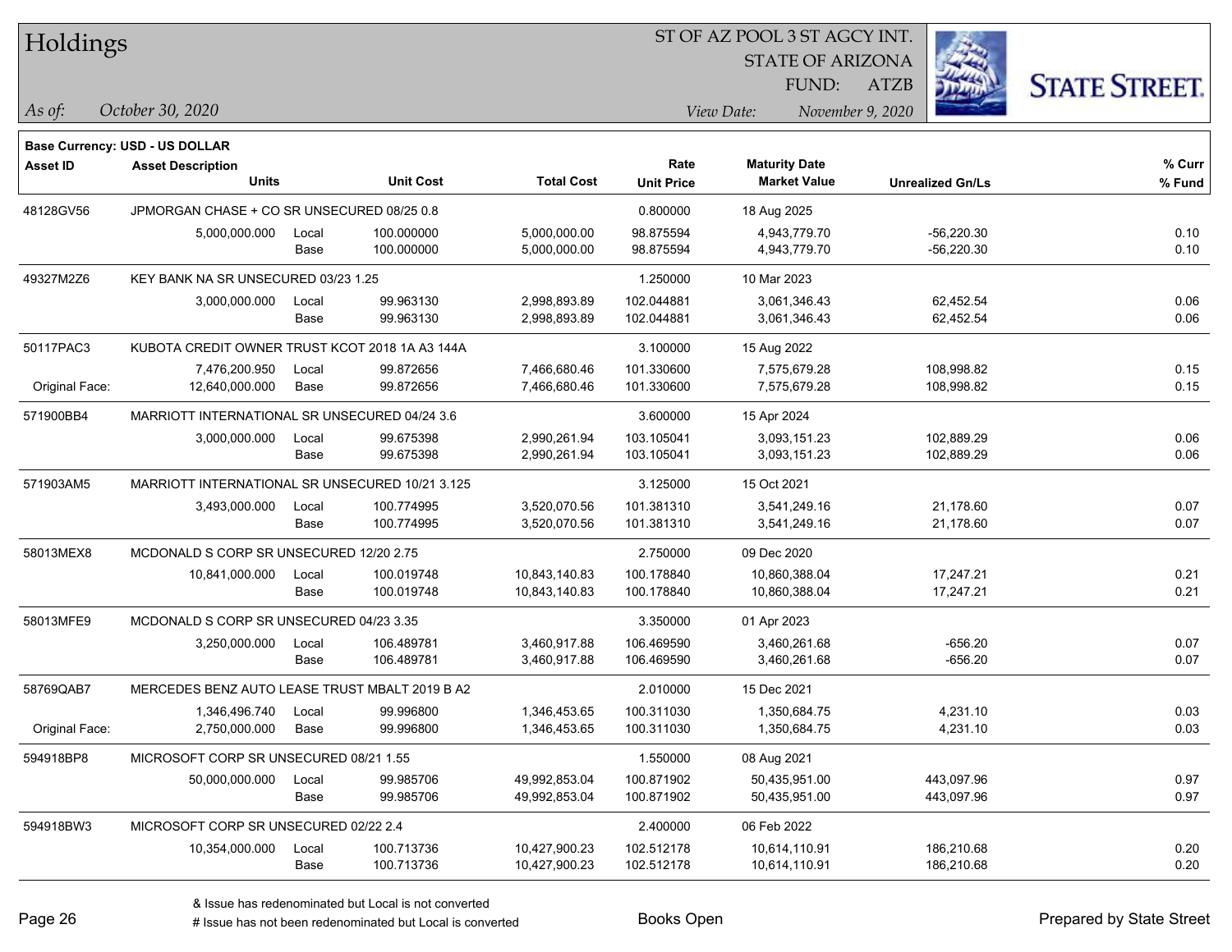# Holdings

ST OF AZ POOL 3 ST AGCY INT.
STATE OF ARIZONA
FUND: ATZB

*As of:* *October 30, 2020*

*View Date:* *November 9, 2020*

**Base Currency: USD - US DOLLAR**

| Asset ID | Asset Description / Units | | Unit Cost | Total Cost | Rate / Unit Price | Maturity Date / Market Value | Unrealized Gn/Ls | % Curr / % Fund |
|---|---|---|---|---|---|---|---|---|
| 48128GV56 | JPMORGAN CHASE + CO SR UNSECURED 08/25 0.8 | | | | 0.800000 | 18 Aug 2025 | | |
| | 5,000,000.000 | Local | 100.000000 | 5,000,000.00 | 98.875594 | 4,943,779.70 | -56,220.30 | 0.10 |
| | | Base | 100.000000 | 5,000,000.00 | 98.875594 | 4,943,779.70 | -56,220.30 | 0.10 |
| 49327M2Z6 | KEY BANK NA SR UNSECURED 03/23 1.25 | | | | 1.250000 | 10 Mar 2023 | | |
| | 3,000,000.000 | Local | 99.963130 | 2,998,893.89 | 102.044881 | 3,061,346.43 | 62,452.54 | 0.06 |
| | | Base | 99.963130 | 2,998,893.89 | 102.044881 | 3,061,346.43 | 62,452.54 | 0.06 |
| 50117PAC3 | KUBOTA CREDIT OWNER TRUST KCOT 2018 1A A3 144A | | | | 3.100000 | 15 Aug 2022 | | |
| | 7,476,200.950 | Local | 99.872656 | 7,466,680.46 | 101.330600 | 7,575,679.28 | 108,998.82 | 0.15 |
| Original Face: | 12,640,000.000 | Base | 99.872656 | 7,466,680.46 | 101.330600 | 7,575,679.28 | 108,998.82 | 0.15 |
| 571900BB4 | MARRIOTT INTERNATIONAL SR UNSECURED 04/24 3.6 | | | | 3.600000 | 15 Apr 2024 | | |
| | 3,000,000.000 | Local | 99.675398 | 2,990,261.94 | 103.105041 | 3,093,151.23 | 102,889.29 | 0.06 |
| | | Base | 99.675398 | 2,990,261.94 | 103.105041 | 3,093,151.23 | 102,889.29 | 0.06 |
| 571903AM5 | MARRIOTT INTERNATIONAL SR UNSECURED 10/21 3.125 | | | | 3.125000 | 15 Oct 2021 | | |
| | 3,493,000.000 | Local | 100.774995 | 3,520,070.56 | 101.381310 | 3,541,249.16 | 21,178.60 | 0.07 |
| | | Base | 100.774995 | 3,520,070.56 | 101.381310 | 3,541,249.16 | 21,178.60 | 0.07 |
| 58013MEX8 | MCDONALD S CORP SR UNSECURED 12/20 2.75 | | | | 2.750000 | 09 Dec 2020 | | |
| | 10,841,000.000 | Local | 100.019748 | 10,843,140.83 | 100.178840 | 10,860,388.04 | 17,247.21 | 0.21 |
| | | Base | 100.019748 | 10,843,140.83 | 100.178840 | 10,860,388.04 | 17,247.21 | 0.21 |
| 58013MFE9 | MCDONALD S CORP SR UNSECURED 04/23 3.35 | | | | 3.350000 | 01 Apr 2023 | | |
| | 3,250,000.000 | Local | 106.489781 | 3,460,917.88 | 106.469590 | 3,460,261.68 | -656.20 | 0.07 |
| | | Base | 106.489781 | 3,460,917.88 | 106.469590 | 3,460,261.68 | -656.20 | 0.07 |
| 58769QAB7 | MERCEDES BENZ AUTO LEASE TRUST MBALT 2019 B A2 | | | | 2.010000 | 15 Dec 2021 | | |
| | 1,346,496.740 | Local | 99.996800 | 1,346,453.65 | 100.311030 | 1,350,684.75 | 4,231.10 | 0.03 |
| Original Face: | 2,750,000.000 | Base | 99.996800 | 1,346,453.65 | 100.311030 | 1,350,684.75 | 4,231.10 | 0.03 |
| 594918BP8 | MICROSOFT CORP SR UNSECURED 08/21 1.55 | | | | 1.550000 | 08 Aug 2021 | | |
| | 50,000,000.000 | Local | 99.985706 | 49,992,853.04 | 100.871902 | 50,435,951.00 | 443,097.96 | 0.97 |
| | | Base | 99.985706 | 49,992,853.04 | 100.871902 | 50,435,951.00 | 443,097.96 | 0.97 |
| 594918BW3 | MICROSOFT CORP SR UNSECURED 02/22 2.4 | | | | 2.400000 | 06 Feb 2022 | | |
| | 10,354,000.000 | Local | 100.713736 | 10,427,900.23 | 102.512178 | 10,614,110.91 | 186,210.68 | 0.20 |
| | | Base | 100.713736 | 10,427,900.23 | 102.512178 | 10,614,110.91 | 186,210.68 | 0.20 |

& Issue has redenominated but Local is not converted
# Issue has not been redenominated but Local is converted

Books Open

Prepared by State Street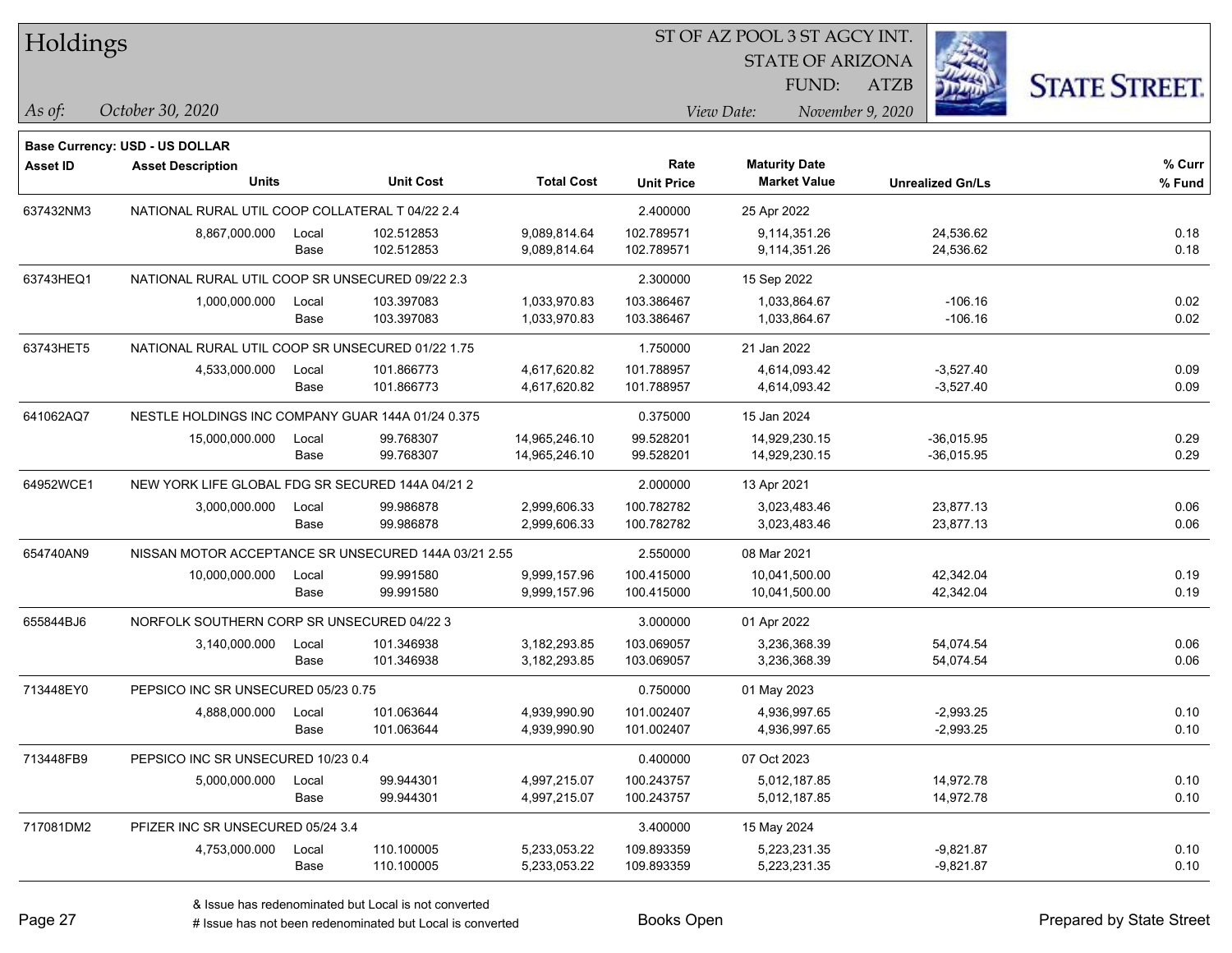# Holdings

ST OF AZ POOL 3 ST AGCY INT.
STATE OF ARIZONA
FUND: ATZB

*As of:* *October 30, 2020*

*View Date:* *November 9, 2020*

**Base Currency: USD - US DOLLAR**

| Asset ID | Asset Description<br>Units | | Unit Cost | Total Cost | Rate<br>Unit Price | Maturity Date<br>Market Value | Unrealized Gn/Ls | % Curr<br>% Fund |
|---|---|---|---|---|---|---|---|---|
| 637432NM3 | NATIONAL RURAL UTIL COOP COLLATERAL T 04/22 2.4 | | | | 2.400000 | 25 Apr 2022 | | |
| | 8,867,000.000 | Local | 102.512853 | 9,089,814.64 | 102.789571 | 9,114,351.26 | 24,536.62 | 0.18 |
| | | Base | 102.512853 | 9,089,814.64 | 102.789571 | 9,114,351.26 | 24,536.62 | 0.18 |
| 63743HEQ1 | NATIONAL RURAL UTIL COOP SR UNSECURED 09/22 2.3 | | | | 2.300000 | 15 Sep 2022 | | |
| | 1,000,000.000 | Local | 103.397083 | 1,033,970.83 | 103.386467 | 1,033,864.67 | -106.16 | 0.02 |
| | | Base | 103.397083 | 1,033,970.83 | 103.386467 | 1,033,864.67 | -106.16 | 0.02 |
| 63743HET5 | NATIONAL RURAL UTIL COOP SR UNSECURED 01/22 1.75 | | | | 1.750000 | 21 Jan 2022 | | |
| | 4,533,000.000 | Local | 101.866773 | 4,617,620.82 | 101.788957 | 4,614,093.42 | -3,527.40 | 0.09 |
| | | Base | 101.866773 | 4,617,620.82 | 101.788957 | 4,614,093.42 | -3,527.40 | 0.09 |
| 641062AQ7 | NESTLE HOLDINGS INC COMPANY GUAR 144A 01/24 0.375 | | | | 0.375000 | 15 Jan 2024 | | |
| | 15,000,000.000 | Local | 99.768307 | 14,965,246.10 | 99.528201 | 14,929,230.15 | -36,015.95 | 0.29 |
| | | Base | 99.768307 | 14,965,246.10 | 99.528201 | 14,929,230.15 | -36,015.95 | 0.29 |
| 64952WCE1 | NEW YORK LIFE GLOBAL FDG SR SECURED 144A 04/21 2 | | | | 2.000000 | 13 Apr 2021 | | |
| | 3,000,000.000 | Local | 99.986878 | 2,999,606.33 | 100.782782 | 3,023,483.46 | 23,877.13 | 0.06 |
| | | Base | 99.986878 | 2,999,606.33 | 100.782782 | 3,023,483.46 | 23,877.13 | 0.06 |
| 654740AN9 | NISSAN MOTOR ACCEPTANCE SR UNSECURED 144A 03/21 2.55 | | | | 2.550000 | 08 Mar 2021 | | |
| | 10,000,000.000 | Local | 99.991580 | 9,999,157.96 | 100.415000 | 10,041,500.00 | 42,342.04 | 0.19 |
| | | Base | 99.991580 | 9,999,157.96 | 100.415000 | 10,041,500.00 | 42,342.04 | 0.19 |
| 655844BJ6 | NORFOLK SOUTHERN CORP SR UNSECURED 04/22 3 | | | | 3.000000 | 01 Apr 2022 | | |
| | 3,140,000.000 | Local | 101.346938 | 3,182,293.85 | 103.069057 | 3,236,368.39 | 54,074.54 | 0.06 |
| | | Base | 101.346938 | 3,182,293.85 | 103.069057 | 3,236,368.39 | 54,074.54 | 0.06 |
| 713448EY0 | PEPSICO INC SR UNSECURED 05/23 0.75 | | | | 0.750000 | 01 May 2023 | | |
| | 4,888,000.000 | Local | 101.063644 | 4,939,990.90 | 101.002407 | 4,936,997.65 | -2,993.25 | 0.10 |
| | | Base | 101.063644 | 4,939,990.90 | 101.002407 | 4,936,997.65 | -2,993.25 | 0.10 |
| 713448FB9 | PEPSICO INC SR UNSECURED 10/23 0.4 | | | | 0.400000 | 07 Oct 2023 | | |
| | 5,000,000.000 | Local | 99.944301 | 4,997,215.07 | 100.243757 | 5,012,187.85 | 14,972.78 | 0.10 |
| | | Base | 99.944301 | 4,997,215.07 | 100.243757 | 5,012,187.85 | 14,972.78 | 0.10 |
| 717081DM2 | PFIZER INC SR UNSECURED 05/24 3.4 | | | | 3.400000 | 15 May 2024 | | |
| | 4,753,000.000 | Local | 110.100005 | 5,233,053.22 | 109.893359 | 5,223,231.35 | -9,821.87 | 0.10 |
| | | Base | 110.100005 | 5,233,053.22 | 109.893359 | 5,223,231.35 | -9,821.87 | 0.10 |

& Issue has redenominated but Local is not converted
# Issue has not been redenominated but Local is converted

Books Open

Prepared by State Street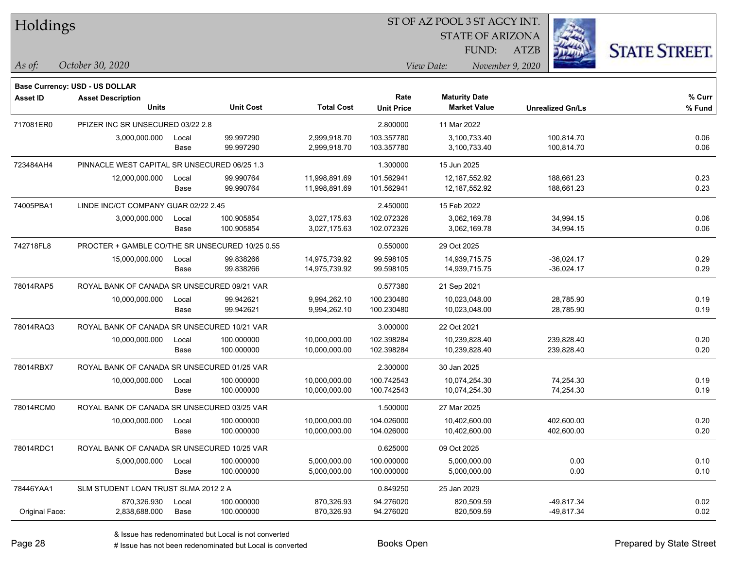# Holdings

ST OF AZ POOL 3 ST AGCY INT.
STATE OF ARIZONA
FUND: ATZB

*As of:* *October 30, 2020*

*View Date:* *November 9, 2020*

**Base Currency: USD - US DOLLAR**

| Asset ID | Asset Description / Units | | Unit Cost | Total Cost | Rate / Unit Price | Maturity Date / Market Value | Unrealized Gn/Ls | % Curr / % Fund |
|---|---|---|---|---|---|---|---|---|
| 717081ER0 | PFIZER INC SR UNSECURED 03/22 2.8 | | | | 2.800000 | 11 Mar 2022 | | |
| | 3,000,000.000 | Local | 99.997290 | 2,999,918.70 | 103.357780 | 3,100,733.40 | 100,814.70 | 0.06 |
| | | Base | 99.997290 | 2,999,918.70 | 103.357780 | 3,100,733.40 | 100,814.70 | 0.06 |
| 723484AH4 | PINNACLE WEST CAPITAL SR UNSECURED 06/25 1.3 | | | | 1.300000 | 15 Jun 2025 | | |
| | 12,000,000.000 | Local | 99.990764 | 11,998,891.69 | 101.562941 | 12,187,552.92 | 188,661.23 | 0.23 |
| | | Base | 99.990764 | 11,998,891.69 | 101.562941 | 12,187,552.92 | 188,661.23 | 0.23 |
| 74005PBA1 | LINDE INC/CT COMPANY GUAR 02/22 2.45 | | | | 2.450000 | 15 Feb 2022 | | |
| | 3,000,000.000 | Local | 100.905854 | 3,027,175.63 | 102.072326 | 3,062,169.78 | 34,994.15 | 0.06 |
| | | Base | 100.905854 | 3,027,175.63 | 102.072326 | 3,062,169.78 | 34,994.15 | 0.06 |
| 742718FL8 | PROCTER + GAMBLE CO/THE SR UNSECURED 10/25 0.55 | | | | 0.550000 | 29 Oct 2025 | | |
| | 15,000,000.000 | Local | 99.838266 | 14,975,739.92 | 99.598105 | 14,939,715.75 | -36,024.17 | 0.29 |
| | | Base | 99.838266 | 14,975,739.92 | 99.598105 | 14,939,715.75 | -36,024.17 | 0.29 |
| 78014RAP5 | ROYAL BANK OF CANADA SR UNSECURED 09/21 VAR | | | | 0.577380 | 21 Sep 2021 | | |
| | 10,000,000.000 | Local | 99.942621 | 9,994,262.10 | 100.230480 | 10,023,048.00 | 28,785.90 | 0.19 |
| | | Base | 99.942621 | 9,994,262.10 | 100.230480 | 10,023,048.00 | 28,785.90 | 0.19 |
| 78014RAQ3 | ROYAL BANK OF CANADA SR UNSECURED 10/21 VAR | | | | 3.000000 | 22 Oct 2021 | | |
| | 10,000,000.000 | Local | 100.000000 | 10,000,000.00 | 102.398284 | 10,239,828.40 | 239,828.40 | 0.20 |
| | | Base | 100.000000 | 10,000,000.00 | 102.398284 | 10,239,828.40 | 239,828.40 | 0.20 |
| 78014RBX7 | ROYAL BANK OF CANADA SR UNSECURED 01/25 VAR | | | | 2.300000 | 30 Jan 2025 | | |
| | 10,000,000.000 | Local | 100.000000 | 10,000,000.00 | 100.742543 | 10,074,254.30 | 74,254.30 | 0.19 |
| | | Base | 100.000000 | 10,000,000.00 | 100.742543 | 10,074,254.30 | 74,254.30 | 0.19 |
| 78014RCM0 | ROYAL BANK OF CANADA SR UNSECURED 03/25 VAR | | | | 1.500000 | 27 Mar 2025 | | |
| | 10,000,000.000 | Local | 100.000000 | 10,000,000.00 | 104.026000 | 10,402,600.00 | 402,600.00 | 0.20 |
| | | Base | 100.000000 | 10,000,000.00 | 104.026000 | 10,402,600.00 | 402,600.00 | 0.20 |
| 78014RDC1 | ROYAL BANK OF CANADA SR UNSECURED 10/25 VAR | | | | 0.625000 | 09 Oct 2025 | | |
| | 5,000,000.000 | Local | 100.000000 | 5,000,000.00 | 100.000000 | 5,000,000.00 | 0.00 | 0.10 |
| | | Base | 100.000000 | 5,000,000.00 | 100.000000 | 5,000,000.00 | 0.00 | 0.10 |
| 78446YAA1 | SLM STUDENT LOAN TRUST SLMA 2012 2 A | | | | 0.849250 | 25 Jan 2029 | | |
| | 870,326.930 | Local | 100.000000 | 870,326.93 | 94.276020 | 820,509.59 | -49,817.34 | 0.02 |
| Original Face: | 2,838,688.000 | Base | 100.000000 | 870,326.93 | 94.276020 | 820,509.59 | -49,817.34 | 0.02 |

& Issue has redenominated but Local is not converted

# Issue has not been redenominated but Local is converted

Books Open

Prepared by State Street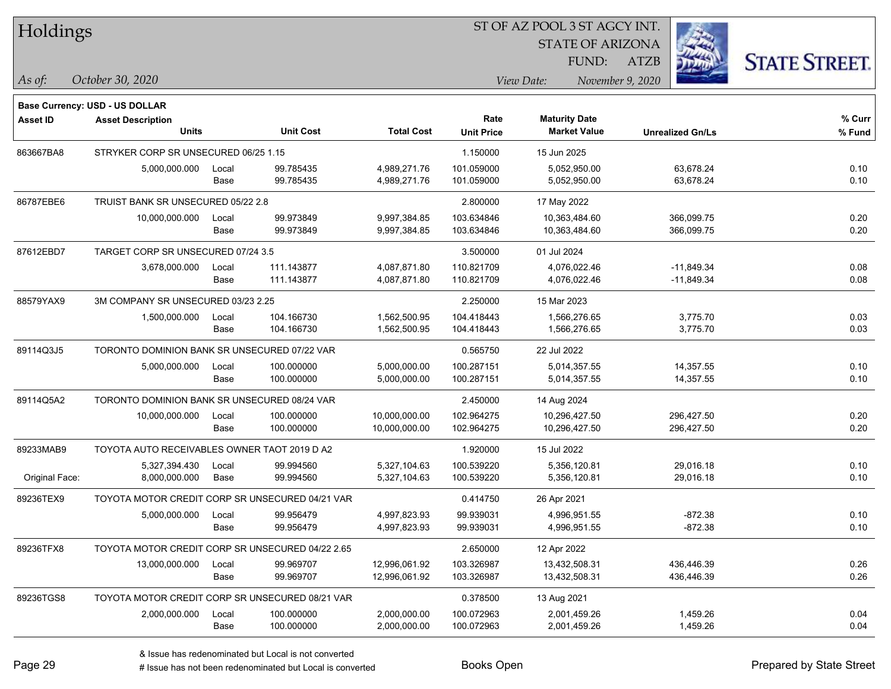# Holdings

ST OF AZ POOL 3 ST AGCY INT.
STATE OF ARIZONA
FUND: ATZB

*As of:* October 30, 2020

*View Date:* November 9, 2020

**Base Currency: USD - US DOLLAR**

| Asset ID | Asset Description / Units | | Unit Cost | Total Cost | Rate / Unit Price | Maturity Date / Market Value | Unrealized Gn/Ls | % Curr / % Fund |
|---|---|---|---|---|---|---|---|---|
| 863667BA8 | STRYKER CORP SR UNSECURED 06/25 1.15 | | | | 1.150000 | 15 Jun 2025 | | |
| | 5,000,000.000 | Local | 99.785435 | 4,989,271.76 | 101.059000 | 5,052,950.00 | 63,678.24 | 0.10 |
| | | Base | 99.785435 | 4,989,271.76 | 101.059000 | 5,052,950.00 | 63,678.24 | 0.10 |
| 86787EBE6 | TRUIST BANK SR UNSECURED 05/22 2.8 | | | | 2.800000 | 17 May 2022 | | |
| | 10,000,000.000 | Local | 99.973849 | 9,997,384.85 | 103.634846 | 10,363,484.60 | 366,099.75 | 0.20 |
| | | Base | 99.973849 | 9,997,384.85 | 103.634846 | 10,363,484.60 | 366,099.75 | 0.20 |
| 87612EBD7 | TARGET CORP SR UNSECURED 07/24 3.5 | | | | 3.500000 | 01 Jul 2024 | | |
| | 3,678,000.000 | Local | 111.143877 | 4,087,871.80 | 110.821709 | 4,076,022.46 | -11,849.34 | 0.08 |
| | | Base | 111.143877 | 4,087,871.80 | 110.821709 | 4,076,022.46 | -11,849.34 | 0.08 |
| 88579YAX9 | 3M COMPANY SR UNSECURED 03/23 2.25 | | | | 2.250000 | 15 Mar 2023 | | |
| | 1,500,000.000 | Local | 104.166730 | 1,562,500.95 | 104.418443 | 1,566,276.65 | 3,775.70 | 0.03 |
| | | Base | 104.166730 | 1,562,500.95 | 104.418443 | 1,566,276.65 | 3,775.70 | 0.03 |
| 89114Q3J5 | TORONTO DOMINION BANK SR UNSECURED 07/22 VAR | | | | 0.565750 | 22 Jul 2022 | | |
| | 5,000,000.000 | Local | 100.000000 | 5,000,000.00 | 100.287151 | 5,014,357.55 | 14,357.55 | 0.10 |
| | | Base | 100.000000 | 5,000,000.00 | 100.287151 | 5,014,357.55 | 14,357.55 | 0.10 |
| 89114Q5A2 | TORONTO DOMINION BANK SR UNSECURED 08/24 VAR | | | | 2.450000 | 14 Aug 2024 | | |
| | 10,000,000.000 | Local | 100.000000 | 10,000,000.00 | 102.964275 | 10,296,427.50 | 296,427.50 | 0.20 |
| | | Base | 100.000000 | 10,000,000.00 | 102.964275 | 10,296,427.50 | 296,427.50 | 0.20 |
| 89233MAB9 | TOYOTA AUTO RECEIVABLES OWNER TAOT 2019 D A2 | | | | 1.920000 | 15 Jul 2022 | | |
| | 5,327,394.430 | Local | 99.994560 | 5,327,104.63 | 100.539220 | 5,356,120.81 | 29,016.18 | 0.10 |
| Original Face: | 8,000,000.000 | Base | 99.994560 | 5,327,104.63 | 100.539220 | 5,356,120.81 | 29,016.18 | 0.10 |
| 89236TEX9 | TOYOTA MOTOR CREDIT CORP SR UNSECURED 04/21 VAR | | | | 0.414750 | 26 Apr 2021 | | |
| | 5,000,000.000 | Local | 99.956479 | 4,997,823.93 | 99.939031 | 4,996,951.55 | -872.38 | 0.10 |
| | | Base | 99.956479 | 4,997,823.93 | 99.939031 | 4,996,951.55 | -872.38 | 0.10 |
| 89236TFX8 | TOYOTA MOTOR CREDIT CORP SR UNSECURED 04/22 2.65 | | | | 2.650000 | 12 Apr 2022 | | |
| | 13,000,000.000 | Local | 99.969707 | 12,996,061.92 | 103.326987 | 13,432,508.31 | 436,446.39 | 0.26 |
| | | Base | 99.969707 | 12,996,061.92 | 103.326987 | 13,432,508.31 | 436,446.39 | 0.26 |
| 89236TGS8 | TOYOTA MOTOR CREDIT CORP SR UNSECURED 08/21 VAR | | | | 0.378500 | 13 Aug 2021 | | |
| | 2,000,000.000 | Local | 100.000000 | 2,000,000.00 | 100.072963 | 2,001,459.26 | 1,459.26 | 0.04 |
| | | Base | 100.000000 | 2,000,000.00 | 100.072963 | 2,001,459.26 | 1,459.26 | 0.04 |

& Issue has redenominated but Local is not converted
# Issue has not been redenominated but Local is converted

Books Open

Prepared by State Street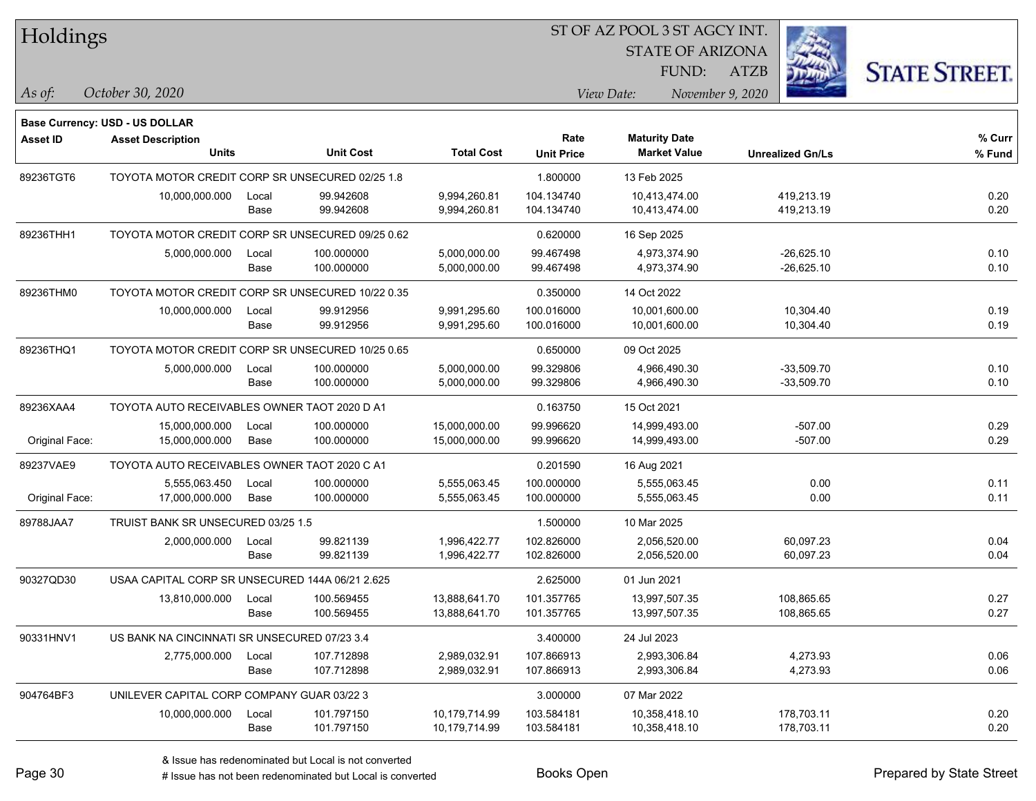# Holdings

ST OF AZ POOL 3 ST AGCY INT.
STATE OF ARIZONA
FUND: ATZB

*As of:* October 30, 2020

*View Date:* November 9, 2020

**Base Currency: USD - US DOLLAR**

| Asset ID | Asset Description / Units | | Unit Cost | Total Cost | Rate / Unit Price | Maturity Date / Market Value | Unrealized Gn/Ls | % Curr / % Fund |
|---|---|---|---|---|---|---|---|---|
| 89236TGT6 | TOYOTA MOTOR CREDIT CORP SR UNSECURED 02/25 1.8 | | | | 1.800000 | 13 Feb 2025 | | |
| | 10,000,000.000 | Local | 99.942608 | 9,994,260.81 | 104.134740 | 10,413,474.00 | 419,213.19 | 0.20 |
| | | Base | 99.942608 | 9,994,260.81 | 104.134740 | 10,413,474.00 | 419,213.19 | 0.20 |
| 89236THH1 | TOYOTA MOTOR CREDIT CORP SR UNSECURED 09/25 0.62 | | | | 0.620000 | 16 Sep 2025 | | |
| | 5,000,000.000 | Local | 100.000000 | 5,000,000.00 | 99.467498 | 4,973,374.90 | -26,625.10 | 0.10 |
| | | Base | 100.000000 | 5,000,000.00 | 99.467498 | 4,973,374.90 | -26,625.10 | 0.10 |
| 89236THM0 | TOYOTA MOTOR CREDIT CORP SR UNSECURED 10/22 0.35 | | | | 0.350000 | 14 Oct 2022 | | |
| | 10,000,000.000 | Local | 99.912956 | 9,991,295.60 | 100.016000 | 10,001,600.00 | 10,304.40 | 0.19 |
| | | Base | 99.912956 | 9,991,295.60 | 100.016000 | 10,001,600.00 | 10,304.40 | 0.19 |
| 89236THQ1 | TOYOTA MOTOR CREDIT CORP SR UNSECURED 10/25 0.65 | | | | 0.650000 | 09 Oct 2025 | | |
| | 5,000,000.000 | Local | 100.000000 | 5,000,000.00 | 99.329806 | 4,966,490.30 | -33,509.70 | 0.10 |
| | | Base | 100.000000 | 5,000,000.00 | 99.329806 | 4,966,490.30 | -33,509.70 | 0.10 |
| 89236XAA4 | TOYOTA AUTO RECEIVABLES OWNER TAOT 2020 D A1 | | | | 0.163750 | 15 Oct 2021 | | |
| | 15,000,000.000 | Local | 100.000000 | 15,000,000.00 | 99.996620 | 14,999,493.00 | -507.00 | 0.29 |
| Original Face: | 15,000,000.000 | Base | 100.000000 | 15,000,000.00 | 99.996620 | 14,999,493.00 | -507.00 | 0.29 |
| 89237VAE9 | TOYOTA AUTO RECEIVABLES OWNER TAOT 2020 C A1 | | | | 0.201590 | 16 Aug 2021 | | |
| | 5,555,063.450 | Local | 100.000000 | 5,555,063.45 | 100.000000 | 5,555,063.45 | 0.00 | 0.11 |
| Original Face: | 17,000,000.000 | Base | 100.000000 | 5,555,063.45 | 100.000000 | 5,555,063.45 | 0.00 | 0.11 |
| 89788JAA7 | TRUIST BANK SR UNSECURED 03/25 1.5 | | | | 1.500000 | 10 Mar 2025 | | |
| | 2,000,000.000 | Local | 99.821139 | 1,996,422.77 | 102.826000 | 2,056,520.00 | 60,097.23 | 0.04 |
| | | Base | 99.821139 | 1,996,422.77 | 102.826000 | 2,056,520.00 | 60,097.23 | 0.04 |
| 90327QD30 | USAA CAPITAL CORP SR UNSECURED 144A 06/21 2.625 | | | | 2.625000 | 01 Jun 2021 | | |
| | 13,810,000.000 | Local | 100.569455 | 13,888,641.70 | 101.357765 | 13,997,507.35 | 108,865.65 | 0.27 |
| | | Base | 100.569455 | 13,888,641.70 | 101.357765 | 13,997,507.35 | 108,865.65 | 0.27 |
| 90331HNV1 | US BANK NA CINCINNATI SR UNSECURED 07/23 3.4 | | | | 3.400000 | 24 Jul 2023 | | |
| | 2,775,000.000 | Local | 107.712898 | 2,989,032.91 | 107.866913 | 2,993,306.84 | 4,273.93 | 0.06 |
| | | Base | 107.712898 | 2,989,032.91 | 107.866913 | 2,993,306.84 | 4,273.93 | 0.06 |
| 904764BF3 | UNILEVER CAPITAL CORP COMPANY GUAR 03/22 3 | | | | 3.000000 | 07 Mar 2022 | | |
| | 10,000,000.000 | Local | 101.797150 | 10,179,714.99 | 103.584181 | 10,358,418.10 | 178,703.11 | 0.20 |
| | | Base | 101.797150 | 10,179,714.99 | 103.584181 | 10,358,418.10 | 178,703.11 | 0.20 |

& Issue has redenominated but Local is not converted

# Issue has not been redenominated but Local is converted

Books Open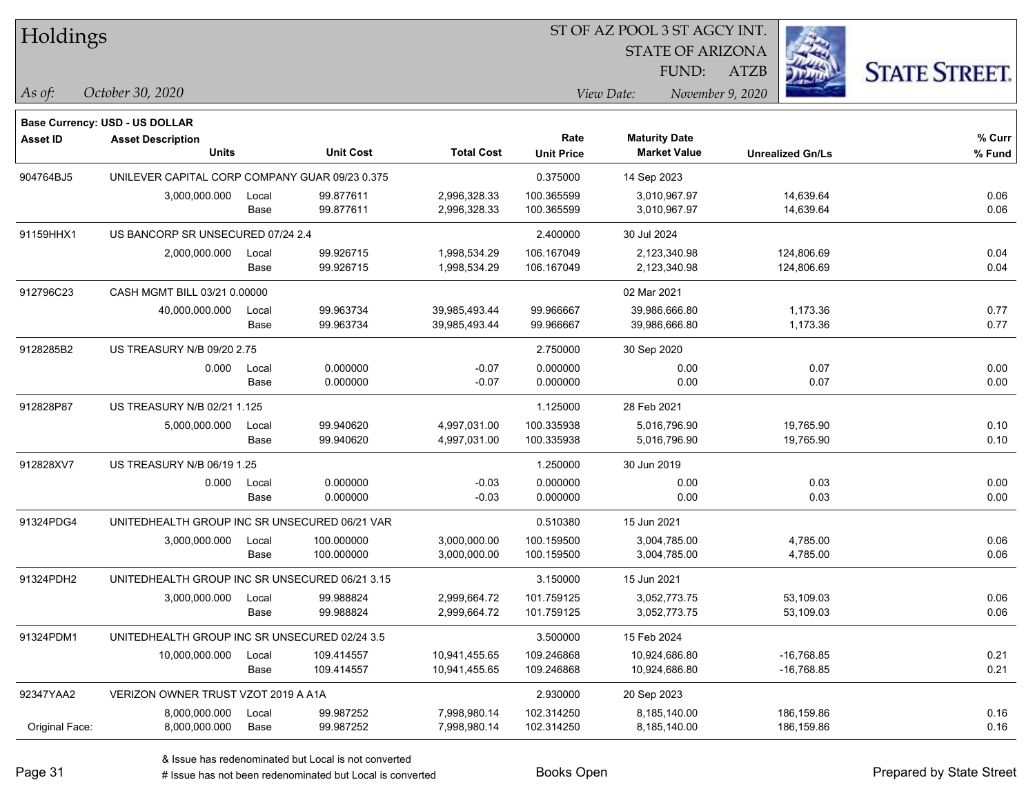# Holdings

ST OF AZ POOL 3 ST AGCY INT.
STATE OF ARIZONA
FUND: ATZB

*As of:* *October 30, 2020*

*View Date:* *November 9, 2020*

**Base Currency: USD - US DOLLAR**

| Asset ID | Asset Description / Units | | Unit Cost | Total Cost | Rate / Unit Price | Maturity Date / Market Value | Unrealized Gn/Ls | % Curr / % Fund |
|---|---|---|---|---|---|---|---|---|
| 904764BJ5 | UNILEVER CAPITAL CORP COMPANY GUAR 09/23 0.375 | | | | 0.375000 | 14 Sep 2023 | | |
| | 3,000,000.000 | Local | 99.877611 | 2,996,328.33 | 100.365599 | 3,010,967.97 | 14,639.64 | 0.06 |
| | | Base | 99.877611 | 2,996,328.33 | 100.365599 | 3,010,967.97 | 14,639.64 | 0.06 |
| 91159HHX1 | US BANCORP SR UNSECURED 07/24 2.4 | | | | 2.400000 | 30 Jul 2024 | | |
| | 2,000,000.000 | Local | 99.926715 | 1,998,534.29 | 106.167049 | 2,123,340.98 | 124,806.69 | 0.04 |
| | | Base | 99.926715 | 1,998,534.29 | 106.167049 | 2,123,340.98 | 124,806.69 | 0.04 |
| 912796C23 | CASH MGMT BILL 03/21 0.00000 | | | | | 02 Mar 2021 | | |
| | 40,000,000.000 | Local | 99.963734 | 39,985,493.44 | 99.966667 | 39,986,666.80 | 1,173.36 | 0.77 |
| | | Base | 99.963734 | 39,985,493.44 | 99.966667 | 39,986,666.80 | 1,173.36 | 0.77 |
| 9128285B2 | US TREASURY N/B 09/20 2.75 | | | | 2.750000 | 30 Sep 2020 | | |
| | 0.000 | Local | 0.000000 | -0.07 | 0.000000 | 0.00 | 0.07 | 0.00 |
| | | Base | 0.000000 | -0.07 | 0.000000 | 0.00 | 0.07 | 0.00 |
| 912828P87 | US TREASURY N/B 02/21 1.125 | | | | 1.125000 | 28 Feb 2021 | | |
| | 5,000,000.000 | Local | 99.940620 | 4,997,031.00 | 100.335938 | 5,016,796.90 | 19,765.90 | 0.10 |
| | | Base | 99.940620 | 4,997,031.00 | 100.335938 | 5,016,796.90 | 19,765.90 | 0.10 |
| 912828XV7 | US TREASURY N/B 06/19 1.25 | | | | 1.250000 | 30 Jun 2019 | | |
| | 0.000 | Local | 0.000000 | -0.03 | 0.000000 | 0.00 | 0.03 | 0.00 |
| | | Base | 0.000000 | -0.03 | 0.000000 | 0.00 | 0.03 | 0.00 |
| 91324PDG4 | UNITEDHEALTH GROUP INC SR UNSECURED 06/21 VAR | | | | 0.510380 | 15 Jun 2021 | | |
| | 3,000,000.000 | Local | 100.000000 | 3,000,000.00 | 100.159500 | 3,004,785.00 | 4,785.00 | 0.06 |
| | | Base | 100.000000 | 3,000,000.00 | 100.159500 | 3,004,785.00 | 4,785.00 | 0.06 |
| 91324PDH2 | UNITEDHEALTH GROUP INC SR UNSECURED 06/21 3.15 | | | | 3.150000 | 15 Jun 2021 | | |
| | 3,000,000.000 | Local | 99.988824 | 2,999,664.72 | 101.759125 | 3,052,773.75 | 53,109.03 | 0.06 |
| | | Base | 99.988824 | 2,999,664.72 | 101.759125 | 3,052,773.75 | 53,109.03 | 0.06 |
| 91324PDM1 | UNITEDHEALTH GROUP INC SR UNSECURED 02/24 3.5 | | | | 3.500000 | 15 Feb 2024 | | |
| | 10,000,000.000 | Local | 109.414557 | 10,941,455.65 | 109.246868 | 10,924,686.80 | -16,768.85 | 0.21 |
| | | Base | 109.414557 | 10,941,455.65 | 109.246868 | 10,924,686.80 | -16,768.85 | 0.21 |
| 92347YAA2 | VERIZON OWNER TRUST VZOT 2019 A A1A | | | | 2.930000 | 20 Sep 2023 | | |
| | 8,000,000.000 | Local | 99.987252 | 7,998,980.14 | 102.314250 | 8,185,140.00 | 186,159.86 | 0.16 |
| Original Face: | 8,000,000.000 | Base | 99.987252 | 7,998,980.14 | 102.314250 | 8,185,140.00 | 186,159.86 | 0.16 |

& Issue has redenominated but Local is not converted
# Issue has not been redenominated but Local is converted

Books Open

Prepared by State Street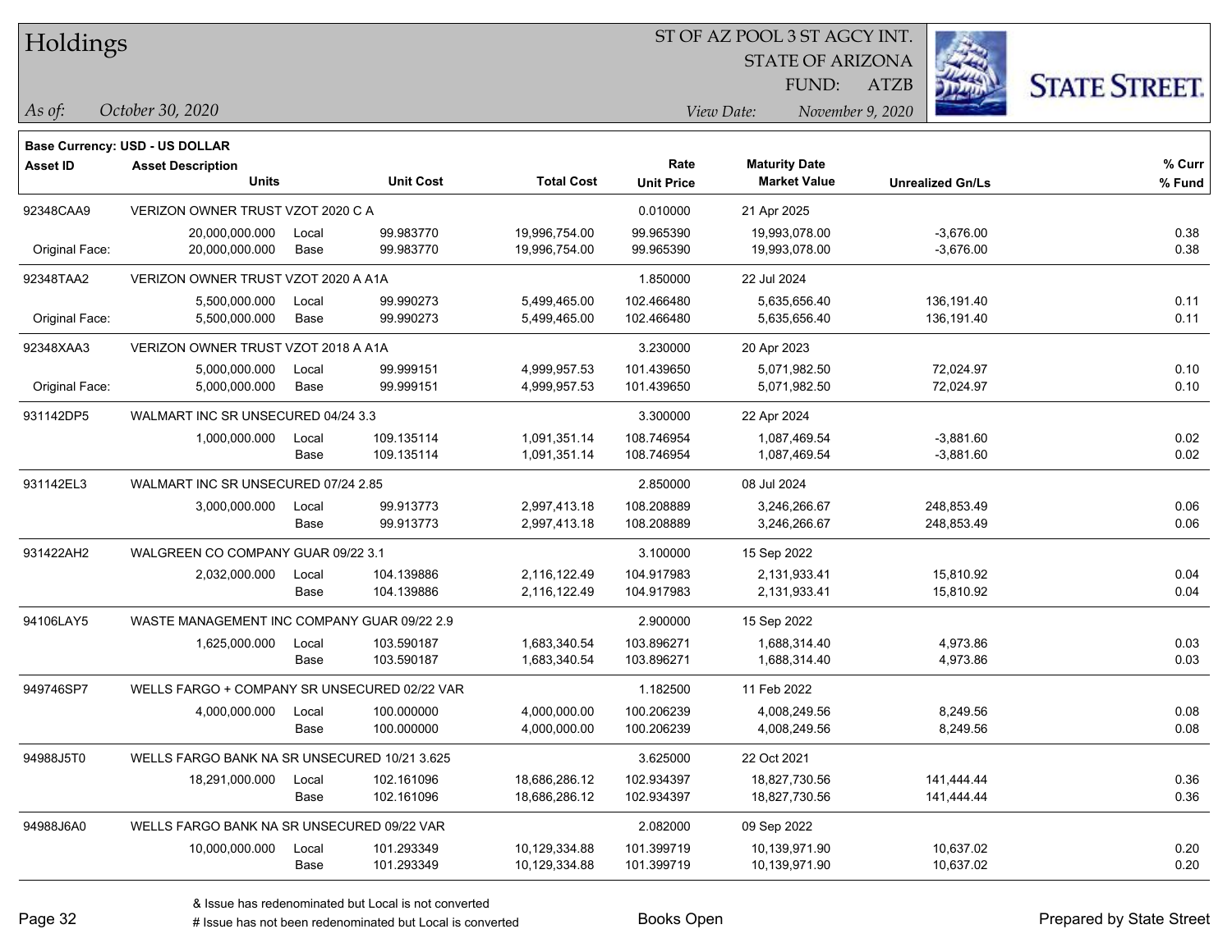# Holdings

ST OF AZ POOL 3 ST AGCY INT.
STATE OF ARIZONA
FUND: ATZB

*As of:* *October 30, 2020*
*View Date:* *November 9, 2020*

**Base Currency: USD - US DOLLAR**

| Asset ID | Asset Description Units | | Unit Cost | Total Cost | Rate Unit Price | Maturity Date Market Value | Unrealized Gn/Ls | % Curr % Fund |
|---|---|---|---|---|---|---|---|---|
| 92348CAA9 | VERIZON OWNER TRUST VZOT 2020 C A | | | | 0.010000 | 21 Apr 2025 | | |
| | 20,000,000.000 | Local | 99.983770 | 19,996,754.00 | 99.965390 | 19,993,078.00 | -3,676.00 | 0.38 |
| Original Face: | 20,000,000.000 | Base | 99.983770 | 19,996,754.00 | 99.965390 | 19,993,078.00 | -3,676.00 | 0.38 |
| 92348TAA2 | VERIZON OWNER TRUST VZOT 2020 A A1A | | | | 1.850000 | 22 Jul 2024 | | |
| | 5,500,000.000 | Local | 99.990273 | 5,499,465.00 | 102.466480 | 5,635,656.40 | 136,191.40 | 0.11 |
| Original Face: | 5,500,000.000 | Base | 99.990273 | 5,499,465.00 | 102.466480 | 5,635,656.40 | 136,191.40 | 0.11 |
| 92348XAA3 | VERIZON OWNER TRUST VZOT 2018 A A1A | | | | 3.230000 | 20 Apr 2023 | | |
| | 5,000,000.000 | Local | 99.999151 | 4,999,957.53 | 101.439650 | 5,071,982.50 | 72,024.97 | 0.10 |
| Original Face: | 5,000,000.000 | Base | 99.999151 | 4,999,957.53 | 101.439650 | 5,071,982.50 | 72,024.97 | 0.10 |
| 931142DP5 | WALMART INC SR UNSECURED 04/24 3.3 | | | | 3.300000 | 22 Apr 2024 | | |
| | 1,000,000.000 | Local | 109.135114 | 1,091,351.14 | 108.746954 | 1,087,469.54 | -3,881.60 | 0.02 |
| | | Base | 109.135114 | 1,091,351.14 | 108.746954 | 1,087,469.54 | -3,881.60 | 0.02 |
| 931142EL3 | WALMART INC SR UNSECURED 07/24 2.85 | | | | 2.850000 | 08 Jul 2024 | | |
| | 3,000,000.000 | Local | 99.913773 | 2,997,413.18 | 108.208889 | 3,246,266.67 | 248,853.49 | 0.06 |
| | | Base | 99.913773 | 2,997,413.18 | 108.208889 | 3,246,266.67 | 248,853.49 | 0.06 |
| 931422AH2 | WALGREEN CO COMPANY GUAR 09/22 3.1 | | | | 3.100000 | 15 Sep 2022 | | |
| | 2,032,000.000 | Local | 104.139886 | 2,116,122.49 | 104.917983 | 2,131,933.41 | 15,810.92 | 0.04 |
| | | Base | 104.139886 | 2,116,122.49 | 104.917983 | 2,131,933.41 | 15,810.92 | 0.04 |
| 94106LAY5 | WASTE MANAGEMENT INC COMPANY GUAR 09/22 2.9 | | | | 2.900000 | 15 Sep 2022 | | |
| | 1,625,000.000 | Local | 103.590187 | 1,683,340.54 | 103.896271 | 1,688,314.40 | 4,973.86 | 0.03 |
| | | Base | 103.590187 | 1,683,340.54 | 103.896271 | 1,688,314.40 | 4,973.86 | 0.03 |
| 949746SP7 | WELLS FARGO + COMPANY SR UNSECURED 02/22 VAR | | | | 1.182500 | 11 Feb 2022 | | |
| | 4,000,000.000 | Local | 100.000000 | 4,000,000.00 | 100.206239 | 4,008,249.56 | 8,249.56 | 0.08 |
| | | Base | 100.000000 | 4,000,000.00 | 100.206239 | 4,008,249.56 | 8,249.56 | 0.08 |
| 94988J5T0 | WELLS FARGO BANK NA SR UNSECURED 10/21 3.625 | | | | 3.625000 | 22 Oct 2021 | | |
| | 18,291,000.000 | Local | 102.161096 | 18,686,286.12 | 102.934397 | 18,827,730.56 | 141,444.44 | 0.36 |
| | | Base | 102.161096 | 18,686,286.12 | 102.934397 | 18,827,730.56 | 141,444.44 | 0.36 |
| 94988J6A0 | WELLS FARGO BANK NA SR UNSECURED 09/22 VAR | | | | 2.082000 | 09 Sep 2022 | | |
| | 10,000,000.000 | Local | 101.293349 | 10,129,334.88 | 101.399719 | 10,139,971.90 | 10,637.02 | 0.20 |
| | | Base | 101.293349 | 10,129,334.88 | 101.399719 | 10,139,971.90 | 10,637.02 | 0.20 |

& Issue has redenominated but Local is not converted
# Issue has not been redenominated but Local is converted

Books Open

Prepared by State Street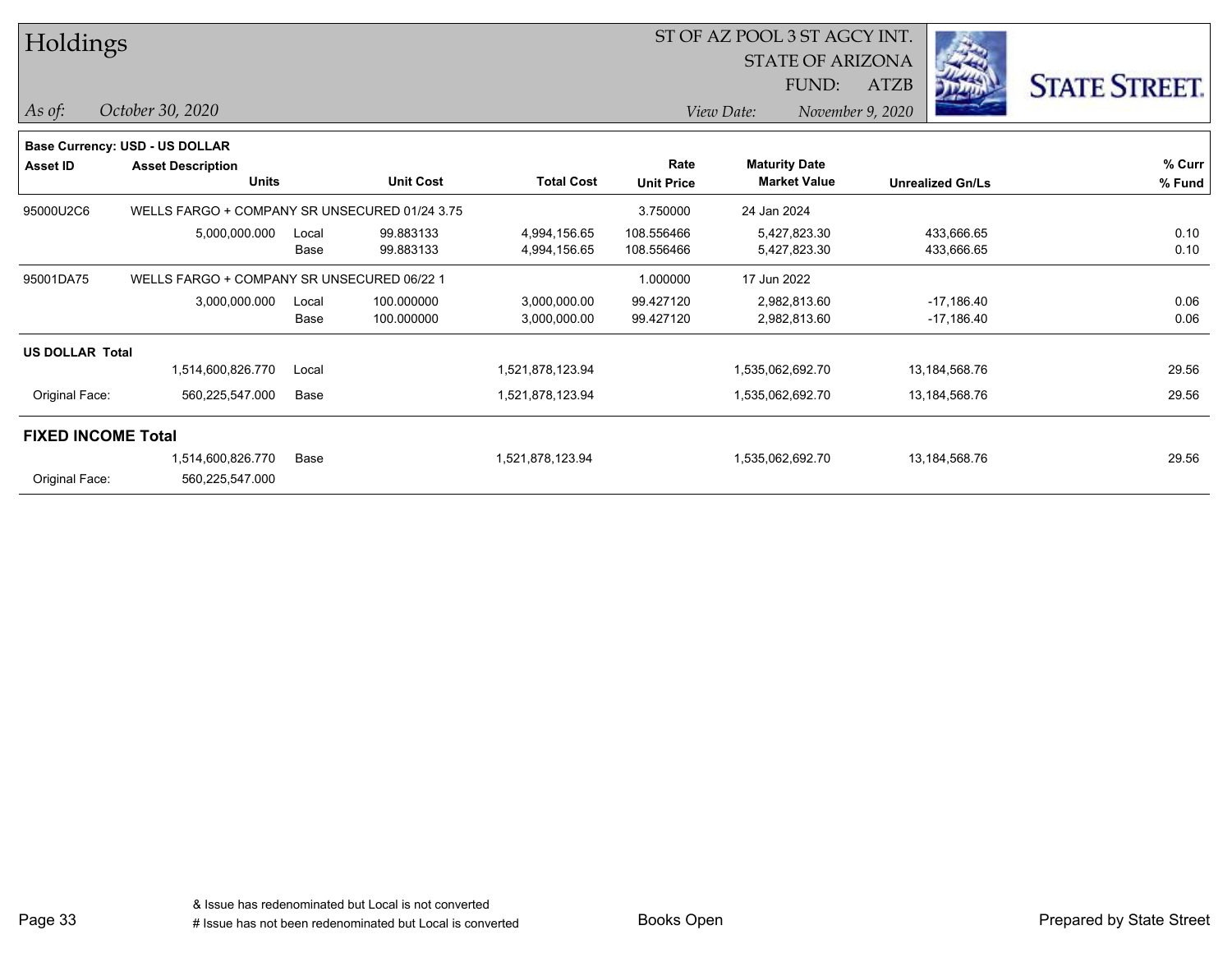# Holdings

ST OF AZ POOL 3 ST AGCY INT.
STATE OF ARIZONA
FUND: ATZB

*As of:* *October 30, 2020*

*View Date:* *November 9, 2020*

**Base Currency: USD - US DOLLAR**

| Asset ID | Asset Description / Units | | Unit Cost | Total Cost | Rate / Unit Price | Maturity Date / Market Value | Unrealized Gn/Ls | % Curr / % Fund |
|---|---|---|---|---|---|---|---|---|
| 95000U2C6 | WELLS FARGO + COMPANY SR UNSECURED 01/24 3.75 | | | | 3.750000 | 24 Jan 2024 | | |
| | 5,000,000.000 | Local | 99.883133 | 4,994,156.65 | 108.556466 | 5,427,823.30 | 433,666.65 | 0.10 |
| | | Base | 99.883133 | 4,994,156.65 | 108.556466 | 5,427,823.30 | 433,666.65 | 0.10 |
| 95001DA75 | WELLS FARGO + COMPANY SR UNSECURED 06/22 1 | | | | 1.000000 | 17 Jun 2022 | | |
| | 3,000,000.000 | Local | 100.000000 | 3,000,000.00 | 99.427120 | 2,982,813.60 | -17,186.40 | 0.06 |
| | | Base | 100.000000 | 3,000,000.00 | 99.427120 | 2,982,813.60 | -17,186.40 | 0.06 |
| **US DOLLAR Total** | | | | | | | | |
| | 1,514,600,826.770 | Local | | 1,521,878,123.94 | | 1,535,062,692.70 | 13,184,568.76 | 29.56 |
| Original Face: | 560,225,547.000 | Base | | 1,521,878,123.94 | | 1,535,062,692.70 | 13,184,568.76 | 29.56 |
| **FIXED INCOME Total** | | | | | | | | |
| | 1,514,600,826.770 | Base | | 1,521,878,123.94 | | 1,535,062,692.70 | 13,184,568.76 | 29.56 |
| Original Face: | 560,225,547.000 | | | | | | | |

& Issue has redenominated but Local is not converted
# Issue has not been redenominated but Local is converted

Books Open

Prepared by State Street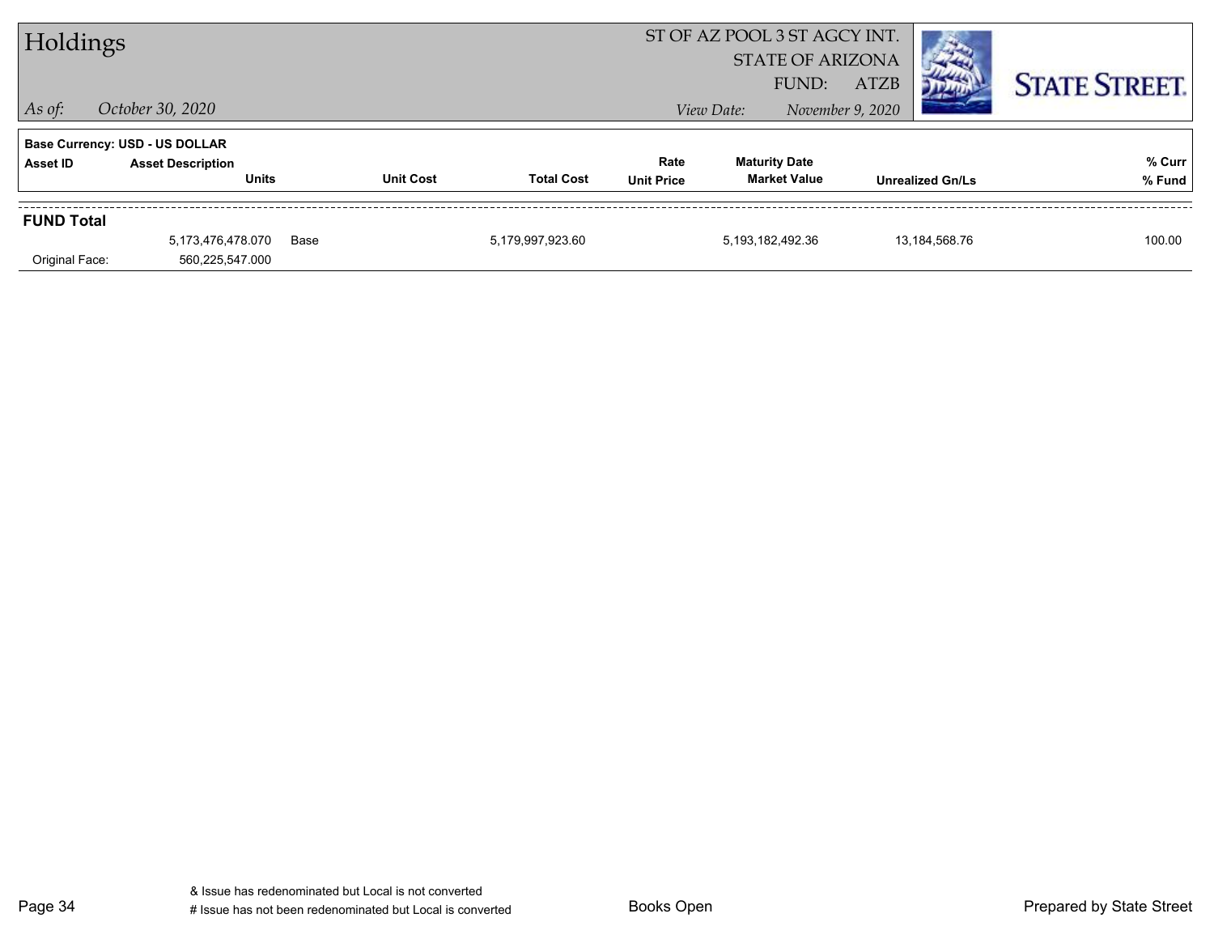# Holdings

*As of:* *October 30, 2020*

ST OF AZ POOL 3 ST AGCY INT.
STATE OF ARIZONA
FUND: ATZB
*View Date:* *November 9, 2020*

STATE STREET.

**Base Currency: USD - US DOLLAR**

| Asset ID | Asset Description / Units | Unit Cost | Total Cost | Rate / Unit Price | Maturity Date / Market Value | Unrealized Gn/Ls | % Curr / % Fund |
|---|---|---|---|---|---|---|---|
| **FUND Total** | | | | | | | |
| | 5,173,476,478.070 | Base | 5,179,997,923.60 | | 5,193,182,492.36 | 13,184,568.76 | 100.00 |
| Original Face: | 560,225,547.000 | | | | | | |

& Issue has redenominated but Local is not converted
# Issue has not been redenominated but Local is converted

Books Open

Prepared by State Street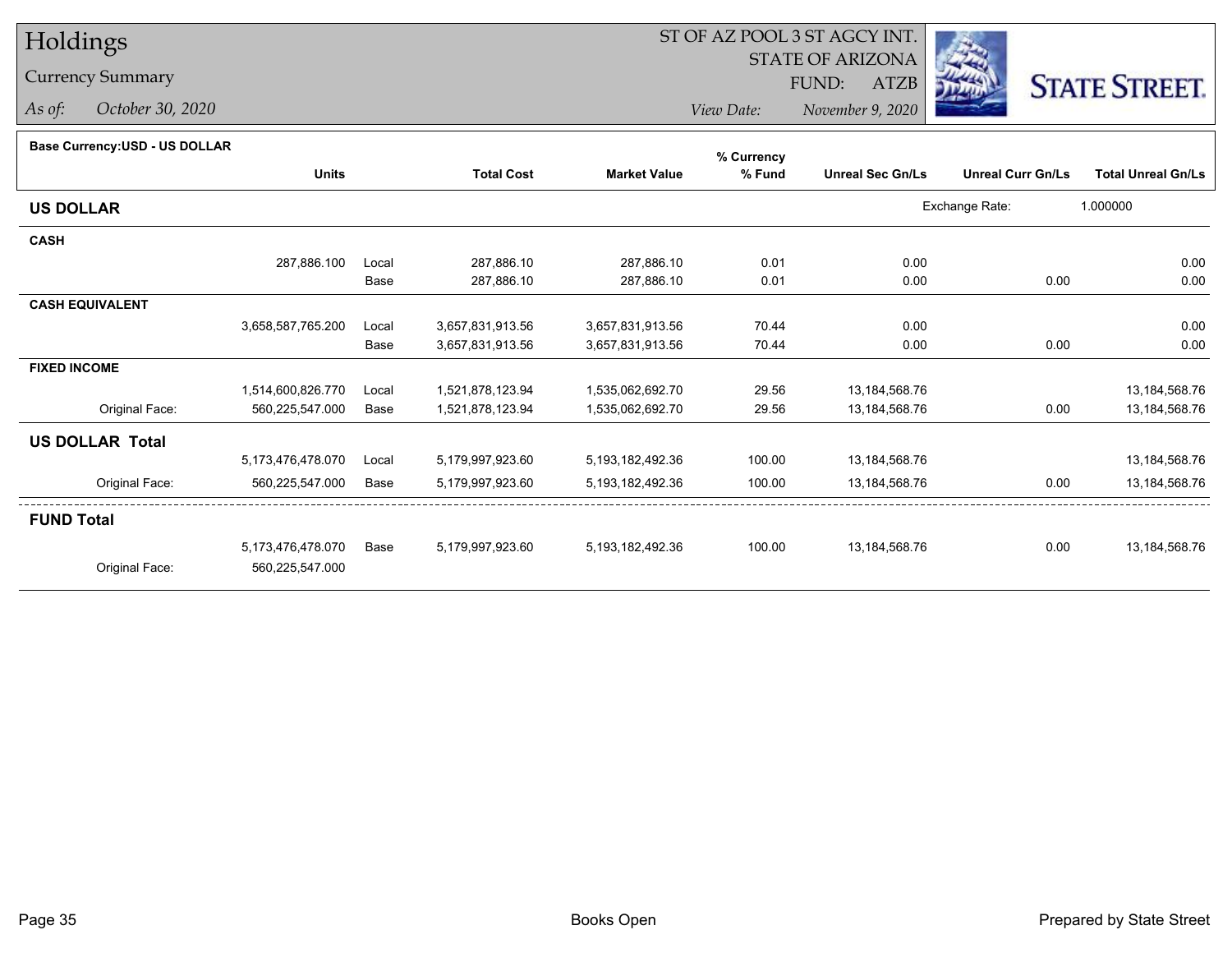# Holdings

## Currency Summary

*As of:* *October 30, 2020*

ST OF AZ POOL 3 ST AGCY INT.
STATE OF ARIZONA
FUND: ATZB
*View Date:* *November 9, 2020*

STATE STREET.

**Base Currency:USD - US DOLLAR**

| | Units | | Total Cost | Market Value | % Currency % Fund | Unreal Sec Gn/Ls | Unreal Curr Gn/Ls | Total Unreal Gn/Ls |
|---|---|---|---|---|---|---|---|---|
| **US DOLLAR** | | | | | | Exchange Rate: | 1.000000 | |
| **CASH** | | | | | | | | |
| | 287,886.100 | Local | 287,886.10 | 287,886.10 | 0.01 | 0.00 | | 0.00 |
| | | Base | 287,886.10 | 287,886.10 | 0.01 | 0.00 | 0.00 | 0.00 |
| **CASH EQUIVALENT** | | | | | | | | |
| | 3,658,587,765.200 | Local | 3,657,831,913.56 | 3,657,831,913.56 | 70.44 | 0.00 | | 0.00 |
| | | Base | 3,657,831,913.56 | 3,657,831,913.56 | 70.44 | 0.00 | 0.00 | 0.00 |
| **FIXED INCOME** | | | | | | | | |
| | 1,514,600,826.770 | Local | 1,521,878,123.94 | 1,535,062,692.70 | 29.56 | 13,184,568.76 | | 13,184,568.76 |
| Original Face: | 560,225,547.000 | Base | 1,521,878,123.94 | 1,535,062,692.70 | 29.56 | 13,184,568.76 | 0.00 | 13,184,568.76 |
| **US DOLLAR Total** | | | | | | | | |
| | 5,173,476,478.070 | Local | 5,179,997,923.60 | 5,193,182,492.36 | 100.00 | 13,184,568.76 | | 13,184,568.76 |
| Original Face: | 560,225,547.000 | Base | 5,179,997,923.60 | 5,193,182,492.36 | 100.00 | 13,184,568.76 | 0.00 | 13,184,568.76 |
| **FUND Total** | | | | | | | | |
| | 5,173,476,478.070 | Base | 5,179,997,923.60 | 5,193,182,492.36 | 100.00 | 13,184,568.76 | 0.00 | 13,184,568.76 |
| Original Face: | 560,225,547.000 | | | | | | | |

Books Open

Prepared by State Street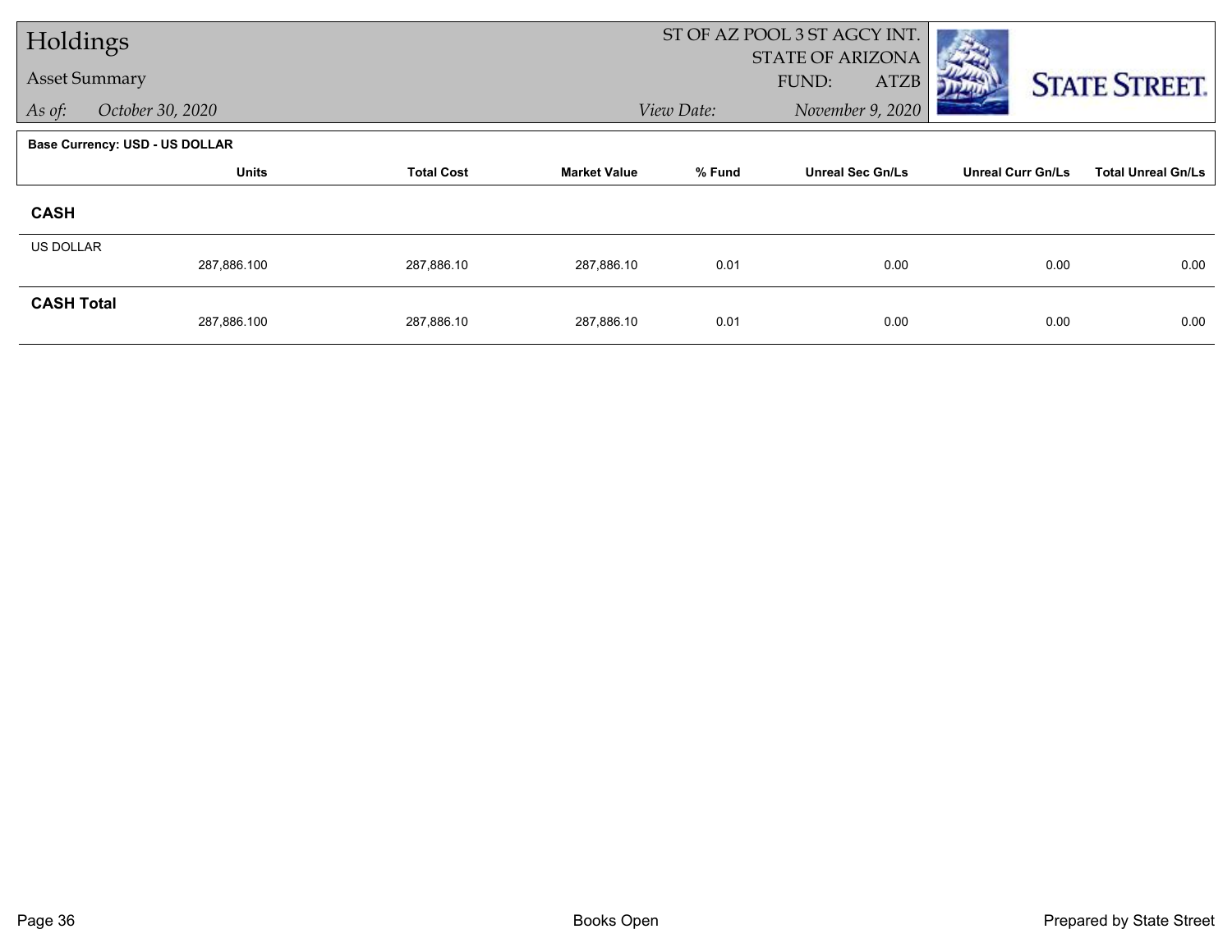# Holdings

## Asset Summary

*As of:* *October 30, 2020*

ST OF AZ POOL 3 ST AGCY INT.
STATE OF ARIZONA
FUND: ATZB

*View Date:* *November 9, 2020*

**Base Currency: USD - US DOLLAR**

| | Units | Total Cost | Market Value | % Fund | Unreal Sec Gn/Ls | Unreal Curr Gn/Ls | Total Unreal Gn/Ls |
|---|---|---|---|---|---|---|---|
| **CASH** | | | | | | | |
| US DOLLAR | 287,886.100 | 287,886.10 | 287,886.10 | 0.01 | 0.00 | 0.00 | 0.00 |
| **CASH Total** | 287,886.100 | 287,886.10 | 287,886.10 | 0.01 | 0.00 | 0.00 | 0.00 |

Books Open

Prepared by State Street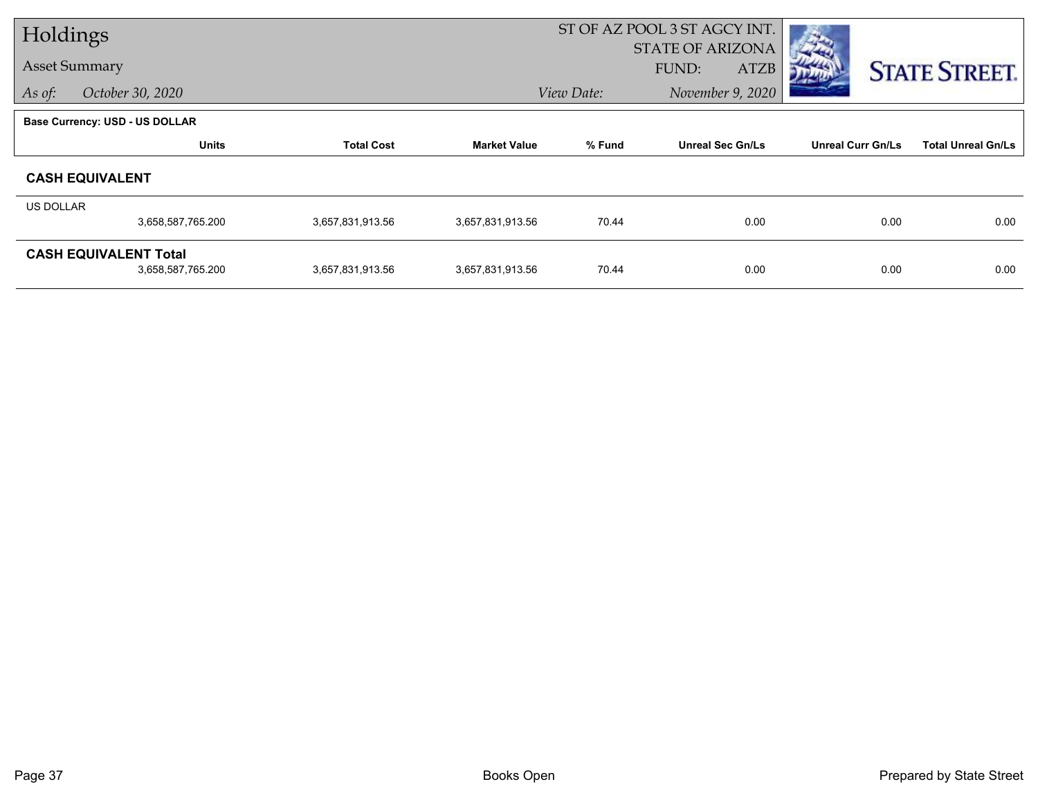# Holdings

## Asset Summary

*As of:* *October 30, 2020*

ST OF AZ POOL 3 ST AGCY INT.
STATE OF ARIZONA
FUND: ATZB

*View Date:* *November 9, 2020*

STATE STREET.

**Base Currency: USD - US DOLLAR**

| | Units | Total Cost | Market Value | % Fund | Unreal Sec Gn/Ls | Unreal Curr Gn/Ls | Total Unreal Gn/Ls |
|---|---|---|---|---|---|---|---|
| **CASH EQUIVALENT** | | | | | | | |
| US DOLLAR | 3,658,587,765.200 | 3,657,831,913.56 | 3,657,831,913.56 | 70.44 | 0.00 | 0.00 | 0.00 |
| **CASH EQUIVALENT Total** | 3,658,587,765.200 | 3,657,831,913.56 | 3,657,831,913.56 | 70.44 | 0.00 | 0.00 | 0.00 |

Books Open

Prepared by State Street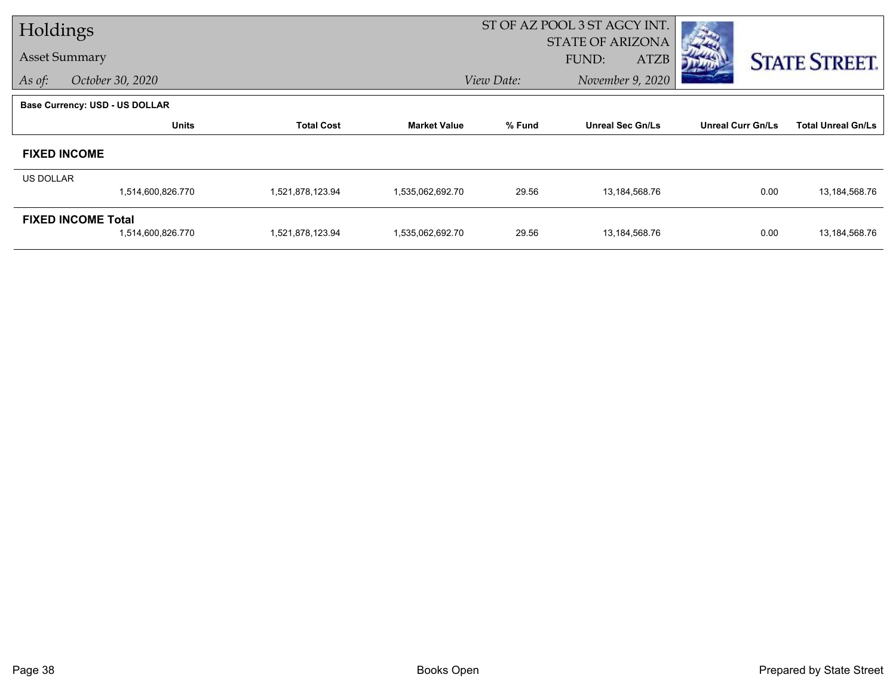# Holdings

## Asset Summary

*As of:* *October 30, 2020*

ST OF AZ POOL 3 ST AGCY INT.
STATE OF ARIZONA
FUND: ATZB

*View Date:* *November 9, 2020*

STATE STREET.

**Base Currency: USD - US DOLLAR**

| | Units | Total Cost | Market Value | % Fund | Unreal Sec Gn/Ls | Unreal Curr Gn/Ls | Total Unreal Gn/Ls |
|---|---|---|---|---|---|---|---|
| **FIXED INCOME** | | | | | | | |
| US DOLLAR | 1,514,600,826.770 | 1,521,878,123.94 | 1,535,062,692.70 | 29.56 | 13,184,568.76 | 0.00 | 13,184,568.76 |
| **FIXED INCOME Total** | 1,514,600,826.770 | 1,521,878,123.94 | 1,535,062,692.70 | 29.56 | 13,184,568.76 | 0.00 | 13,184,568.76 |

Books Open

Prepared by State Street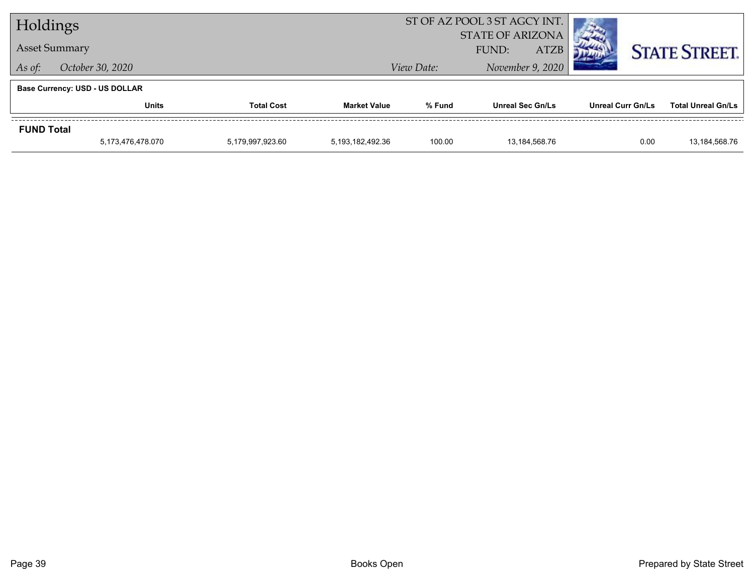# Holdings

## Asset Summary

*As of:* *October 30, 2020*

ST OF AZ POOL 3 ST AGCY INT.
STATE OF ARIZONA
FUND: ATZB

*View Date:* *November 9, 2020*

STATE STREET.

**Base Currency: USD - US DOLLAR**

| | Units | Total Cost | Market Value | % Fund | Unreal Sec Gn/Ls | Unreal Curr Gn/Ls | Total Unreal Gn/Ls |
|---|---|---|---|---|---|---|---|
| **FUND Total** | | | | | | | |
| | 5,173,476,478.070 | 5,179,997,923.60 | 5,193,182,492.36 | 100.00 | 13,184,568.76 | 0.00 | 13,184,568.76 |

Books Open

Prepared by State Street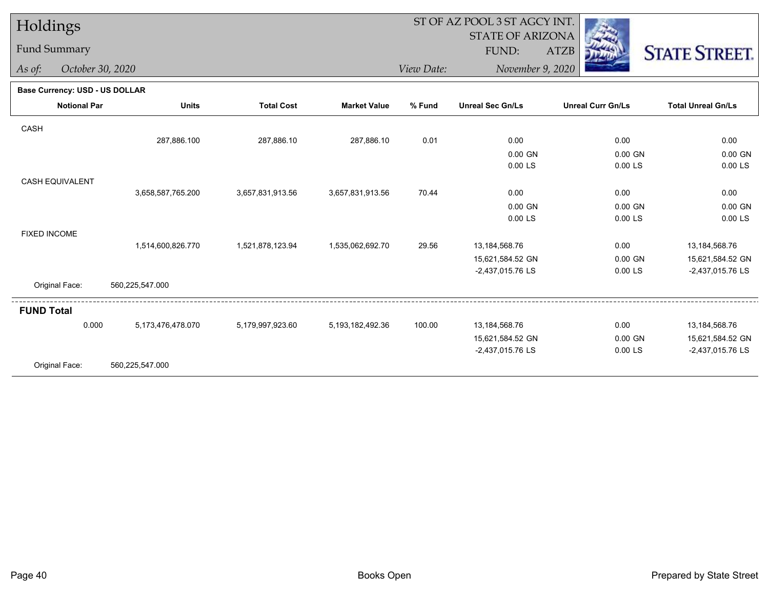# Holdings

Fund Summary

*As of:* *October 30, 2020*

ST OF AZ POOL 3 ST AGCY INT.
STATE OF ARIZONA
FUND: ATZB

*View Date:* *November 9, 2020*

STATE STREET.

**Base Currency: USD - US DOLLAR**

| Notional Par | Units | Total Cost | Market Value | % Fund | Unreal Sec Gn/Ls | Unreal Curr Gn/Ls | Total Unreal Gn/Ls |
|---|---|---|---|---|---|---|---|
| CASH | | | | | | | |
| | 287,886.100 | 287,886.10 | 287,886.10 | 0.01 | 0.00 | 0.00 | 0.00 |
| | | | | | 0.00 GN | 0.00 GN | 0.00 GN |
| | | | | | 0.00 LS | 0.00 LS | 0.00 LS |
| CASH EQUIVALENT | | | | | | | |
| | 3,658,587,765.200 | 3,657,831,913.56 | 3,657,831,913.56 | 70.44 | 0.00 | 0.00 | 0.00 |
| | | | | | 0.00 GN | 0.00 GN | 0.00 GN |
| | | | | | 0.00 LS | 0.00 LS | 0.00 LS |
| FIXED INCOME | | | | | | | |
| | 1,514,600,826.770 | 1,521,878,123.94 | 1,535,062,692.70 | 29.56 | 13,184,568.76 | 0.00 | 13,184,568.76 |
| | | | | | 15,621,584.52 GN | 0.00 GN | 15,621,584.52 GN |
| | | | | | -2,437,015.76 LS | 0.00 LS | -2,437,015.76 LS |
| Original Face: | 560,225,547.000 | | | | | | |
| **FUND Total** | | | | | | | |
| 0.000 | 5,173,476,478.070 | 5,179,997,923.60 | 5,193,182,492.36 | 100.00 | 13,184,568.76 | 0.00 | 13,184,568.76 |
| | | | | | 15,621,584.52 GN | 0.00 GN | 15,621,584.52 GN |
| | | | | | -2,437,015.76 LS | 0.00 LS | -2,437,015.76 LS |
| Original Face: | 560,225,547.000 | | | | | | |

Books Open

Prepared by State Street